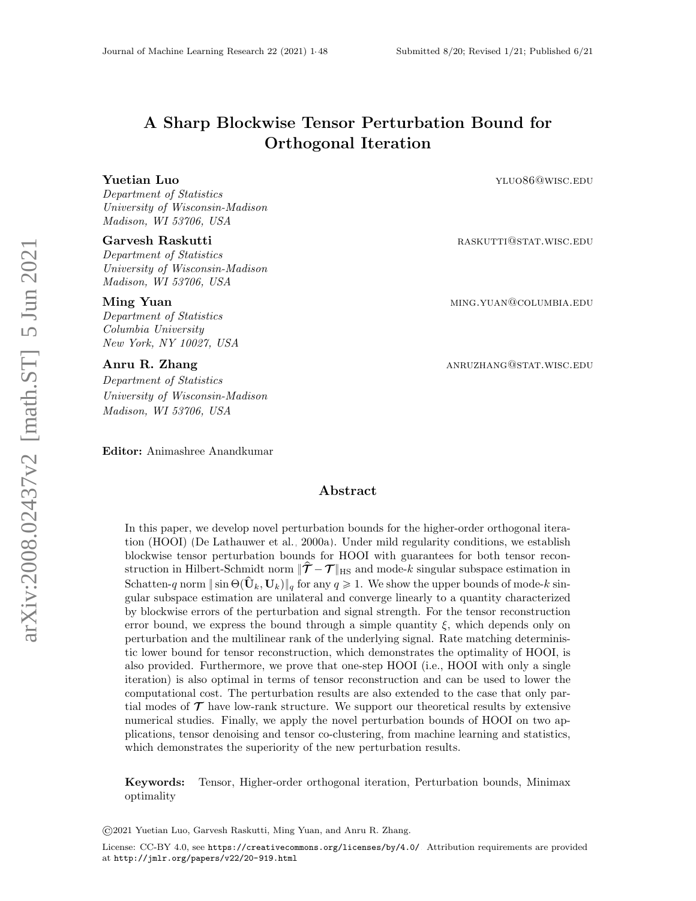# A Sharp Blockwise Tensor Perturbation Bound for Orthogonal Iteration

**Yuetian Luo** ylu86@wisc.edu
*Department of Statistics*
*University of Wisconsin-Madison*
*Madison, WI 53706, USA*

**Garvesh Raskutti** raskutti@stat.wisc.edu
*Department of Statistics*
*University of Wisconsin-Madison*
*Madison, WI 53706, USA*

**Ming Yuan** ming.yuan@columbia.edu
*Department of Statistics*
*Columbia University*
*New York, NY 10027, USA*

**Anru R. Zhang** anruzhang@stat.wisc.edu
*Department of Statistics*
*University of Wisconsin-Madison*
*Madison, WI 53706, USA*

**Editor:** Animashree Anandkumar

## Abstract

In this paper, we develop novel perturbation bounds for the higher-order orthogonal iteration (HOOI) (De Lathauwer et al., 2000a). Under mild regularity conditions, we establish blockwise tensor perturbation bounds for HOOI with guarantees for both tensor reconstruction in Hilbert-Schmidt norm $\|\widehat{\boldsymbol{\mathcal{T}}} - \boldsymbol{\mathcal{T}}\|_{\rm HS}$ and mode-$k$ singular subspace estimation in Schatten-$q$ norm $\|\sin\Theta(\widehat{\mathbf{U}}_k, \mathbf{U}_k)\|_q$ for any $q \geqslant 1$. We show the upper bounds of mode-$k$ singular subspace estimation are unilateral and converge linearly to a quantity characterized by blockwise errors of the perturbation and signal strength. For the tensor reconstruction error bound, we express the bound through a simple quantity $\xi$, which depends only on perturbation and the multilinear rank of the underlying signal. Rate matching deterministic lower bound for tensor reconstruction, which demonstrates the optimality of HOOI, is also provided. Furthermore, we prove that one-step HOOI (i.e., HOOI with only a single iteration) is also optimal in terms of tensor reconstruction and can be used to lower the computational cost. The perturbation results are also extended to the case that only partial modes of $\boldsymbol{\mathcal{T}}$ have low-rank structure. We support our theoretical results by extensive numerical studies. Finally, we apply the novel perturbation bounds of HOOI on two applications, tensor denoising and tensor co-clustering, from machine learning and statistics, which demonstrates the superiority of the new perturbation results.

**Keywords:** Tensor, Higher-order orthogonal iteration, Perturbation bounds, Minimax optimality

©2021 Yuetian Luo, Garvesh Raskutti, Ming Yuan, and Anru R. Zhang.

License: CC-BY 4.0, see https://creativecommons.org/licenses/by/4.0/. Attribution requirements are provided at http://jmlr.org/papers/v22/20-919.html.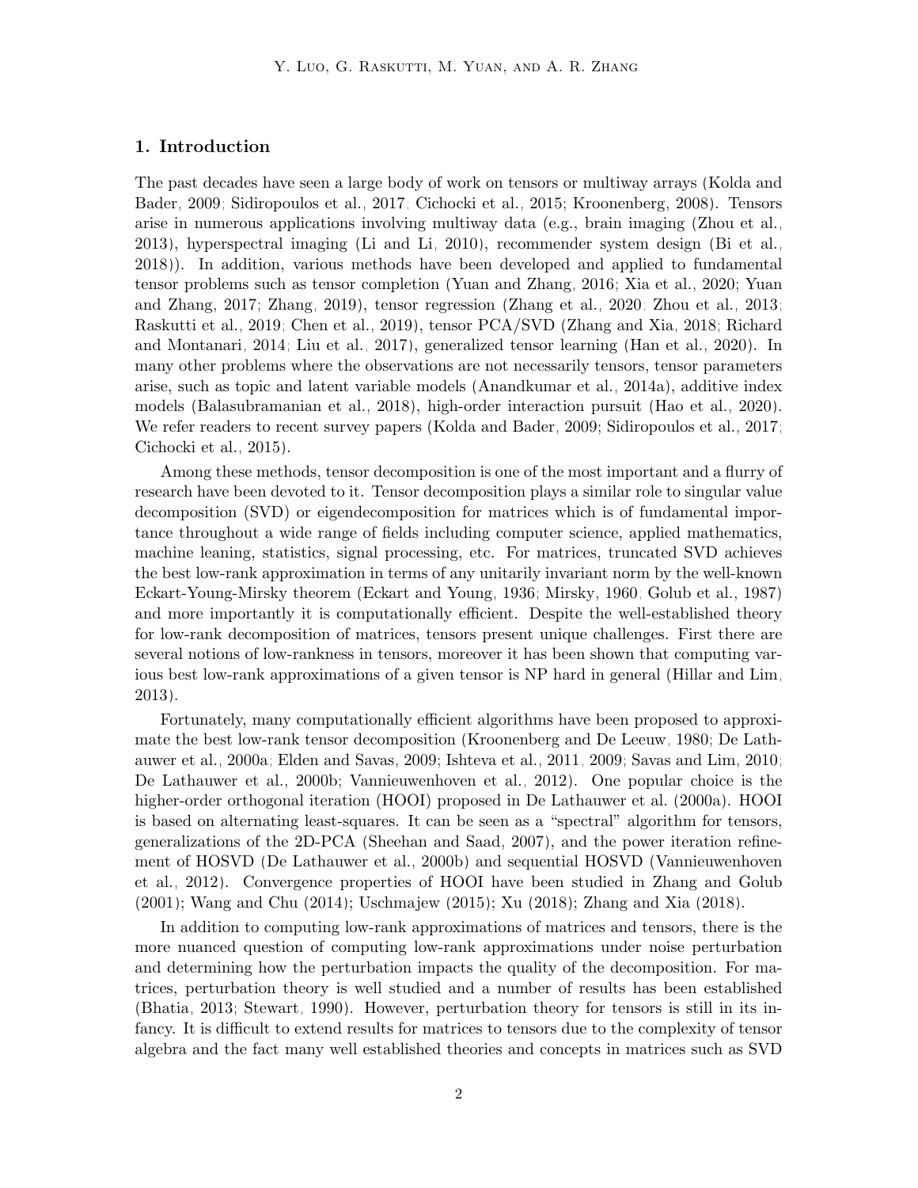## 1. Introduction

The past decades have seen a large body of work on tensors or multiway arrays (Kolda and Bader, 2009; Sidiropoulos et al., 2017; Cichocki et al., 2015; Kroonenberg, 2008). Tensors arise in numerous applications involving multiway data (e.g., brain imaging (Zhou et al., 2013), hyperspectral imaging (Li and Li, 2010), recommender system design (Bi et al., 2018)). In addition, various methods have been developed and applied to fundamental tensor problems such as tensor completion (Yuan and Zhang, 2016; Xia et al., 2020; Yuan and Zhang, 2017; Zhang, 2019), tensor regression (Zhang et al., 2020; Zhou et al., 2013; Raskutti et al., 2019; Chen et al., 2019), tensor PCA/SVD (Zhang and Xia, 2018; Richard and Montanari, 2014; Liu et al., 2017), generalized tensor learning (Han et al., 2020). In many other problems where the observations are not necessarily tensors, tensor parameters arise, such as topic and latent variable models (Anandkumar et al., 2014a), additive index models (Balasubramanian et al., 2018), high-order interaction pursuit (Hao et al., 2020). We refer readers to recent survey papers (Kolda and Bader, 2009; Sidiropoulos et al., 2017; Cichocki et al., 2015).

Among these methods, tensor decomposition is one of the most important and a flurry of research have been devoted to it. Tensor decomposition plays a similar role to singular value decomposition (SVD) or eigendecomposition for matrices which is of fundamental importance throughout a wide range of fields including computer science, applied mathematics, machine leaning, statistics, signal processing, etc. For matrices, truncated SVD achieves the best low-rank approximation in terms of any unitarily invariant norm by the well-known Eckart-Young-Mirsky theorem (Eckart and Young, 1936; Mirsky, 1960; Golub et al., 1987) and more importantly it is computationally efficient. Despite the well-established theory for low-rank decomposition of matrices, tensors present unique challenges. First there are several notions of low-rankness in tensors, moreover it has been shown that computing various best low-rank approximations of a given tensor is NP hard in general (Hillar and Lim, 2013).

Fortunately, many computationally efficient algorithms have been proposed to approximate the best low-rank tensor decomposition (Kroonenberg and De Leeuw, 1980; De Lathauwer et al., 2000a; Elden and Savas, 2009; Ishteva et al., 2011, 2009; Savas and Lim, 2010; De Lathauwer et al., 2000b; Vannieuwenhoven et al., 2012). One popular choice is the higher-order orthogonal iteration (HOOI) proposed in De Lathauwer et al. (2000a). HOOI is based on alternating least-squares. It can be seen as a "spectral" algorithm for tensors, generalizations of the 2D-PCA (Sheehan and Saad, 2007), and the power iteration refinement of HOSVD (De Lathauwer et al., 2000b) and sequential HOSVD (Vannieuwenhoven et al., 2012). Convergence properties of HOOI have been studied in Zhang and Golub (2001); Wang and Chu (2014); Uschmajew (2015); Xu (2018); Zhang and Xia (2018).

In addition to computing low-rank approximations of matrices and tensors, there is the more nuanced question of computing low-rank approximations under noise perturbation and determining how the perturbation impacts the quality of the decomposition. For matrices, perturbation theory is well studied and a number of results has been established (Bhatia, 2013; Stewart, 1990). However, perturbation theory for tensors is still in its infancy. It is difficult to extend results for matrices to tensors due to the complexity of tensor algebra and the fact many well established theories and concepts in matrices such as SVD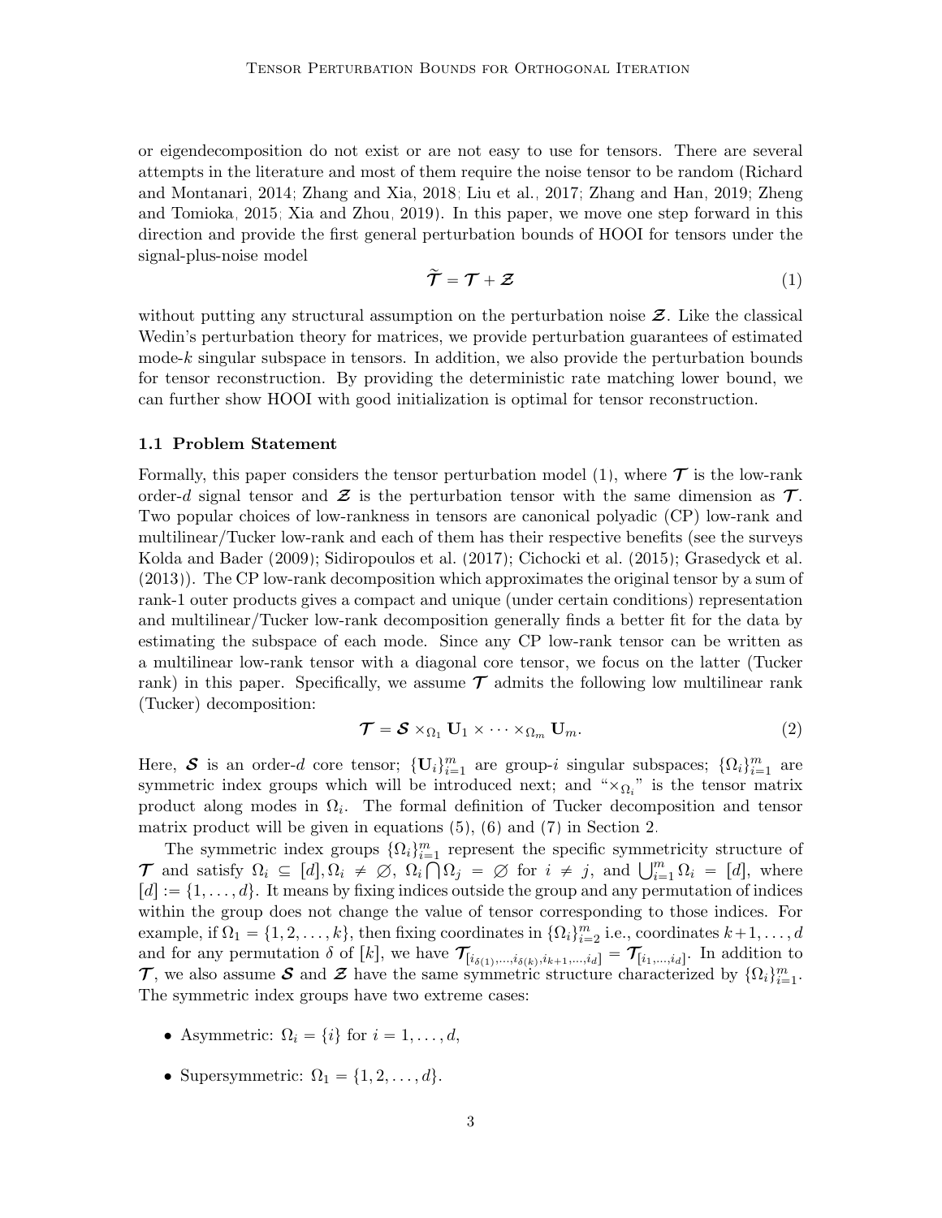or eigendecomposition do not exist or are not easy to use for tensors. There are several attempts in the literature and most of them require the noise tensor to be random (Richard and Montanari, 2014; Zhang and Xia, 2018; Liu et al., 2017; Zhang and Han, 2019; Zheng and Tomioka, 2015; Xia and Zhou, 2019). In this paper, we move one step forward in this direction and provide the first general perturbation bounds of HOOI for tensors under the signal-plus-noise model

$$\widetilde{\boldsymbol{\mathcal{T}}} = \boldsymbol{\mathcal{T}} + \boldsymbol{\mathcal{Z}} \tag{1}$$

without putting any structural assumption on the perturbation noise $\boldsymbol{\mathcal{Z}}$. Like the classical Wedin's perturbation theory for matrices, we provide perturbation guarantees of estimated mode-$k$ singular subspace in tensors. In addition, we also provide the perturbation bounds for tensor reconstruction. By providing the deterministic rate matching lower bound, we can further show HOOI with good initialization is optimal for tensor reconstruction.

### 1.1 Problem Statement

Formally, this paper considers the tensor perturbation model (1), where $\boldsymbol{\mathcal{T}}$ is the low-rank order-$d$ signal tensor and $\boldsymbol{\mathcal{Z}}$ is the perturbation tensor with the same dimension as $\boldsymbol{\mathcal{T}}$. Two popular choices of low-rankness in tensors are canonical polyadic (CP) low-rank and multilinear/Tucker low-rank and each of them has their respective benefits (see the surveys Kolda and Bader (2009); Sidiropoulos et al. (2017); Cichocki et al. (2015); Grasedyck et al. (2013)). The CP low-rank decomposition which approximates the original tensor by a sum of rank-1 outer products gives a compact and unique (under certain conditions) representation and multilinear/Tucker low-rank decomposition generally finds a better fit for the data by estimating the subspace of each mode. Since any CP low-rank tensor can be written as a multilinear low-rank tensor with a diagonal core tensor, we focus on the latter (Tucker rank) in this paper. Specifically, we assume $\boldsymbol{\mathcal{T}}$ admits the following low multilinear rank (Tucker) decomposition:

$$\boldsymbol{\mathcal{T}} = \boldsymbol{\mathcal{S}} \times_{\Omega_1} \mathbf{U}_1 \times \cdots \times_{\Omega_m} \mathbf{U}_m. \tag{2}$$

Here, $\boldsymbol{\mathcal{S}}$ is an order-$d$ core tensor; $\{\mathbf{U}_i\}_{i=1}^m$ are group-$i$ singular subspaces; $\{\Omega_i\}_{i=1}^m$ are symmetric index groups which will be introduced next; and "$\times_{\Omega_i}$" is the tensor matrix product along modes in $\Omega_i$. The formal definition of Tucker decomposition and tensor matrix product will be given in equations (5), (6) and (7) in Section 2.

The symmetric index groups $\{\Omega_i\}_{i=1}^m$ represent the specific symmetricity structure of $\boldsymbol{\mathcal{T}}$ and satisfy $\Omega_i \subseteq [d], \Omega_i \neq \varnothing$, $\Omega_i \bigcap \Omega_j = \varnothing$ for $i \neq j$, and $\bigcup_{i=1}^m \Omega_i = [d]$, where $[d] := \{1, \ldots, d\}$. It means by fixing indices outside the group and any permutation of indices within the group does not change the value of tensor corresponding to those indices. For example, if $\Omega_1 = \{1, 2, \ldots, k\}$, then fixing coordinates in $\{\Omega_i\}_{i=2}^m$ i.e., coordinates $k+1, \ldots, d$ and for any permutation $\delta$ of $[k]$, we have $\boldsymbol{\mathcal{T}}_{[i_{\delta(1)}, \ldots, i_{\delta(k)}, i_{k+1}, \ldots, i_d]} = \boldsymbol{\mathcal{T}}_{[i_1, \ldots, i_d]}$. In addition to $\boldsymbol{\mathcal{T}}$, we also assume $\boldsymbol{\mathcal{S}}$ and $\boldsymbol{\mathcal{Z}}$ have the same symmetric structure characterized by $\{\Omega_i\}_{i=1}^m$. The symmetric index groups have two extreme cases:

- Asymmetric: $\Omega_i = \{i\}$ for $i = 1, \ldots, d$,
- Supersymmetric: $\Omega_1 = \{1, 2, \ldots, d\}$.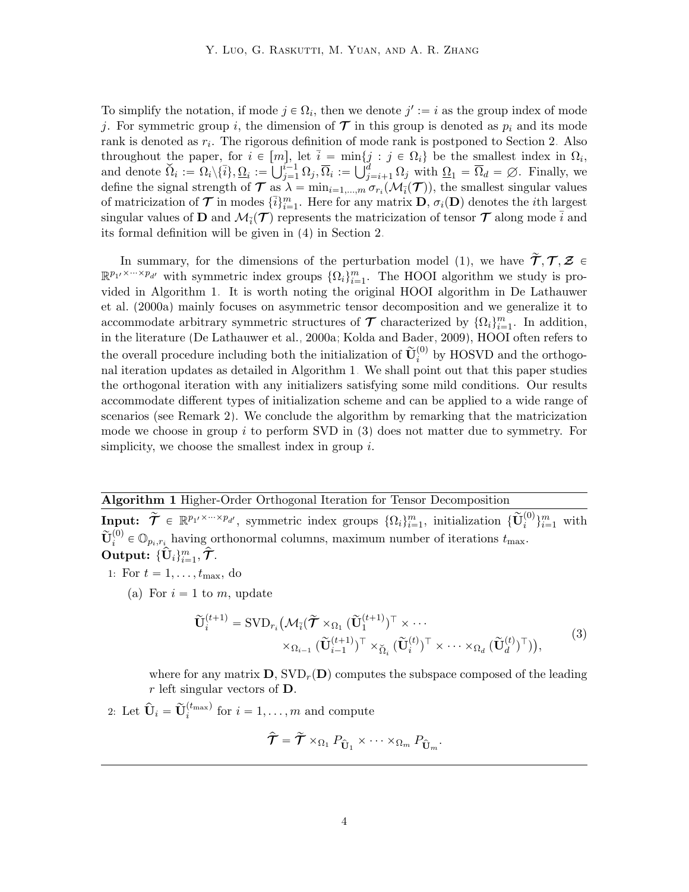To simplify the notation, if mode $j \in \Omega_i$, then we denote $j' := i$ as the group index of mode $j$. For symmetric group $i$, the dimension of $\boldsymbol{\mathcal{T}}$ in this group is denoted as $p_i$ and its mode rank is denoted as $r_i$. The rigorous definition of mode rank is postponed to Section 2. Also throughout the paper, for $i \in [m]$, let $\bar{i} = \min\{j : j \in \Omega_i\}$ be the smallest index in $\Omega_i$, and denote $\breve{\Omega}_i := \Omega_i \backslash \{\bar{i}\}, \underline{\Omega}_i := \bigcup_{j=1}^{i-1} \Omega_j, \overline{\Omega}_i := \bigcup_{j=i+1}^{d} \Omega_j$ with $\underline{\Omega}_1 = \overline{\Omega}_d = \varnothing$. Finally, we define the signal strength of $\boldsymbol{\mathcal{T}}$ as $\lambda = \min_{i=1,\ldots,m} \sigma_{r_i}(\mathcal{M}_{\bar{i}}(\boldsymbol{\mathcal{T}}))$, the smallest singular values of matricization of $\boldsymbol{\mathcal{T}}$ in modes $\{\bar{i}\}_{i=1}^m$. Here for any matrix $\mathbf{D}$, $\sigma_i(\mathbf{D})$ denotes the $i$th largest singular values of $\mathbf{D}$ and $\mathcal{M}_{\bar{i}}(\boldsymbol{\mathcal{T}})$ represents the matricization of tensor $\boldsymbol{\mathcal{T}}$ along mode $\bar{i}$ and its formal definition will be given in (4) in Section 2.

In summary, for the dimensions of the perturbation model (1), we have $\widetilde{\boldsymbol{\mathcal{T}}}, \boldsymbol{\mathcal{T}}, \boldsymbol{\mathcal{Z}} \in \mathbb{R}^{p_{1'} \times \cdots \times p_{d'}}$ with symmetric index groups $\{\Omega_i\}_{i=1}^m$. The HOOI algorithm we study is provided in Algorithm 1. It is worth noting the original HOOI algorithm in De Lathauwer et al. (2000a) mainly focuses on asymmetric tensor decomposition and we generalize it to accommodate arbitrary symmetric structures of $\boldsymbol{\mathcal{T}}$ characterized by $\{\Omega_i\}_{i=1}^m$. In addition, in the literature (De Lathauwer et al., 2000a; Kolda and Bader, 2009), HOOI often refers to the overall procedure including both the initialization of $\widetilde{\mathbf{U}}_i^{(0)}$ by HOSVD and the orthogonal iteration updates as detailed in Algorithm 1. We shall point out that this paper studies the orthogonal iteration with any initializers satisfying some mild conditions. Our results accommodate different types of initialization scheme and can be applied to a wide range of scenarios (see Remark 2). We conclude the algorithm by remarking that the matricization mode we choose in group $i$ to perform SVD in (3) does not matter due to symmetry. For simplicity, we choose the smallest index in group $i$.

---

**Algorithm 1** Higher-Order Orthogonal Iteration for Tensor Decomposition

---

**Input:** $\widetilde{\boldsymbol{\mathcal{T}}} \in \mathbb{R}^{p_{1'} \times \cdots \times p_{d'}}$, symmetric index groups $\{\Omega_i\}_{i=1}^m$, initialization $\{\widetilde{\mathbf{U}}_i^{(0)}\}_{i=1}^m$ with $\widetilde{\mathbf{U}}_i^{(0)} \in \mathbb{O}_{p_i, r_i}$ having orthonormal columns, maximum number of iterations $t_{\max}$.
**Output:** $\{\widehat{\mathbf{U}}_i\}_{i=1}^m, \widehat{\boldsymbol{\mathcal{T}}}$.

1: For $t = 1, \ldots, t_{\max}$, do

   (a) For $i = 1$ to $m$, update

$$
\begin{aligned}
\widetilde{\mathbf{U}}_i^{(t+1)} = \mathrm{SVD}_{r_i}\big(\mathcal{M}_{\bar{i}}(\widetilde{\boldsymbol{\mathcal{T}}} \times_{\Omega_1} (\widetilde{\mathbf{U}}_1^{(t+1)})^\top \times \cdots \\
\times_{\Omega_{i-1}} (\widetilde{\mathbf{U}}_{i-1}^{(t+1)})^\top \times_{\breve{\Omega}_i} (\widetilde{\mathbf{U}}_i^{(t)})^\top \times \cdots \times_{\Omega_d} (\widetilde{\mathbf{U}}_d^{(t)})^\top)\big),
\end{aligned} \tag{3}
$$

   where for any matrix $\mathbf{D}$, $\mathrm{SVD}_r(\mathbf{D})$ computes the subspace composed of the leading $r$ left singular vectors of $\mathbf{D}$.

2: Let $\widehat{\mathbf{U}}_i = \widetilde{\mathbf{U}}_i^{(t_{\max})}$ for $i = 1, \ldots, m$ and compute

$$
\widehat{\boldsymbol{\mathcal{T}}} = \widetilde{\boldsymbol{\mathcal{T}}} \times_{\Omega_1} P_{\widehat{\mathbf{U}}_1} \times \cdots \times_{\Omega_m} P_{\widehat{\mathbf{U}}_m}.
$$

---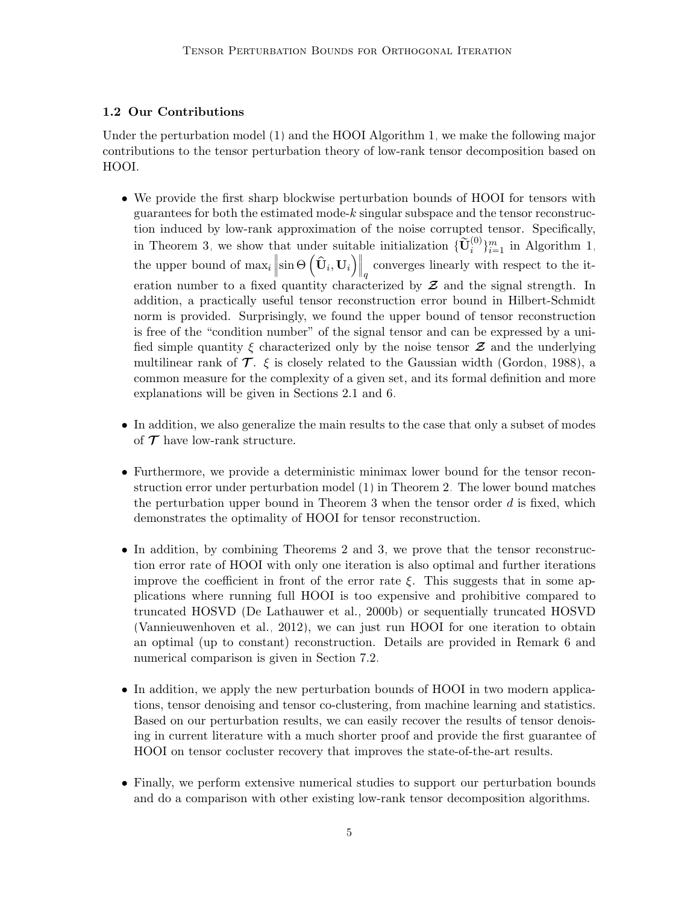### 1.2 Our Contributions

Under the perturbation model (1) and the HOOI Algorithm 1, we make the following major contributions to the tensor perturbation theory of low-rank tensor decomposition based on HOOI.

- We provide the first sharp blockwise perturbation bounds of HOOI for tensors with guarantees for both the estimated mode-$k$ singular subspace and the tensor reconstruction induced by low-rank approximation of the noise corrupted tensor. Specifically, in Theorem 3, we show that under suitable initialization $\{\widetilde{\mathbf{U}}_i^{(0)}\}_{i=1}^m$ in Algorithm 1, the upper bound of $\max_i \left\|\sin\Theta\left(\widehat{\mathbf{U}}_i, \mathbf{U}_i\right)\right\|_q$ converges linearly with respect to the iteration number to a fixed quantity characterized by $\boldsymbol{\mathcal{Z}}$ and the signal strength. In addition, a practically useful tensor reconstruction error bound in Hilbert-Schmidt norm is provided. Surprisingly, we found the upper bound of tensor reconstruction is free of the "condition number" of the signal tensor and can be expressed by a unified simple quantity $\xi$ characterized only by the noise tensor $\boldsymbol{\mathcal{Z}}$ and the underlying multilinear rank of $\boldsymbol{\mathcal{T}}$. $\xi$ is closely related to the Gaussian width (Gordon, 1988), a common measure for the complexity of a given set, and its formal definition and more explanations will be given in Sections 2.1 and 6.

- In addition, we also generalize the main results to the case that only a subset of modes of $\boldsymbol{\mathcal{T}}$ have low-rank structure.

- Furthermore, we provide a deterministic minimax lower bound for the tensor reconstruction error under perturbation model (1) in Theorem 2. The lower bound matches the perturbation upper bound in Theorem 3 when the tensor order $d$ is fixed, which demonstrates the optimality of HOOI for tensor reconstruction.

- In addition, by combining Theorems 2 and 3, we prove that the tensor reconstruction error rate of HOOI with only one iteration is also optimal and further iterations improve the coefficient in front of the error rate $\xi$. This suggests that in some applications where running full HOOI is too expensive and prohibitive compared to truncated HOSVD (De Lathauwer et al., 2000b) or sequentially truncated HOSVD (Vannieuwenhoven et al., 2012), we can just run HOOI for one iteration to obtain an optimal (up to constant) reconstruction. Details are provided in Remark 6 and numerical comparison is given in Section 7.2.

- In addition, we apply the new perturbation bounds of HOOI in two modern applications, tensor denoising and tensor co-clustering, from machine learning and statistics. Based on our perturbation results, we can easily recover the results of tensor denoising in current literature with a much shorter proof and provide the first guarantee of HOOI on tensor cocluster recovery that improves the state-of-the-art results.

- Finally, we perform extensive numerical studies to support our perturbation bounds and do a comparison with other existing low-rank tensor decomposition algorithms.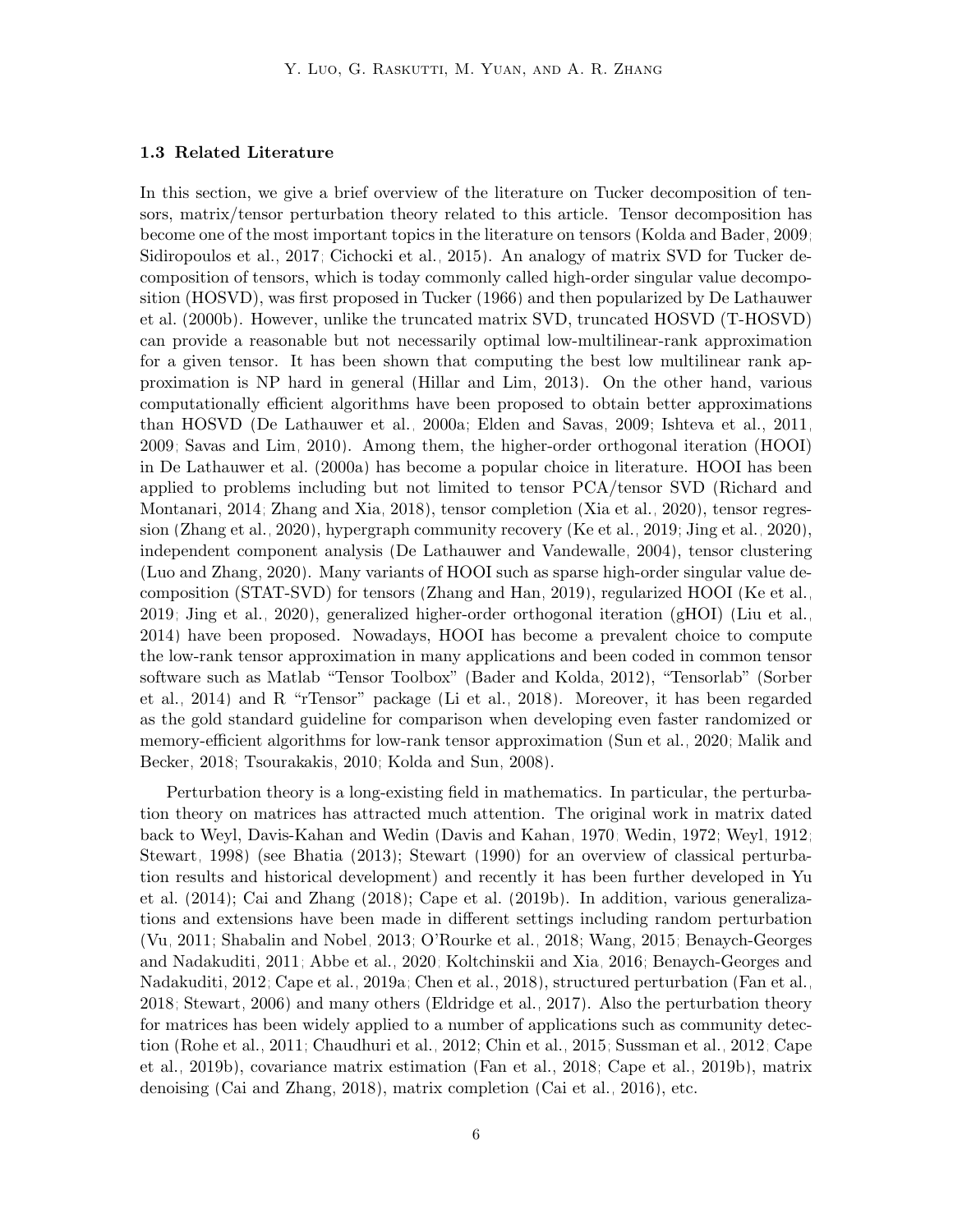### 1.3 Related Literature

In this section, we give a brief overview of the literature on Tucker decomposition of tensors, matrix/tensor perturbation theory related to this article. Tensor decomposition has become one of the most important topics in the literature on tensors (Kolda and Bader, 2009; Sidiropoulos et al., 2017; Cichocki et al., 2015). An analogy of matrix SVD for Tucker decomposition of tensors, which is today commonly called high-order singular value decomposition (HOSVD), was first proposed in Tucker (1966) and then popularized by De Lathauwer et al. (2000b). However, unlike the truncated matrix SVD, truncated HOSVD (T-HOSVD) can provide a reasonable but not necessarily optimal low-multilinear-rank approximation for a given tensor. It has been shown that computing the best low multilinear rank approximation is NP hard in general (Hillar and Lim, 2013). On the other hand, various computationally efficient algorithms have been proposed to obtain better approximations than HOSVD (De Lathauwer et al., 2000a; Elden and Savas, 2009; Ishteva et al., 2011, 2009; Savas and Lim, 2010). Among them, the higher-order orthogonal iteration (HOOI) in De Lathauwer et al. (2000a) has become a popular choice in literature. HOOI has been applied to problems including but not limited to tensor PCA/tensor SVD (Richard and Montanari, 2014; Zhang and Xia, 2018), tensor completion (Xia et al., 2020), tensor regression (Zhang et al., 2020), hypergraph community recovery (Ke et al., 2019; Jing et al., 2020), independent component analysis (De Lathauwer and Vandewalle, 2004), tensor clustering (Luo and Zhang, 2020). Many variants of HOOI such as sparse high-order singular value decomposition (STAT-SVD) for tensors (Zhang and Han, 2019), regularized HOOI (Ke et al., 2019; Jing et al., 2020), generalized higher-order orthogonal iteration (gHOI) (Liu et al., 2014) have been proposed. Nowadays, HOOI has become a prevalent choice to compute the low-rank tensor approximation in many applications and been coded in common tensor software such as Matlab "Tensor Toolbox" (Bader and Kolda, 2012), "Tensorlab" (Sorber et al., 2014) and R "rTensor" package (Li et al., 2018). Moreover, it has been regarded as the gold standard guideline for comparison when developing even faster randomized or memory-efficient algorithms for low-rank tensor approximation (Sun et al., 2020; Malik and Becker, 2018; Tsourakakis, 2010; Kolda and Sun, 2008).

Perturbation theory is a long-existing field in mathematics. In particular, the perturbation theory on matrices has attracted much attention. The original work in matrix dated back to Weyl, Davis-Kahan and Wedin (Davis and Kahan, 1970; Wedin, 1972; Weyl, 1912; Stewart, 1998) (see Bhatia (2013); Stewart (1990) for an overview of classical perturbation results and historical development) and recently it has been further developed in Yu et al. (2014); Cai and Zhang (2018); Cape et al. (2019b). In addition, various generalizations and extensions have been made in different settings including random perturbation (Vu, 2011; Shabalin and Nobel, 2013; O'Rourke et al., 2018; Wang, 2015; Benaych-Georges and Nadakuditi, 2011; Abbe et al., 2020; Koltchinskii and Xia, 2016; Benaych-Georges and Nadakuditi, 2012; Cape et al., 2019a; Chen et al., 2018), structured perturbation (Fan et al., 2018; Stewart, 2006) and many others (Eldridge et al., 2017). Also the perturbation theory for matrices has been widely applied to a number of applications such as community detection (Rohe et al., 2011; Chaudhuri et al., 2012; Chin et al., 2015; Sussman et al., 2012; Cape et al., 2019b), covariance matrix estimation (Fan et al., 2018; Cape et al., 2019b), matrix denoising (Cai and Zhang, 2018), matrix completion (Cai et al., 2016), etc.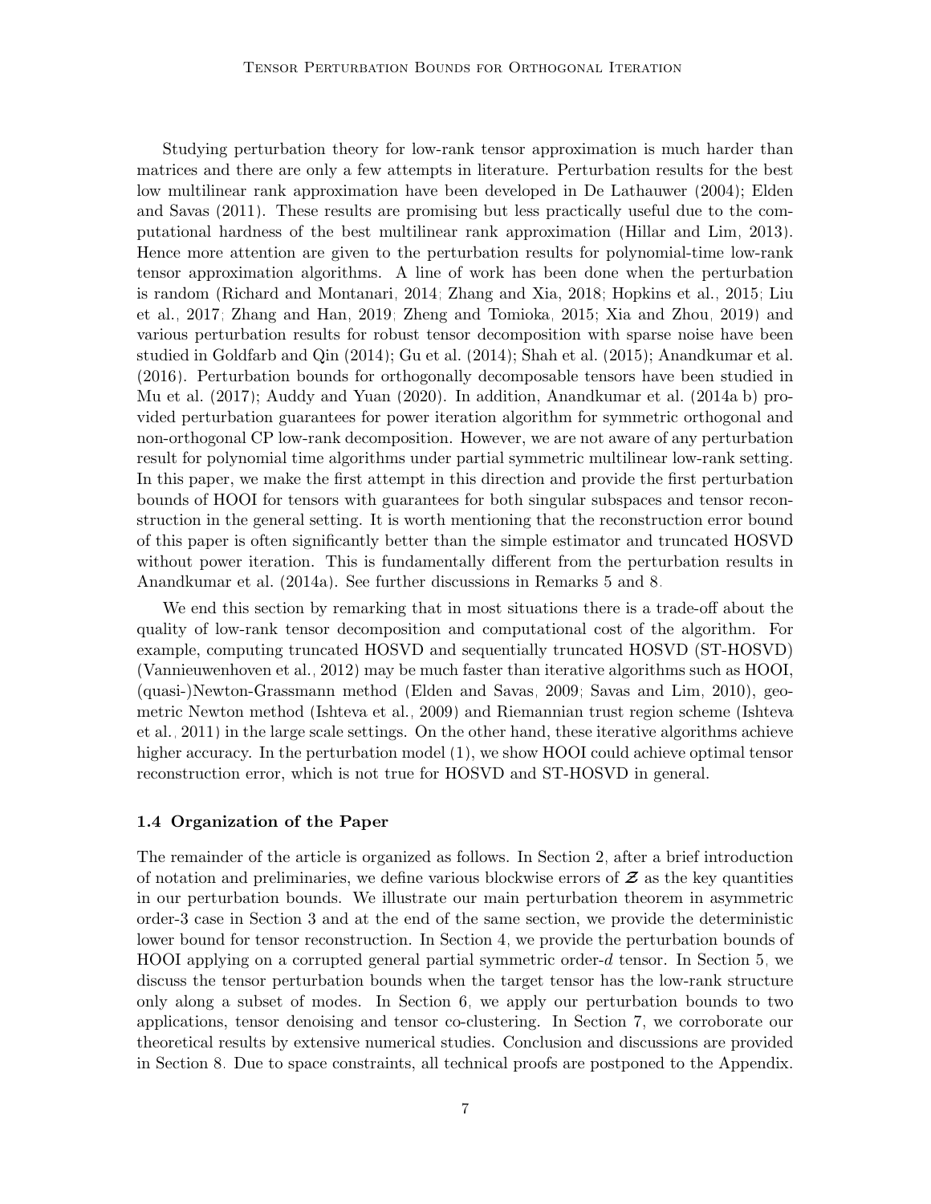Studying perturbation theory for low-rank tensor approximation is much harder than matrices and there are only a few attempts in literature. Perturbation results for the best low multilinear rank approximation have been developed in De Lathauwer (2004); Elden and Savas (2011). These results are promising but less practically useful due to the computational hardness of the best multilinear rank approximation (Hillar and Lim, 2013). Hence more attention are given to the perturbation results for polynomial-time low-rank tensor approximation algorithms. A line of work has been done when the perturbation is random (Richard and Montanari, 2014; Zhang and Xia, 2018; Hopkins et al., 2015; Liu et al., 2017; Zhang and Han, 2019; Zheng and Tomioka, 2015; Xia and Zhou, 2019) and various perturbation results for robust tensor decomposition with sparse noise have been studied in Goldfarb and Qin (2014); Gu et al. (2014); Shah et al. (2015); Anandkumar et al. (2016). Perturbation bounds for orthogonally decomposable tensors have been studied in Mu et al. (2017); Auddy and Yuan (2020). In addition, Anandkumar et al. (2014a b) provided perturbation guarantees for power iteration algorithm for symmetric orthogonal and non-orthogonal CP low-rank decomposition. However, we are not aware of any perturbation result for polynomial time algorithms under partial symmetric multilinear low-rank setting. In this paper, we make the first attempt in this direction and provide the first perturbation bounds of HOOI for tensors with guarantees for both singular subspaces and tensor reconstruction in the general setting. It is worth mentioning that the reconstruction error bound of this paper is often significantly better than the simple estimator and truncated HOSVD without power iteration. This is fundamentally different from the perturbation results in Anandkumar et al. (2014a). See further discussions in Remarks 5 and 8.

We end this section by remarking that in most situations there is a trade-off about the quality of low-rank tensor decomposition and computational cost of the algorithm. For example, computing truncated HOSVD and sequentially truncated HOSVD (ST-HOSVD) (Vannieuwenhoven et al., 2012) may be much faster than iterative algorithms such as HOOI, (quasi-)Newton-Grassmann method (Elden and Savas, 2009; Savas and Lim, 2010), geometric Newton method (Ishteva et al., 2009) and Riemannian trust region scheme (Ishteva et al., 2011) in the large scale settings. On the other hand, these iterative algorithms achieve higher accuracy. In the perturbation model (1), we show HOOI could achieve optimal tensor reconstruction error, which is not true for HOSVD and ST-HOSVD in general.

### 1.4 Organization of the Paper

The remainder of the article is organized as follows. In Section 2, after a brief introduction of notation and preliminaries, we define various blockwise errors of $\boldsymbol{\mathcal{Z}}$ as the key quantities in our perturbation bounds. We illustrate our main perturbation theorem in asymmetric order-3 case in Section 3 and at the end of the same section, we provide the deterministic lower bound for tensor reconstruction. In Section 4, we provide the perturbation bounds of HOOI applying on a corrupted general partial symmetric order-$d$ tensor. In Section 5, we discuss the tensor perturbation bounds when the target tensor has the low-rank structure only along a subset of modes. In Section 6, we apply our perturbation bounds to two applications, tensor denoising and tensor co-clustering. In Section 7, we corroborate our theoretical results by extensive numerical studies. Conclusion and discussions are provided in Section 8. Due to space constraints, all technical proofs are postponed to the Appendix.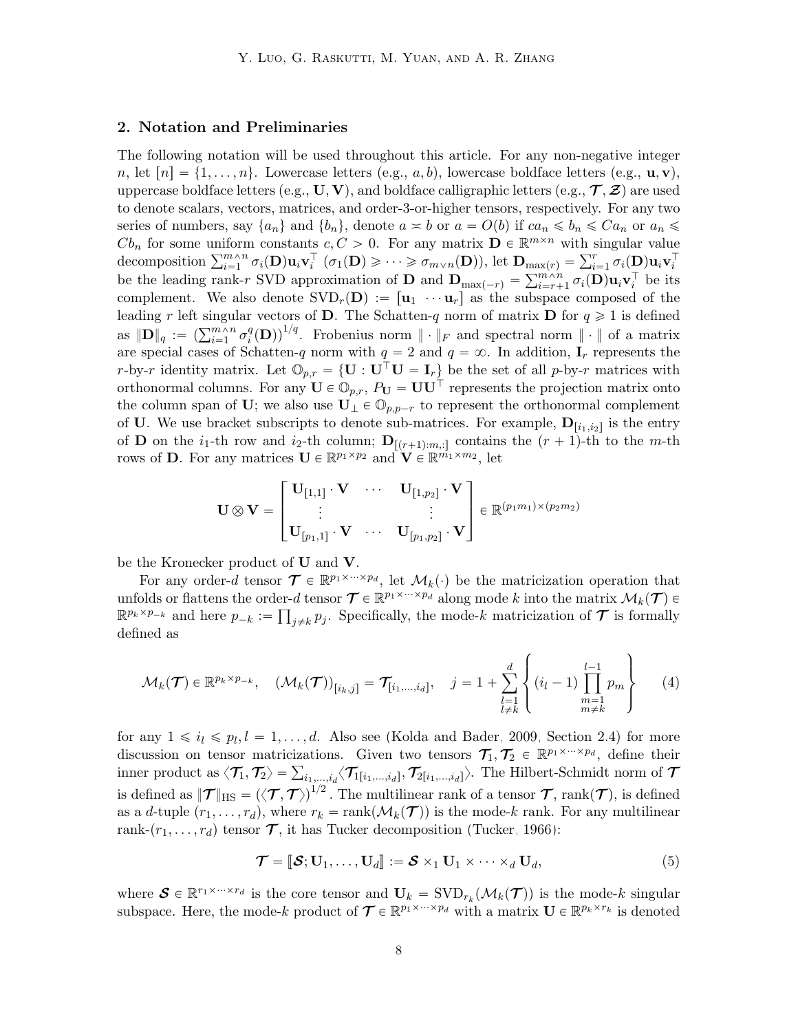## 2. Notation and Preliminaries

The following notation will be used throughout this article. For any non-negative integer $n$, let $[n] = \{1, \ldots, n\}$. Lowercase letters (e.g., $a, b$), lowercase boldface letters (e.g., $\mathbf{u}, \mathbf{v}$), uppercase boldface letters (e.g., $\mathbf{U}, \mathbf{V}$), and boldface calligraphic letters (e.g., $\boldsymbol{\mathcal{T}}, \boldsymbol{\mathcal{Z}}$) are used to denote scalars, vectors, matrices, and order-3-or-higher tensors, respectively. For any two series of numbers, say $\{a_n\}$ and $\{b_n\}$, denote $a \asymp b$ or $a = O(b)$ if $ca_n \leqslant b_n \leqslant Ca_n$ or $a_n \leqslant Cb_n$ for some uniform constants $c, C > 0$. For any matrix $\mathbf{D} \in \mathbb{R}^{m\times n}$ with singular value decomposition $\sum_{i=1}^{m\wedge n} \sigma_i(\mathbf{D})\mathbf{u}_i\mathbf{v}_i^\top$ ($\sigma_1(\mathbf{D}) \geqslant \cdots \geqslant \sigma_{m\vee n}(\mathbf{D})$), let $\mathbf{D}_{\max(r)} = \sum_{i=1}^{r} \sigma_i(\mathbf{D})\mathbf{u}_i\mathbf{v}_i^\top$ be the leading rank-$r$ SVD approximation of $\mathbf{D}$ and $\mathbf{D}_{\max(-r)} = \sum_{i=r+1}^{m\wedge n} \sigma_i(\mathbf{D})\mathbf{u}_i\mathbf{v}_i^\top$ be its complement. We also denote $\text{SVD}_r(\mathbf{D}) := [\mathbf{u}_1 \ \cdots \mathbf{u}_r]$ as the subspace composed of the leading $r$ left singular vectors of $\mathbf{D}$. The Schatten-$q$ norm of matrix $\mathbf{D}$ for $q \geqslant 1$ is defined as $\|\mathbf{D}\|_q := \left(\sum_{i=1}^{m\wedge n} \sigma_i^q(\mathbf{D})\right)^{1/q}$. Frobenius norm $\|\cdot\|_F$ and spectral norm $\|\cdot\|$ of a matrix are special cases of Schatten-$q$ norm with $q = 2$ and $q = \infty$. In addition, $\mathbf{I}_r$ represents the $r$-by-$r$ identity matrix. Let $\mathbb{O}_{p,r} = \{\mathbf{U} : \mathbf{U}^\top\mathbf{U} = \mathbf{I}_r\}$ be the set of all $p$-by-$r$ matrices with orthonormal columns. For any $\mathbf{U} \in \mathbb{O}_{p,r}$, $P_{\mathbf{U}} = \mathbf{U}\mathbf{U}^\top$ represents the projection matrix onto the column span of $\mathbf{U}$; we also use $\mathbf{U}_\perp \in \mathbb{O}_{p,p-r}$ to represent the orthonormal complement of $\mathbf{U}$. We use bracket subscripts to denote sub-matrices. For example, $\mathbf{D}_{[i_1,i_2]}$ is the entry of $\mathbf{D}$ on the $i_1$-th row and $i_2$-th column; $\mathbf{D}_{[(r+1):m,:]}$ contains the $(r+1)$-th to the $m$-th rows of $\mathbf{D}$. For any matrices $\mathbf{U} \in \mathbb{R}^{p_1\times p_2}$ and $\mathbf{V} \in \mathbb{R}^{m_1\times m_2}$, let

$$\mathbf{U} \otimes \mathbf{V} = \begin{bmatrix} \mathbf{U}_{[1,1]} \cdot \mathbf{V} & \cdots & \mathbf{U}_{[1,p_2]} \cdot \mathbf{V} \\ \vdots & & \vdots \\ \mathbf{U}_{[p_1,1]} \cdot \mathbf{V} & \cdots & \mathbf{U}_{[p_1,p_2]} \cdot \mathbf{V} \end{bmatrix} \in \mathbb{R}^{(p_1m_1)\times(p_2m_2)}$$

be the Kronecker product of $\mathbf{U}$ and $\mathbf{V}$.

For any order-$d$ tensor $\boldsymbol{\mathcal{T}} \in \mathbb{R}^{p_1\times\cdots\times p_d}$, let $\mathcal{M}_k(\cdot)$ be the matricization operation that unfolds or flattens the order-$d$ tensor $\boldsymbol{\mathcal{T}} \in \mathbb{R}^{p_1\times\cdots\times p_d}$ along mode $k$ into the matrix $\mathcal{M}_k(\boldsymbol{\mathcal{T}}) \in \mathbb{R}^{p_k\times p_{-k}}$ and here $p_{-k} := \prod_{j\neq k} p_j$. Specifically, the mode-$k$ matricization of $\boldsymbol{\mathcal{T}}$ is formally defined as

$$\mathcal{M}_k(\boldsymbol{\mathcal{T}}) \in \mathbb{R}^{p_k\times p_{-k}}, \quad (\mathcal{M}_k(\boldsymbol{\mathcal{T}}))_{[i_k,j]} = \boldsymbol{\mathcal{T}}_{[i_1,\ldots,i_d]}, \quad j = 1 + \sum_{\substack{l=1\\l\neq k}}^{d} \left\{ (i_l - 1) \prod_{\substack{m=1\\m\neq k}}^{l-1} p_m \right\} \tag{4}$$

for any $1 \leqslant i_l \leqslant p_l, l = 1, \ldots, d$. Also see (Kolda and Bader, 2009, Section 2.4) for more discussion on tensor matricizations. Given two tensors $\boldsymbol{\mathcal{T}}_1, \boldsymbol{\mathcal{T}}_2 \in \mathbb{R}^{p_1\times\cdots\times p_d}$, define their inner product as $\langle \boldsymbol{\mathcal{T}}_1, \boldsymbol{\mathcal{T}}_2\rangle = \sum_{i_1,\ldots,i_d} \langle \boldsymbol{\mathcal{T}}_{1[i_1,\ldots,i_d]}, \boldsymbol{\mathcal{T}}_{2[i_1,\ldots,i_d]}\rangle$. The Hilbert-Schmidt norm of $\boldsymbol{\mathcal{T}}$ is defined as $\|\boldsymbol{\mathcal{T}}\|_{\text{HS}} = (\langle \boldsymbol{\mathcal{T}}, \boldsymbol{\mathcal{T}}\rangle)^{1/2}$. The multilinear rank of a tensor $\boldsymbol{\mathcal{T}}$, $\text{rank}(\boldsymbol{\mathcal{T}})$, is defined as a $d$-tuple $(r_1, \ldots, r_d)$, where $r_k = \text{rank}(\mathcal{M}_k(\boldsymbol{\mathcal{T}}))$ is the mode-$k$ rank. For any multilinear rank-$(r_1, \ldots, r_d)$ tensor $\boldsymbol{\mathcal{T}}$, it has Tucker decomposition (Tucker, 1966):

$$\boldsymbol{\mathcal{T}} = [\![\boldsymbol{\mathcal{S}}; \mathbf{U}_1, \ldots, \mathbf{U}_d]\!] := \boldsymbol{\mathcal{S}} \times_1 \mathbf{U}_1 \times \cdots \times_d \mathbf{U}_d, \tag{5}$$

where $\boldsymbol{\mathcal{S}} \in \mathbb{R}^{r_1\times\cdots\times r_d}$ is the core tensor and $\mathbf{U}_k = \text{SVD}_{r_k}(\mathcal{M}_k(\boldsymbol{\mathcal{T}}))$ is the mode-$k$ singular subspace. Here, the mode-$k$ product of $\boldsymbol{\mathcal{T}} \in \mathbb{R}^{p_1\times\cdots\times p_d}$ with a matrix $\mathbf{U} \in \mathbb{R}^{p_k\times r_k}$ is denoted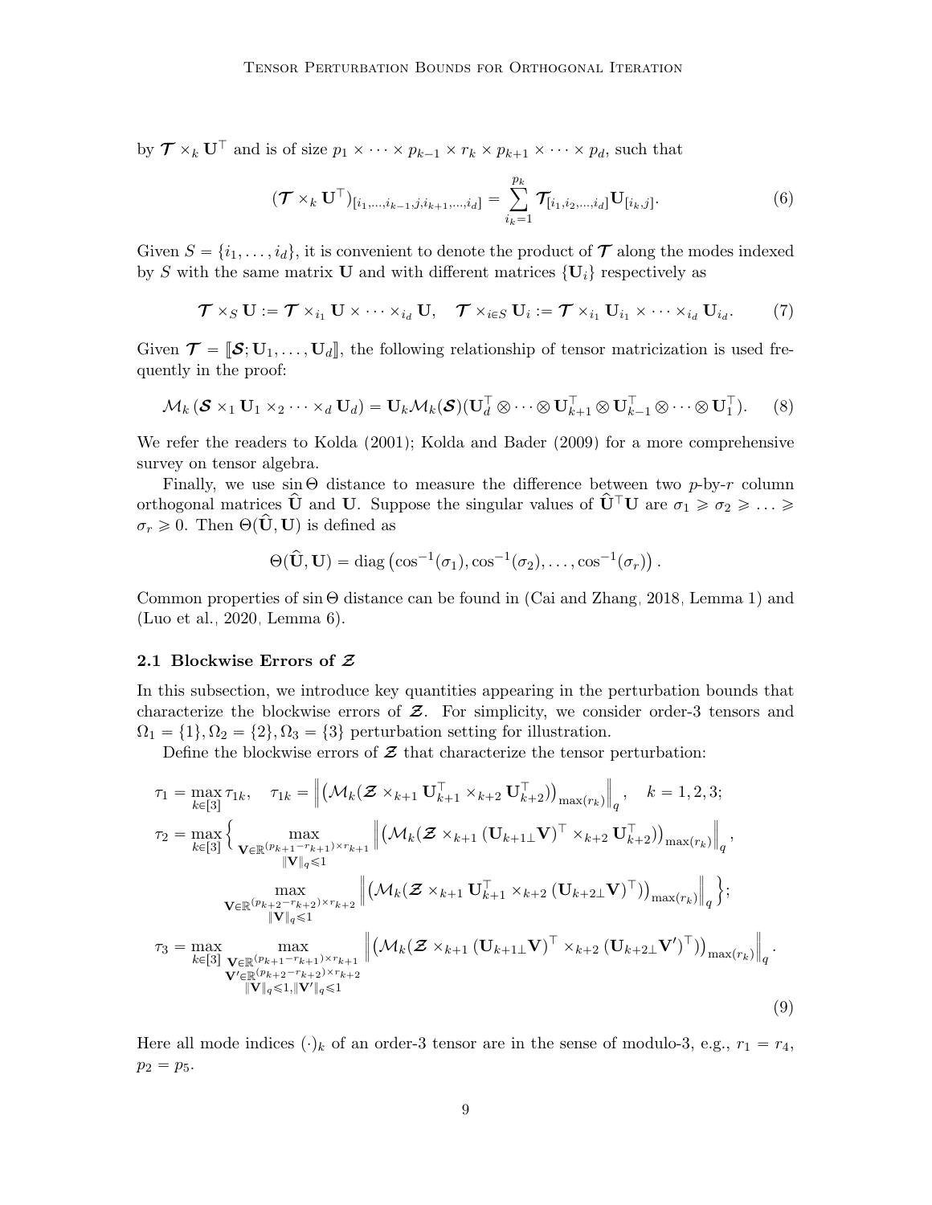by $\boldsymbol{\mathcal{T}} \times_k \mathbf{U}^\top$ and is of size $p_1 \times \cdots \times p_{k-1} \times r_k \times p_{k+1} \times \cdots \times p_d$, such that

$$(\boldsymbol{\mathcal{T}} \times_k \mathbf{U}^\top)_{[i_1,\ldots,i_{k-1},j,i_{k+1},\ldots,i_d]} = \sum_{i_k=1}^{p_k} \boldsymbol{\mathcal{T}}_{[i_1,i_2,\ldots,i_d]} \mathbf{U}_{[i_k,j]}. \tag{6}$$

Given $S = \{i_1, \ldots, i_d\}$, it is convenient to denote the product of $\boldsymbol{\mathcal{T}}$ along the modes indexed by $S$ with the same matrix $\mathbf{U}$ and with different matrices $\{\mathbf{U}_i\}$ respectively as

$$\boldsymbol{\mathcal{T}} \times_S \mathbf{U} := \boldsymbol{\mathcal{T}} \times_{i_1} \mathbf{U} \times \cdots \times_{i_d} \mathbf{U}, \quad \boldsymbol{\mathcal{T}} \times_{i \in S} \mathbf{U}_i := \boldsymbol{\mathcal{T}} \times_{i_1} \mathbf{U}_{i_1} \times \cdots \times_{i_d} \mathbf{U}_{i_d}. \tag{7}$$

Given $\boldsymbol{\mathcal{T}} = [\![\boldsymbol{\mathcal{S}}; \mathbf{U}_1, \ldots, \mathbf{U}_d]\!]$, the following relationship of tensor matricization is used frequently in the proof:

$$\mathcal{M}_k\left(\boldsymbol{\mathcal{S}} \times_1 \mathbf{U}_1 \times_2 \cdots \times_d \mathbf{U}_d\right) = \mathbf{U}_k \mathcal{M}_k(\boldsymbol{\mathcal{S}})(\mathbf{U}_d^\top \otimes \cdots \otimes \mathbf{U}_{k+1}^\top \otimes \mathbf{U}_{k-1}^\top \otimes \cdots \otimes \mathbf{U}_1^\top). \tag{8}$$

We refer the readers to Kolda (2001); Kolda and Bader (2009) for a more comprehensive survey on tensor algebra.

Finally, we use $\sin\Theta$ distance to measure the difference between two $p$-by-$r$ column orthogonal matrices $\widehat{\mathbf{U}}$ and $\mathbf{U}$. Suppose the singular values of $\widehat{\mathbf{U}}^\top \mathbf{U}$ are $\sigma_1 \geqslant \sigma_2 \geqslant \ldots \geqslant \sigma_r \geqslant 0$. Then $\Theta(\widehat{\mathbf{U}}, \mathbf{U})$ is defined as

$$\Theta(\widehat{\mathbf{U}}, \mathbf{U}) = \operatorname{diag}\left(\cos^{-1}(\sigma_1), \cos^{-1}(\sigma_2), \ldots, \cos^{-1}(\sigma_r)\right).$$

Common properties of $\sin\Theta$ distance can be found in (Cai and Zhang, 2018, Lemma 1) and (Luo et al., 2020, Lemma 6).

### 2.1 Blockwise Errors of $\boldsymbol{\mathcal{Z}}$

In this subsection, we introduce key quantities appearing in the perturbation bounds that characterize the blockwise errors of $\boldsymbol{\mathcal{Z}}$. For simplicity, we consider order-3 tensors and $\Omega_1 = \{1\}, \Omega_2 = \{2\}, \Omega_3 = \{3\}$ perturbation setting for illustration.

Define the blockwise errors of $\boldsymbol{\mathcal{Z}}$ that characterize the tensor perturbation:

$$\begin{aligned}
\tau_1 &= \max_{k \in [3]} \tau_{1k}, \quad \tau_{1k} = \left\| \left(\mathcal{M}_k(\boldsymbol{\mathcal{Z}} \times_{k+1} \mathbf{U}_{k+1}^\top \times_{k+2} \mathbf{U}_{k+2}^\top)\right)_{\max(r_k)} \right\|_q, \quad k = 1,2,3; \\
\tau_2 &= \max_{k \in [3]} \Bigg\{ \max_{\substack{\mathbf{V} \in \mathbb{R}^{(p_{k+1} - r_{k+1}) \times r_{k+1}} \\ \|\mathbf{V}\|_q \leqslant 1}} \left\| \left(\mathcal{M}_k(\boldsymbol{\mathcal{Z}} \times_{k+1} (\mathbf{U}_{k+1\perp}\mathbf{V})^\top \times_{k+2} \mathbf{U}_{k+2}^\top)\right)_{\max(r_k)} \right\|_q, \\
&\qquad \max_{\substack{\mathbf{V} \in \mathbb{R}^{(p_{k+2} - r_{k+2}) \times r_{k+2}} \\ \|\mathbf{V}\|_q \leqslant 1}} \left\| \left(\mathcal{M}_k(\boldsymbol{\mathcal{Z}} \times_{k+1} \mathbf{U}_{k+1}^\top \times_{k+2} (\mathbf{U}_{k+2\perp}\mathbf{V})^\top)\right)_{\max(r_k)} \right\|_q \Bigg\}; \\
\tau_3 &= \max_{k \in [3]} \max_{\substack{\mathbf{V} \in \mathbb{R}^{(p_{k+1} - r_{k+1}) \times r_{k+1}} \\ \mathbf{V}' \in \mathbb{R}^{(p_{k+2} - r_{k+2}) \times r_{k+2}} \\ \|\mathbf{V}\|_q \leqslant 1, \|\mathbf{V}'\|_q \leqslant 1}} \left\| \left(\mathcal{M}_k(\boldsymbol{\mathcal{Z}} \times_{k+1} (\mathbf{U}_{k+1\perp}\mathbf{V})^\top \times_{k+2} (\mathbf{U}_{k+2\perp}\mathbf{V}')^\top)\right)_{\max(r_k)} \right\|_q .
\end{aligned} \tag{9}$$

Here all mode indices $(\cdot)_k$ of an order-3 tensor are in the sense of modulo-3, e.g., $r_1 = r_4$, $p_2 = p_5$.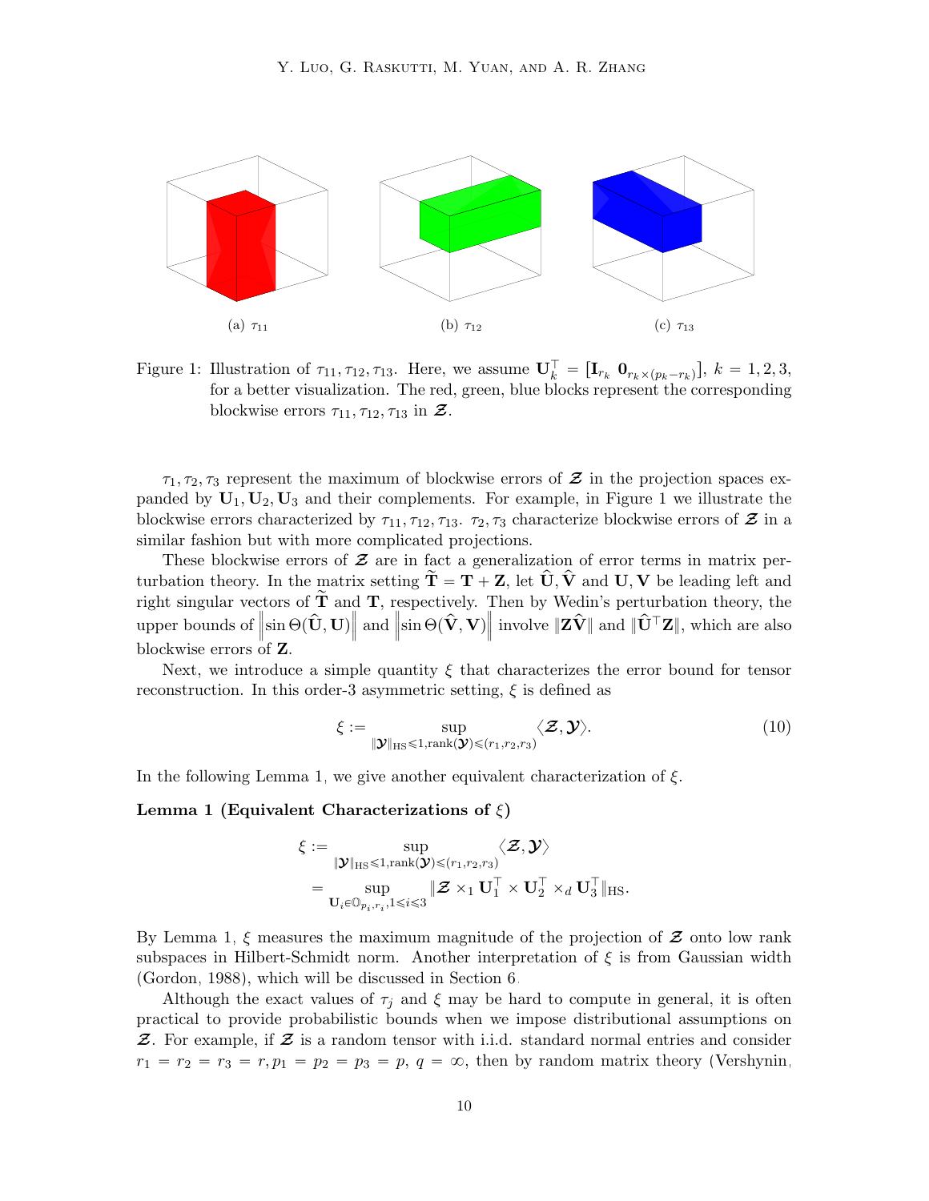(a) $\tau_{11}$ (b) $\tau_{12}$ (c) $\tau_{13}$

Figure 1: Illustration of $\tau_{11}, \tau_{12}, \tau_{13}$. Here, we assume $\mathbf{U}_k^\top = [\mathbf{I}_{r_k} \ \mathbf{0}_{r_k \times (p_k - r_k)}]$, $k = 1, 2, 3$, for a better visualization. The red, green, blue blocks represent the corresponding blockwise errors $\tau_{11}, \tau_{12}, \tau_{13}$ in $\boldsymbol{\mathcal{Z}}$.

$\tau_1, \tau_2, \tau_3$ represent the maximum of blockwise errors of $\boldsymbol{\mathcal{Z}}$ in the projection spaces expanded by $\mathbf{U}_1, \mathbf{U}_2, \mathbf{U}_3$ and their complements. For example, in Figure 1 we illustrate the blockwise errors characterized by $\tau_{11}, \tau_{12}, \tau_{13}$. $\tau_2, \tau_3$ characterize blockwise errors of $\boldsymbol{\mathcal{Z}}$ in a similar fashion but with more complicated projections.

These blockwise errors of $\boldsymbol{\mathcal{Z}}$ are in fact a generalization of error terms in matrix perturbation theory. In the matrix setting $\widetilde{\mathbf{T}} = \mathbf{T} + \mathbf{Z}$, let $\widehat{\mathbf{U}}, \widehat{\mathbf{V}}$ and $\mathbf{U}, \mathbf{V}$ be leading left and right singular vectors of $\widetilde{\mathbf{T}}$ and $\mathbf{T}$, respectively. Then by Wedin's perturbation theory, the upper bounds of $\left\|\sin \Theta(\widehat{\mathbf{U}}, \mathbf{U})\right\|$ and $\left\|\sin \Theta(\widehat{\mathbf{V}}, \mathbf{V})\right\|$ involve $\|\mathbf{Z}\widehat{\mathbf{V}}\|$ and $\|\widehat{\mathbf{U}}^\top \mathbf{Z}\|$, which are also blockwise errors of $\mathbf{Z}$.

Next, we introduce a simple quantity $\xi$ that characterizes the error bound for tensor reconstruction. In this order-3 asymmetric setting, $\xi$ is defined as

$$\xi := \sup_{\|\boldsymbol{\mathcal{Y}}\|_{\mathrm{HS}} \leqslant 1, \mathrm{rank}(\boldsymbol{\mathcal{Y}}) \leqslant (r_1, r_2, r_3)} \langle \boldsymbol{\mathcal{Z}}, \boldsymbol{\mathcal{Y}} \rangle. \tag{10}$$

In the following Lemma 1, we give another equivalent characterization of $\xi$.

**Lemma 1 (Equivalent Characterizations of $\xi$)**

$$\begin{aligned}
\xi := & \sup_{\|\boldsymbol{\mathcal{Y}}\|_{\mathrm{HS}} \leqslant 1, \mathrm{rank}(\boldsymbol{\mathcal{Y}}) \leqslant (r_1, r_2, r_3)} \langle \boldsymbol{\mathcal{Z}}, \boldsymbol{\mathcal{Y}} \rangle \\
= & \sup_{\mathbf{U}_i \in \mathbb{O}_{p_i, r_i}, 1 \leqslant i \leqslant 3} \|\boldsymbol{\mathcal{Z}} \times_1 \mathbf{U}_1^\top \times \mathbf{U}_2^\top \times_d \mathbf{U}_3^\top\|_{\mathrm{HS}}.
\end{aligned}$$

By Lemma 1, $\xi$ measures the maximum magnitude of the projection of $\boldsymbol{\mathcal{Z}}$ onto low rank subspaces in Hilbert-Schmidt norm. Another interpretation of $\xi$ is from Gaussian width (Gordon, 1988), which will be discussed in Section 6.

Although the exact values of $\tau_j$ and $\xi$ may be hard to compute in general, it is often practical to provide probabilistic bounds when we impose distributional assumptions on $\boldsymbol{\mathcal{Z}}$. For example, if $\boldsymbol{\mathcal{Z}}$ is a random tensor with i.i.d. standard normal entries and consider $r_1 = r_2 = r_3 = r, p_1 = p_2 = p_3 = p$, $q = \infty$, then by random matrix theory (Vershynin,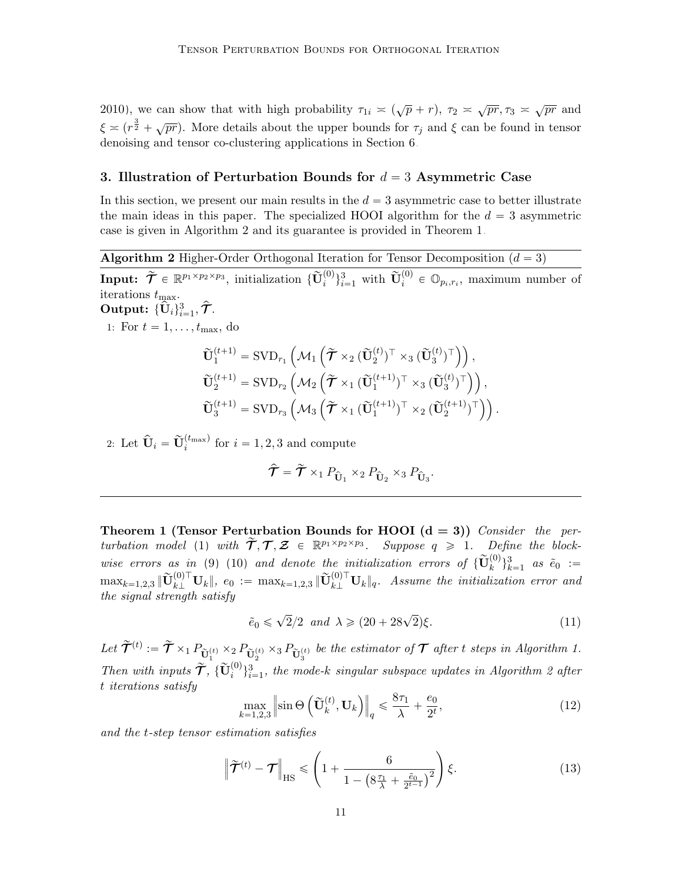2010), we can show that with high probability $\tau_{1i} \asymp (\sqrt{p} + r)$, $\tau_2 \asymp \sqrt{pr}, \tau_3 \asymp \sqrt{pr}$ and $\xi \asymp (r^{\frac{3}{2}} + \sqrt{pr})$. More details about the upper bounds for $\tau_j$ and $\xi$ can be found in tensor denoising and tensor co-clustering applications in Section 6.

## 3. Illustration of Perturbation Bounds for $d = 3$ Asymmetric Case

In this section, we present our main results in the $d = 3$ asymmetric case to better illustrate the main ideas in this paper. The specialized HOOI algorithm for the $d = 3$ asymmetric case is given in Algorithm 2 and its guarantee is provided in Theorem 1.

---

**Algorithm 2** Higher-Order Orthogonal Iteration for Tensor Decomposition ($d = 3$)

---

**Input:** $\widetilde{\mathcal{T}} \in \mathbb{R}^{p_1 \times p_2 \times p_3}$, initialization $\{\widetilde{\mathbf{U}}_i^{(0)}\}_{i=1}^3$ with $\widetilde{\mathbf{U}}_i^{(0)} \in \mathbb{O}_{p_i, r_i}$, maximum number of iterations $t_{\max}$.

**Output:** $\{\widehat{\mathbf{U}}_i\}_{i=1}^3, \widehat{\mathcal{T}}$.

1: For $t = 1, \ldots, t_{\max}$, do

$$\widetilde{\mathbf{U}}_1^{(t+1)} = \mathrm{SVD}_{r_1}\left(\mathcal{M}_1\left(\widetilde{\mathcal{T}} \times_2 (\widetilde{\mathbf{U}}_2^{(t)})^\top \times_3 (\widetilde{\mathbf{U}}_3^{(t)})^\top\right)\right),$$
$$\widetilde{\mathbf{U}}_2^{(t+1)} = \mathrm{SVD}_{r_2}\left(\mathcal{M}_2\left(\widetilde{\mathcal{T}} \times_1 (\widetilde{\mathbf{U}}_1^{(t+1)})^\top \times_3 (\widetilde{\mathbf{U}}_3^{(t)})^\top\right)\right),$$
$$\widetilde{\mathbf{U}}_3^{(t+1)} = \mathrm{SVD}_{r_3}\left(\mathcal{M}_3\left(\widetilde{\mathcal{T}} \times_1 (\widetilde{\mathbf{U}}_1^{(t+1)})^\top \times_2 (\widetilde{\mathbf{U}}_2^{(t+1)})^\top\right)\right).$$

2: Let $\widehat{\mathbf{U}}_i = \widetilde{\mathbf{U}}_i^{(t_{\max})}$ for $i = 1, 2, 3$ and compute

$$\widehat{\mathcal{T}} = \widetilde{\mathcal{T}} \times_1 P_{\widehat{\mathbf{U}}_1} \times_2 P_{\widehat{\mathbf{U}}_2} \times_3 P_{\widehat{\mathbf{U}}_3}.$$

---

**Theorem 1 (Tensor Perturbation Bounds for HOOI (d = 3))** *Consider the perturbation model* (1) *with* $\widetilde{\mathcal{T}}, \mathcal{T}, \mathcal{Z} \in \mathbb{R}^{p_1 \times p_2 \times p_3}$. *Suppose* $q \geqslant 1$. *Define the blockwise errors as in* (9) (10) *and denote the initialization errors of* $\{\widetilde{\mathbf{U}}_k^{(0)}\}_{k=1}^3$ *as* $\tilde{e}_0 := \max_{k=1,2,3} \|\widetilde{\mathbf{U}}_{k\perp}^{(0)\top} \mathbf{U}_k\|$, $e_0 := \max_{k=1,2,3} \|\widetilde{\mathbf{U}}_{k\perp}^{(0)\top} \mathbf{U}_k\|_q$. *Assume the initialization error and the signal strength satisfy*

$$\tilde{e}_0 \leqslant \sqrt{2}/2 \quad \text{and} \quad \lambda \geqslant (20 + 28\sqrt{2})\xi. \tag{11}$$

*Let* $\widetilde{\mathcal{T}}^{(t)} := \widetilde{\mathcal{T}} \times_1 P_{\widetilde{\mathbf{U}}_1^{(t)}} \times_2 P_{\widetilde{\mathbf{U}}_2^{(t)}} \times_3 P_{\widetilde{\mathbf{U}}_3^{(t)}}$ *be the estimator of* $\mathcal{T}$ *after* $t$ *steps in Algorithm 1. Then with inputs* $\widetilde{\mathcal{T}}$, $\{\widetilde{\mathbf{U}}_i^{(0)}\}_{i=1}^3$, *the mode-k singular subspace updates in Algorithm 2 after* $t$ *iterations satisfy*

$$\max_{k=1,2,3} \left\|\sin\Theta\left(\widetilde{\mathbf{U}}_k^{(t)}, \mathbf{U}_k\right)\right\|_q \leqslant \frac{8\tau_1}{\lambda} + \frac{e_0}{2^t}, \tag{12}$$

*and the t-step tensor estimation satisfies*

$$\left\|\widetilde{\mathcal{T}}^{(t)} - \mathcal{T}\right\|_{\mathrm{HS}} \leqslant \left(1 + \frac{6}{1 - \left(8\frac{\tau_1}{\lambda} + \frac{\tilde{e}_0}{2^{t-1}}\right)^2}\right)\xi. \tag{13}$$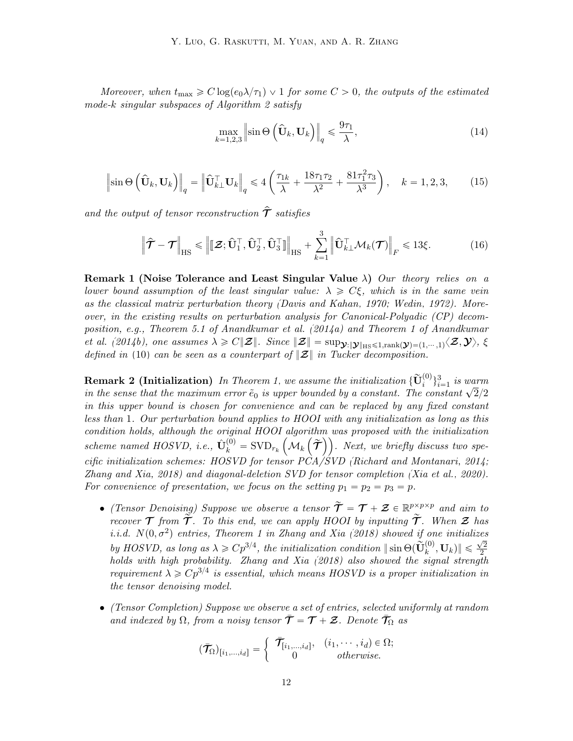*Moreover, when $t_{\max} \geqslant C\log(e_0\lambda/\tau_1) \vee 1$ for some $C > 0$, the outputs of the estimated mode-$k$ singular subspaces of Algorithm 2 satisfy*

$$\max_{k=1,2,3} \left\| \sin\Theta\left(\widehat{\mathbf{U}}_k, \mathbf{U}_k\right) \right\|_q \leqslant \frac{9\tau_1}{\lambda}, \tag{14}$$

$$\left\| \sin\Theta\left(\widehat{\mathbf{U}}_k, \mathbf{U}_k\right) \right\|_q = \left\| \widehat{\mathbf{U}}_{k\perp}^\top \mathbf{U}_k \right\|_q \leqslant 4\left( \frac{\tau_{1k}}{\lambda} + \frac{18\tau_1\tau_2}{\lambda^2} + \frac{81\tau_1^2\tau_3}{\lambda^3} \right), \quad k = 1,2,3, \tag{15}$$

*and the output of tensor reconstruction $\widehat{\boldsymbol{\mathcal{T}}}$ satisfies*

$$\left\| \widehat{\boldsymbol{\mathcal{T}}} - \boldsymbol{\mathcal{T}} \right\|_{\mathrm{HS}} \leqslant \left\| [\![ \boldsymbol{\mathcal{Z}}; \widehat{\mathbf{U}}_1^\top, \widehat{\mathbf{U}}_2^\top, \widehat{\mathbf{U}}_3^\top ]\!] \right\|_{\mathrm{HS}} + \sum_{k=1}^{3} \left\| \widehat{\mathbf{U}}_{k\perp}^\top \mathcal{M}_k(\boldsymbol{\mathcal{T}}) \right\|_F \leqslant 13\xi. \tag{16}$$

**Remark 1 (Noise Tolerance and Least Singular Value $\lambda$)** *Our theory relies on a lower bound assumption of the least singular value: $\lambda \geqslant C\xi$, which is in the same vein as the classical matrix perturbation theory (Davis and Kahan, 1970; Wedin, 1972). Moreover, in the existing results on perturbation analysis for Canonical-Polyadic (CP) decomposition, e.g., Theorem 5.1 of Anandkumar et al. (2014a) and Theorem 1 of Anandkumar et al. (2014b), one assumes $\lambda \geqslant C\|\boldsymbol{\mathcal{Z}}\|$. Since $\|\boldsymbol{\mathcal{Z}}\| = \sup_{\boldsymbol{\mathcal{Y}}:\|\boldsymbol{\mathcal{Y}}\|_{\mathrm{HS}}\leqslant 1, \mathrm{rank}(\boldsymbol{\mathcal{Y}})=(1,\cdots,1)} \langle \boldsymbol{\mathcal{Z}}, \boldsymbol{\mathcal{Y}} \rangle$, $\xi$ defined in* (10) *can be seen as a counterpart of $\|\boldsymbol{\mathcal{Z}}\|$ in Tucker decomposition.*

**Remark 2 (Initialization)** *In Theorem 1, we assume the initialization $\{\widetilde{\mathbf{U}}_i^{(0)}\}_{i=1}^3$ is warm in the sense that the maximum error $\tilde{e}_0$ is upper bounded by a constant. The constant $\sqrt{2}/2$ in this upper bound is chosen for convenience and can be replaced by any fixed constant less than 1. Our perturbation bound applies to HOOI with any initialization as long as this condition holds, although the original HOOI algorithm was proposed with the initialization scheme named HOSVD, i.e., $\widehat{\mathbf{U}}_k^{(0)} = \mathrm{SVD}_{r_k}\left(\mathcal{M}_k\left(\widetilde{\boldsymbol{\mathcal{T}}}\right)\right)$. Next, we briefly discuss two specific initialization schemes: HOSVD for tensor PCA/SVD (Richard and Montanari, 2014; Zhang and Xia, 2018) and diagonal-deletion SVD for tensor completion (Xia et al., 2020). For convenience of presentation, we focus on the setting $p_1 = p_2 = p_3 = p$.*

- *(Tensor Denoising) Suppose we observe a tensor $\widetilde{\boldsymbol{\mathcal{T}}} = \boldsymbol{\mathcal{T}} + \boldsymbol{\mathcal{Z}} \in \mathbb{R}^{p\times p\times p}$ and aim to recover $\boldsymbol{\mathcal{T}}$ from $\widetilde{\boldsymbol{\mathcal{T}}}$. To this end, we can apply HOOI by inputting $\widetilde{\boldsymbol{\mathcal{T}}}$. When $\boldsymbol{\mathcal{Z}}$ has i.i.d. $N(0,\sigma^2)$ entries, Theorem 1 in Zhang and Xia (2018) showed if one initializes by HOSVD, as long as $\lambda \geqslant Cp^{3/4}$, the initialization condition $\|\sin\Theta(\widetilde{\mathbf{U}}_k^{(0)}, \mathbf{U}_k)\| \leqslant \frac{\sqrt{2}}{2}$ holds with high probability. Zhang and Xia (2018) also showed the signal strength requirement $\lambda \geqslant Cp^{3/4}$ is essential, which means HOSVD is a proper initialization in the tensor denoising model.*

- *(Tensor Completion) Suppose we observe a set of entries, selected uniformly at random and indexed by $\Omega$, from a noisy tensor $\bar{\boldsymbol{\mathcal{T}}} = \boldsymbol{\mathcal{T}} + \boldsymbol{\mathcal{Z}}$. Denote $\bar{\boldsymbol{\mathcal{T}}}_\Omega$ as*

$$(\bar{\boldsymbol{\mathcal{T}}}_\Omega)_{[i_1,\ldots,i_d]} = \begin{cases} \bar{\boldsymbol{\mathcal{T}}}_{[i_1,\ldots,i_d]}, & (i_1,\cdots,i_d) \in \Omega; \\ 0 & \text{otherwise.} \end{cases}$$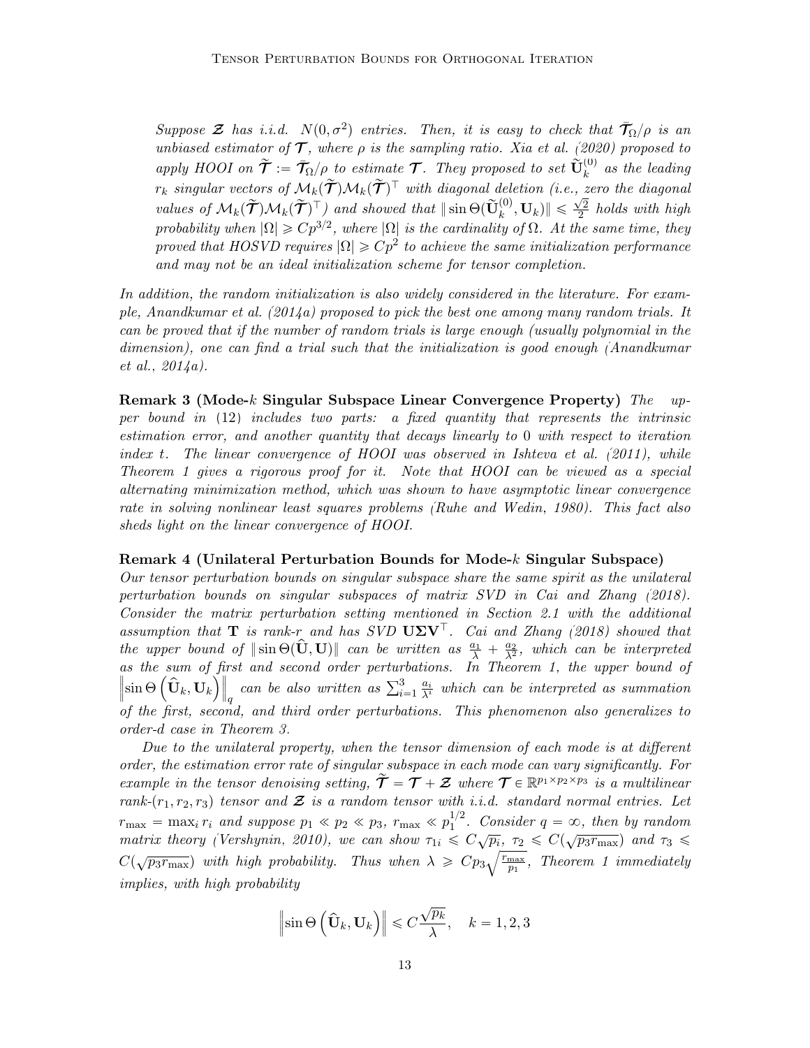*Suppose $\boldsymbol{\mathcal{Z}}$ has i.i.d. $N(0, \sigma^2)$ entries. Then, it is easy to check that $\widetilde{\boldsymbol{\mathcal{T}}}_\Omega/\rho$ is an unbiased estimator of $\boldsymbol{\mathcal{T}}$, where $\rho$ is the sampling ratio. Xia et al. (2020) proposed to apply HOOI on $\widetilde{\boldsymbol{\mathcal{T}}} := \widetilde{\boldsymbol{\mathcal{T}}}_\Omega/\rho$ to estimate $\boldsymbol{\mathcal{T}}$. They proposed to set $\widetilde{\mathbf{U}}_k^{(0)}$ as the leading $r_k$ singular vectors of $\mathcal{M}_k(\widetilde{\boldsymbol{\mathcal{T}}})\mathcal{M}_k(\widetilde{\boldsymbol{\mathcal{T}}})^\top$ with diagonal deletion (i.e., zero the diagonal values of $\mathcal{M}_k(\widetilde{\boldsymbol{\mathcal{T}}})\mathcal{M}_k(\widetilde{\boldsymbol{\mathcal{T}}})^\top$) and showed that $\|\sin\Theta(\widetilde{\mathbf{U}}_k^{(0)}, \mathbf{U}_k)\| \leqslant \frac{\sqrt{2}}{2}$ holds with high probability when $|\Omega| \geqslant Cp^{3/2}$, where $|\Omega|$ is the cardinality of $\Omega$. At the same time, they proved that HOSVD requires $|\Omega| \geqslant Cp^2$ to achieve the same initialization performance and may not be an ideal initialization scheme for tensor completion.*

*In addition, the random initialization is also widely considered in the literature. For example, Anandkumar et al. (2014a) proposed to pick the best one among many random trials. It can be proved that if the number of random trials is large enough (usually polynomial in the dimension), one can find a trial such that the initialization is good enough (Anandkumar et al., 2014a).*

**Remark 3 (Mode-$k$ Singular Subspace Linear Convergence Property)** *The upper bound in* (12) *includes two parts: a fixed quantity that represents the intrinsic estimation error, and another quantity that decays linearly to* 0 *with respect to iteration index $t$. The linear convergence of HOOI was observed in Ishteva et al. (2011), while Theorem 1 gives a rigorous proof for it. Note that HOOI can be viewed as a special alternating minimization method, which was shown to have asymptotic linear convergence rate in solving nonlinear least squares problems (Ruhe and Wedin, 1980). This fact also sheds light on the linear convergence of HOOI.*

**Remark 4 (Unilateral Perturbation Bounds for Mode-$k$ Singular Subspace)** *Our tensor perturbation bounds on singular subspace share the same spirit as the unilateral perturbation bounds on singular subspaces of matrix SVD in Cai and Zhang (2018). Consider the matrix perturbation setting mentioned in Section 2.1 with the additional assumption that $\mathbf{T}$ is rank-$r$ and has SVD $\mathbf{U}\boldsymbol{\Sigma}\mathbf{V}^\top$. Cai and Zhang (2018) showed that the upper bound of $\|\sin\Theta(\widehat{\mathbf{U}}, \mathbf{U})\|$ can be written as $\frac{a_1}{\lambda} + \frac{a_2}{\lambda^2}$, which can be interpreted as the sum of first and second order perturbations. In Theorem 1, the upper bound of $\left\|\sin\Theta\left(\widehat{\mathbf{U}}_k, \mathbf{U}_k\right)\right\|_q$ can be also written as $\sum_{i=1}^3 \frac{a_i}{\lambda^i}$ which can be interpreted as summation of the first, second, and third order perturbations. This phenomenon also generalizes to order-$d$ case in Theorem 3.*

*Due to the unilateral property, when the tensor dimension of each mode is at different order, the estimation error rate of singular subspace in each mode can vary significantly. For example in the tensor denoising setting, $\widetilde{\boldsymbol{\mathcal{T}}} = \boldsymbol{\mathcal{T}} + \boldsymbol{\mathcal{Z}}$ where $\boldsymbol{\mathcal{T}} \in \mathbb{R}^{p_1 \times p_2 \times p_3}$ is a multilinear rank-$(r_1, r_2, r_3)$ tensor and $\boldsymbol{\mathcal{Z}}$ is a random tensor with i.i.d. standard normal entries. Let $r_{\max} = \max_i r_i$ and suppose $p_1 \ll p_2 \ll p_3$, $r_{\max} \ll p_1^{1/2}$. Consider $q = \infty$, then by random matrix theory (Vershynin, 2010), we can show $\tau_{1i} \leqslant C\sqrt{p_i}$, $\tau_2 \leqslant C(\sqrt{p_3 r_{\max}})$ and $\tau_3 \leqslant C(\sqrt{p_3 r_{\max}})$ with high probability. Thus when $\lambda \geqslant Cp_3\sqrt{\frac{r_{\max}}{p_1}}$, Theorem 1 immediately implies, with high probability*

$$\left\|\sin\Theta\left(\widehat{\mathbf{U}}_k, \mathbf{U}_k\right)\right\| \leqslant C\frac{\sqrt{p_k}}{\lambda}, \quad k = 1, 2, 3$$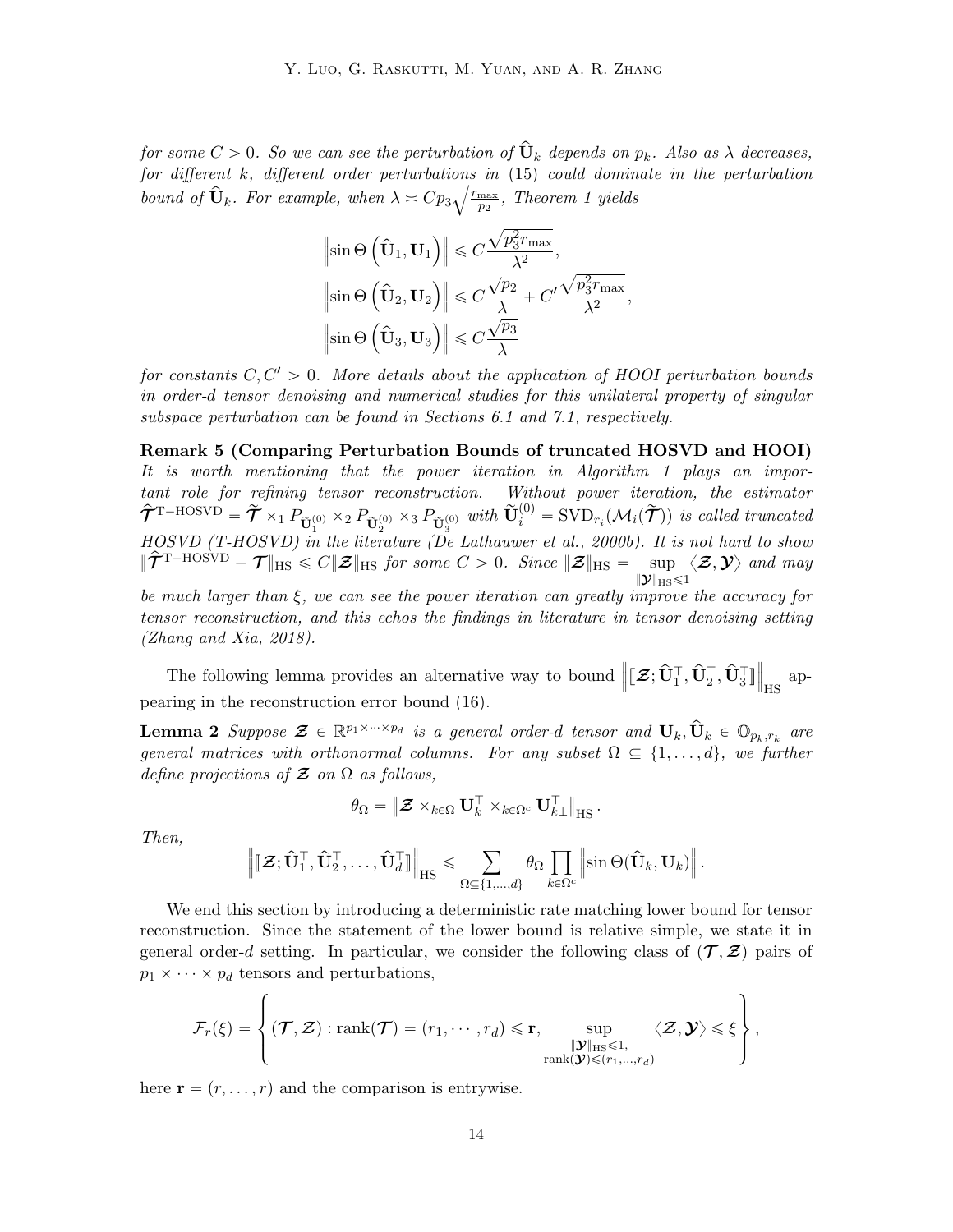*for some $C > 0$. So we can see the perturbation of $\widehat{\mathbf{U}}_k$ depends on $p_k$. Also as $\lambda$ decreases, for different $k$, different order perturbations in* (15) *could dominate in the perturbation bound of $\widehat{\mathbf{U}}_k$. For example, when $\lambda \asymp C p_3 \sqrt{\frac{r_{\max}}{p_2}}$, Theorem 1 yields*

$$
\begin{aligned}
\left\|\sin\Theta\left(\widehat{\mathbf{U}}_1, \mathbf{U}_1\right)\right\| &\leqslant C\frac{\sqrt{p_3^2 r_{\max}}}{\lambda^2}, \\
\left\|\sin\Theta\left(\widehat{\mathbf{U}}_2, \mathbf{U}_2\right)\right\| &\leqslant C\frac{\sqrt{p_2}}{\lambda} + C'\frac{\sqrt{p_3^2 r_{\max}}}{\lambda^2}, \\
\left\|\sin\Theta\left(\widehat{\mathbf{U}}_3, \mathbf{U}_3\right)\right\| &\leqslant C\frac{\sqrt{p_3}}{\lambda}
\end{aligned}
$$

*for constants $C, C' > 0$. More details about the application of HOOI perturbation bounds in order-$d$ tensor denoising and numerical studies for this unilateral property of singular subspace perturbation can be found in Sections 6.1 and 7.1, respectively.*

**Remark 5 (Comparing Perturbation Bounds of truncated HOSVD and HOOI)** *It is worth mentioning that the power iteration in Algorithm 1 plays an important role for refining tensor reconstruction. Without power iteration, the estimator $\widehat{\boldsymbol{\mathcal{T}}}^{\text{T-HOSVD}} = \widetilde{\boldsymbol{\mathcal{T}}} \times_1 P_{\widetilde{\mathbf{U}}_1^{(0)}} \times_2 P_{\widetilde{\mathbf{U}}_2^{(0)}} \times_3 P_{\widetilde{\mathbf{U}}_3^{(0)}}$ with $\widetilde{\mathbf{U}}_i^{(0)} = \text{SVD}_{r_i}(\mathcal{M}_i(\widetilde{\boldsymbol{\mathcal{T}}}))$ is called truncated HOSVD (T-HOSVD) in the literature (De Lathauwer et al., 2000b). It is not hard to show $\|\widehat{\boldsymbol{\mathcal{T}}}^{\text{T-HOSVD}} - \boldsymbol{\mathcal{T}}\|_{\text{HS}} \leqslant C\|\boldsymbol{\mathcal{Z}}\|_{\text{HS}}$ for some $C > 0$. Since $\|\boldsymbol{\mathcal{Z}}\|_{\text{HS}} = \sup_{\|\boldsymbol{\mathcal{Y}}\|_{\text{HS}} \leqslant 1} \langle \boldsymbol{\mathcal{Z}}, \boldsymbol{\mathcal{Y}} \rangle$ and may be much larger than $\xi$, we can see the power iteration can greatly improve the accuracy for tensor reconstruction, and this echos the findings in literature in tensor denoising setting (Zhang and Xia, 2018).*

The following lemma provides an alternative way to bound $\left\|[\![\boldsymbol{\mathcal{Z}}; \widehat{\mathbf{U}}_1^\top, \widehat{\mathbf{U}}_2^\top, \widehat{\mathbf{U}}_3^\top]\!]\right\|_{\text{HS}}$ appearing in the reconstruction error bound (16).

**Lemma 2** *Suppose $\boldsymbol{\mathcal{Z}} \in \mathbb{R}^{p_1 \times \cdots \times p_d}$ is a general order-$d$ tensor and $\mathbf{U}_k, \widehat{\mathbf{U}}_k \in \mathbb{O}_{p_k, r_k}$ are general matrices with orthonormal columns. For any subset $\Omega \subseteq \{1, \ldots, d\}$, we further define projections of $\boldsymbol{\mathcal{Z}}$ on $\Omega$ as follows,*

$$
\theta_\Omega = \left\|\boldsymbol{\mathcal{Z}} \times_{k\in\Omega} \mathbf{U}_k^\top \times_{k\in\Omega^c} \mathbf{U}_{k\perp}^\top\right\|_{\text{HS}}.
$$

*Then,*

$$
\left\|[\![\boldsymbol{\mathcal{Z}}; \widehat{\mathbf{U}}_1^\top, \widehat{\mathbf{U}}_2^\top, \ldots, \widehat{\mathbf{U}}_d^\top]\!]\right\|_{\text{HS}} \leqslant \sum_{\Omega \subseteq \{1,\ldots,d\}} \theta_\Omega \prod_{k\in\Omega^c} \left\|\sin\Theta(\widehat{\mathbf{U}}_k, \mathbf{U}_k)\right\|.
$$

We end this section by introducing a deterministic rate matching lower bound for tensor reconstruction. Since the statement of the lower bound is relative simple, we state it in general order-$d$ setting. In particular, we consider the following class of $(\boldsymbol{\mathcal{T}}, \boldsymbol{\mathcal{Z}})$ pairs of $p_1 \times \cdots \times p_d$ tensors and perturbations,

$$
\mathcal{F}_r(\xi) = \left\{ (\boldsymbol{\mathcal{T}}, \boldsymbol{\mathcal{Z}}) : \text{rank}(\boldsymbol{\mathcal{T}}) = (r_1, \cdots, r_d) \leqslant \mathbf{r}, \quad \sup_{\substack{\|\boldsymbol{\mathcal{Y}}\|_{\text{HS}} \leqslant 1, \\ \text{rank}(\boldsymbol{\mathcal{Y}}) \leqslant (r_1, \ldots, r_d)}} \langle \boldsymbol{\mathcal{Z}}, \boldsymbol{\mathcal{Y}} \rangle \leqslant \xi \right\},
$$

here $\mathbf{r} = (r, \ldots, r)$ and the comparison is entrywise.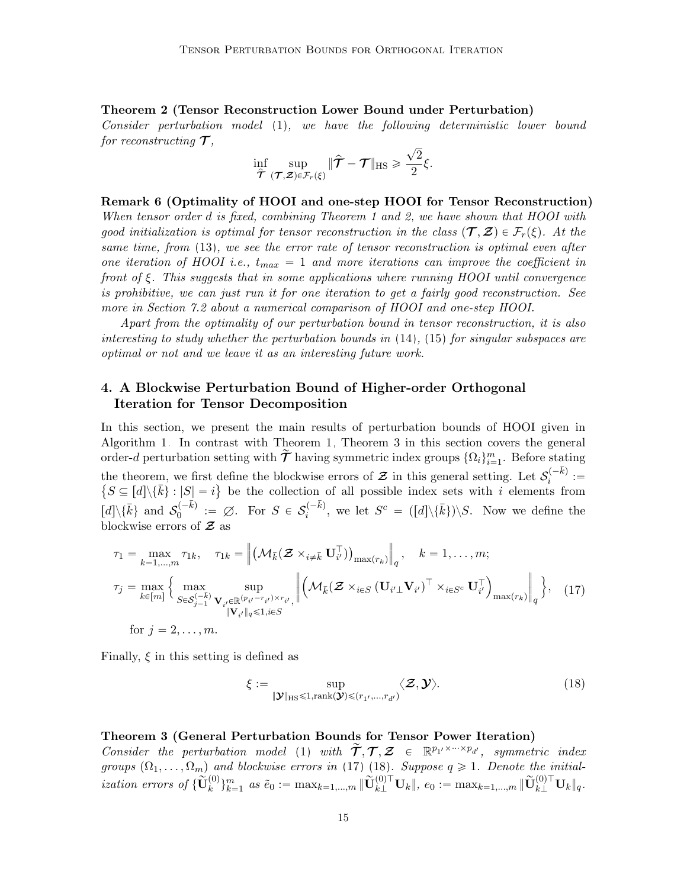**Theorem 2 (Tensor Reconstruction Lower Bound under Perturbation)**
*Consider perturbation model* (1)*, we have the following deterministic lower bound for reconstructing* $\boldsymbol{\mathcal{T}}$*,*

$$\inf_{\widehat{\boldsymbol{\mathcal{T}}}} \sup_{(\boldsymbol{\mathcal{T}},\boldsymbol{\mathcal{Z}})\in\mathcal{F}_r(\xi)} \|\widehat{\boldsymbol{\mathcal{T}}} - \boldsymbol{\mathcal{T}}\|_{\rm HS} \geqslant \frac{\sqrt{2}}{2}\xi.$$

**Remark 6 (Optimality of HOOI and one-step HOOI for Tensor Reconstruction)**
*When tensor order $d$ is fixed, combining Theorem 1 and 2, we have shown that HOOI with good initialization is optimal for tensor reconstruction in the class $(\boldsymbol{\mathcal{T}},\boldsymbol{\mathcal{Z}})\in\mathcal{F}_r(\xi)$. At the same time, from* (13)*, we see the error rate of tensor reconstruction is optimal even after one iteration of HOOI i.e., $t_{max} = 1$ and more iterations can improve the coefficient in front of $\xi$. This suggests that in some applications where running HOOI until convergence is prohibitive, we can just run it for one iteration to get a fairly good reconstruction. See more in Section 7.2 about a numerical comparison of HOOI and one-step HOOI.*

*Apart from the optimality of our perturbation bound in tensor reconstruction, it is also interesting to study whether the perturbation bounds in* (14)*,* (15) *for singular subspaces are optimal or not and we leave it as an interesting future work.*

## 4. A Blockwise Perturbation Bound of Higher-order Orthogonal Iteration for Tensor Decomposition

In this section, we present the main results of perturbation bounds of HOOI given in Algorithm 1. In contrast with Theorem 1, Theorem 3 in this section covers the general order-$d$ perturbation setting with $\widetilde{\boldsymbol{\mathcal{T}}}$ having symmetric index groups $\{\Omega_i\}_{i=1}^m$. Before stating the theorem, we first define the blockwise errors of $\boldsymbol{\mathcal{Z}}$ in this general setting. Let $\mathcal{S}_i^{(-\bar{k})} := \{S\subseteq [d]\backslash\{\bar{k}\} : |S| = i\}$ be the collection of all possible index sets with $i$ elements from $[d]\backslash\{\bar{k}\}$ and $\mathcal{S}_0^{(-\bar{k})} := \varnothing$. For $S\in\mathcal{S}_i^{(-\bar{k})}$, we let $S^c = ([d]\backslash\{\bar{k}\})\backslash S$. Now we define the blockwise errors of $\boldsymbol{\mathcal{Z}}$ as

$$\begin{aligned}
&\tau_1 = \max_{k=1,\ldots,m} \tau_{1k}, \quad \tau_{1k} = \left\| \left(\mathcal{M}_{\bar{k}}(\boldsymbol{\mathcal{Z}} \times_{i\neq\bar{k}} \mathbf{U}_{i'}^\top)\right)_{\max(r_k)} \right\|_q, \quad k = 1,\ldots,m;\\
&\tau_j = \max_{k\in[m]} \Big\{ \max_{S\in\mathcal{S}_{j-1}^{(-\bar{k})}} \sup_{\substack{\mathbf{V}_{i'}\in\mathbb{R}^{(p_{i'}-r_{i'})\times r_{i'}},\\ \|\mathbf{V}_{i'}\|_q\leqslant 1, i\in S}} \left\| \left(\mathcal{M}_{\bar{k}}(\boldsymbol{\mathcal{Z}} \times_{i\in S} (\mathbf{U}_{i'\perp}\mathbf{V}_{i'})^\top \times_{i\in S^c} \mathbf{U}_{i'}^\top\right)_{\max(r_k)} \right\|_q \Big\}, \quad (17)\\
&\quad \text{for } j = 2,\ldots,m.
\end{aligned}$$

Finally, $\xi$ in this setting is defined as

$$\xi := \sup_{\|\boldsymbol{\mathcal{Y}}\|_{\rm HS}\leqslant 1, \text{rank}(\boldsymbol{\mathcal{Y}})\leqslant(r_{1'},\ldots,r_{d'})} \langle \boldsymbol{\mathcal{Z}}, \boldsymbol{\mathcal{Y}}\rangle. \quad (18)$$

**Theorem 3 (General Perturbation Bounds for Tensor Power Iteration)**
*Consider the perturbation model* (1) *with $\widetilde{\boldsymbol{\mathcal{T}}},\boldsymbol{\mathcal{T}},\boldsymbol{\mathcal{Z}} \in \mathbb{R}^{p_{1'}\times\cdots\times p_{d'}}$, symmetric index groups $(\Omega_1,\ldots,\Omega_m)$ and blockwise errors in* (17) (18)*. Suppose $q\geqslant 1$. Denote the initialization errors of $\{\widetilde{\mathbf{U}}_k^{(0)}\}_{k=1}^m$ as $\tilde{e}_0 := \max_{k=1,\ldots,m} \|\widetilde{\mathbf{U}}_{k\perp}^{(0)\top}\mathbf{U}_k\|$, $e_0 := \max_{k=1,\ldots,m} \|\widetilde{\mathbf{U}}_{k\perp}^{(0)\top}\mathbf{U}_k\|_q$.*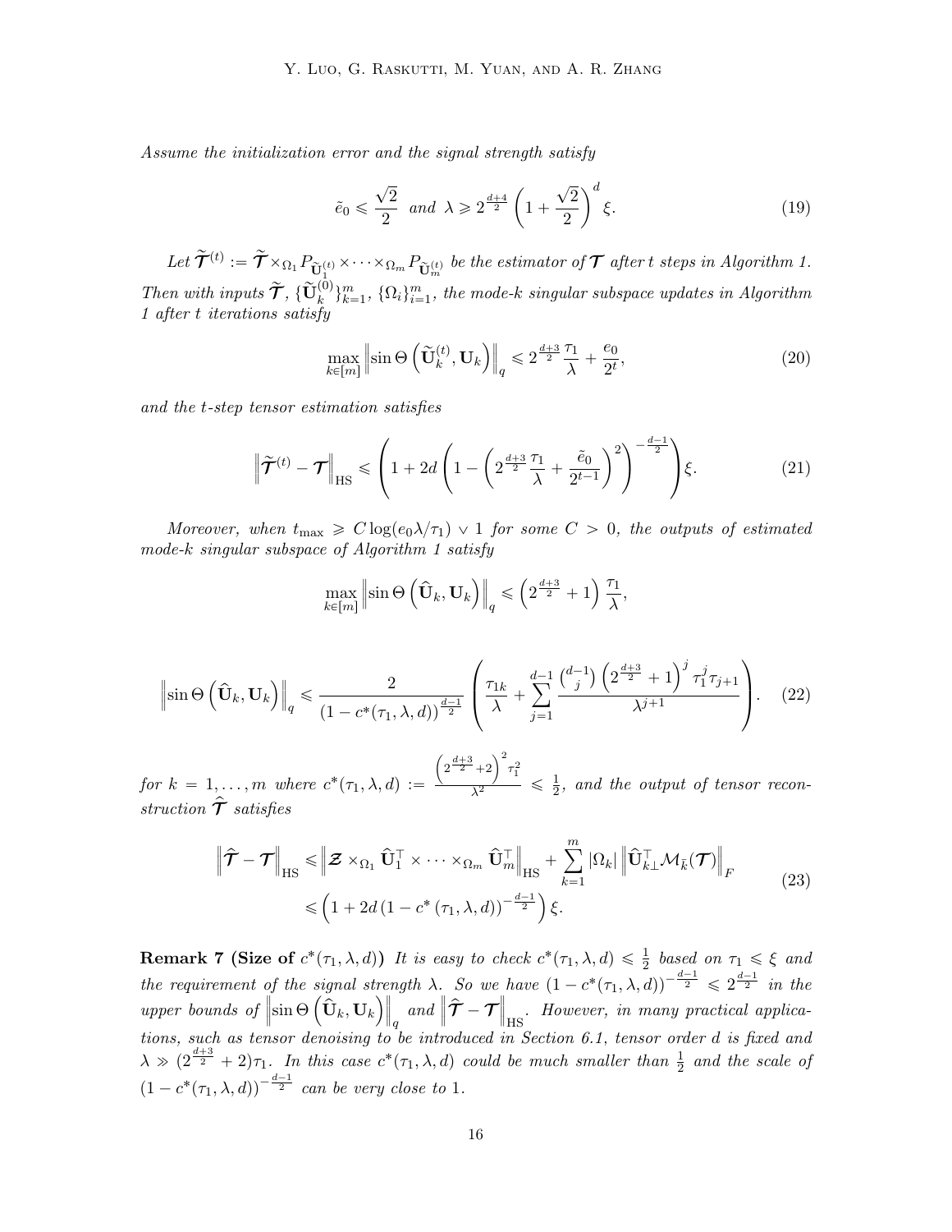*Assume the initialization error and the signal strength satisfy*

$$\tilde{e}_0 \leqslant \frac{\sqrt{2}}{2} \quad \text{and} \quad \lambda \geqslant 2^{\frac{d+4}{2}} \left(1 + \frac{\sqrt{2}}{2}\right)^d \xi. \tag{19}$$

*Let* $\widetilde{\boldsymbol{\mathcal{T}}}^{(t)} := \widetilde{\boldsymbol{\mathcal{T}}} \times_{\Omega_1} P_{\widetilde{\mathbf{U}}_1^{(t)}} \times \cdots \times_{\Omega_m} P_{\widetilde{\mathbf{U}}_m^{(t)}}$ *be the estimator of* $\boldsymbol{\mathcal{T}}$ *after* $t$ *steps in Algorithm 1. Then with inputs* $\widetilde{\boldsymbol{\mathcal{T}}}$, $\{\widetilde{\mathbf{U}}_k^{(0)}\}_{k=1}^m$, $\{\Omega_i\}_{i=1}^m$, *the mode-k singular subspace updates in Algorithm 1 after* $t$ *iterations satisfy*

$$\max_{k\in[m]} \left\| \sin\Theta\left(\widetilde{\mathbf{U}}_k^{(t)}, \mathbf{U}_k\right)\right\|_q \leqslant 2^{\frac{d+3}{2}} \frac{\tau_1}{\lambda} + \frac{e_0}{2^t}, \tag{20}$$

*and the t-step tensor estimation satisfies*

$$\left\| \widetilde{\boldsymbol{\mathcal{T}}}^{(t)} - \boldsymbol{\mathcal{T}} \right\|_{\mathrm{HS}} \leqslant \left( 1 + 2d \left( 1 - \left( 2^{\frac{d+3}{2}} \frac{\tau_1}{\lambda} + \frac{\tilde{e}_0}{2^{t-1}} \right)^2 \right)^{-\frac{d-1}{2}} \right) \xi. \tag{21}$$

*Moreover, when* $t_{\max} \geqslant C \log(e_0 \lambda / \tau_1) \vee 1$ *for some* $C > 0$, *the outputs of estimated mode-k singular subspace of Algorithm 1 satisfy*

$$\max_{k\in[m]} \left\| \sin\Theta\left(\widehat{\mathbf{U}}_k, \mathbf{U}_k\right)\right\|_q \leqslant \left(2^{\frac{d+3}{2}} + 1\right) \frac{\tau_1}{\lambda},$$

$$\left\| \sin\Theta\left(\widehat{\mathbf{U}}_k, \mathbf{U}_k\right)\right\|_q \leqslant \frac{2}{\left(1 - c^*(\tau_1, \lambda, d)\right)^{\frac{d-1}{2}}} \left( \frac{\tau_{1k}}{\lambda} + \sum_{j=1}^{d-1} \frac{\binom{d-1}{j} \left(2^{\frac{d+3}{2}} + 1\right)^j \tau_1^j \tau_{j+1}}{\lambda^{j+1}} \right). \tag{22}$$

*for* $k = 1, \ldots, m$ *where* $c^*(\tau_1, \lambda, d) := \frac{\left(2^{\frac{d+3}{2}} + 2\right)^2 \tau_1^2}{\lambda^2} \leqslant \frac{1}{2}$, *and the output of tensor reconstruction* $\widehat{\boldsymbol{\mathcal{T}}}$ *satisfies*

$$\begin{aligned} \left\| \widehat{\boldsymbol{\mathcal{T}}} - \boldsymbol{\mathcal{T}} \right\|_{\mathrm{HS}} &\leqslant \left\| \boldsymbol{\mathcal{Z}} \times_{\Omega_1} \widehat{\mathbf{U}}_1^\top \times \cdots \times_{\Omega_m} \widehat{\mathbf{U}}_m^\top \right\|_{\mathrm{HS}} + \sum_{k=1}^m |\Omega_k| \left\| \widehat{\mathbf{U}}_{k\perp}^\top \mathcal{M}_{\bar{k}}(\boldsymbol{\mathcal{T}}) \right\|_F \\ &\leqslant \left( 1 + 2d \left(1 - c^*\left(\tau_1, \lambda, d\right)\right)^{-\frac{d-1}{2}} \right) \xi. \end{aligned} \tag{23}$$

**Remark 7 (Size of $c^*(\tau_1, \lambda, d)$)** *It is easy to check* $c^*(\tau_1, \lambda, d) \leqslant \frac{1}{2}$ *based on* $\tau_1 \leqslant \xi$ *and the requirement of the signal strength* $\lambda$. *So we have* $(1 - c^*(\tau_1, \lambda, d))^{-\frac{d-1}{2}} \leqslant 2^{\frac{d-1}{2}}$ *in the upper bounds of* $\left\| \sin\Theta\left(\widehat{\mathbf{U}}_k, \mathbf{U}_k\right)\right\|_q$ *and* $\left\| \widehat{\boldsymbol{\mathcal{T}}} - \boldsymbol{\mathcal{T}} \right\|_{\mathrm{HS}}$. *However, in many practical applications, such as tensor denoising to be introduced in Section 6.1, tensor order* $d$ *is fixed and* $\lambda \gg (2^{\frac{d+3}{2}} + 2)\tau_1$. *In this case* $c^*(\tau_1, \lambda, d)$ *could be much smaller than* $\frac{1}{2}$ *and the scale of* $(1 - c^*(\tau_1, \lambda, d))^{-\frac{d-1}{2}}$ *can be very close to* 1.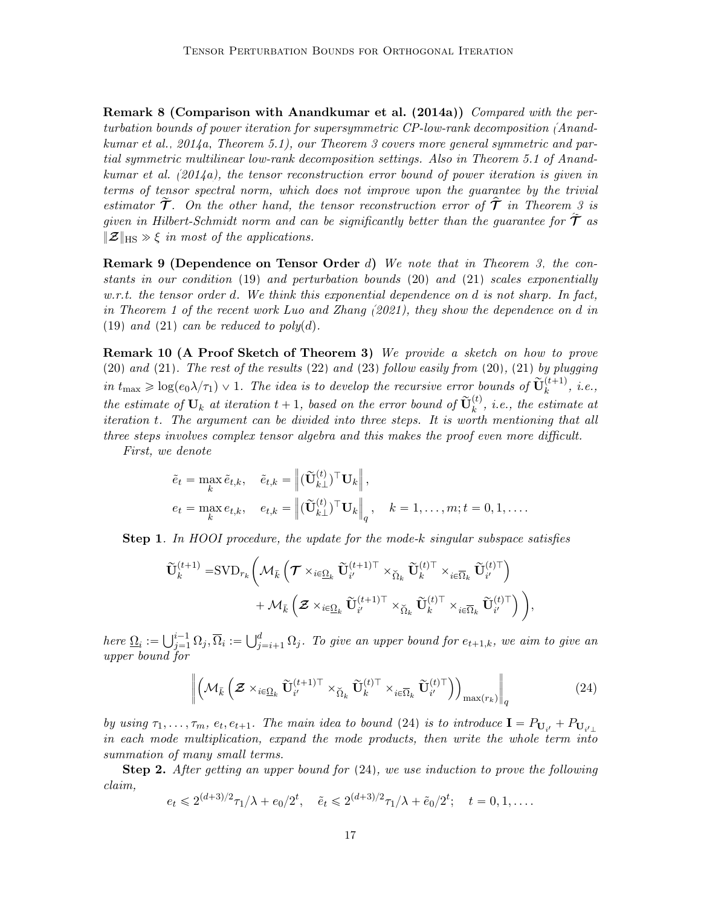**Remark 8 (Comparison with Anandkumar et al. (2014a))** *Compared with the perturbation bounds of power iteration for supersymmetric CP-low-rank decomposition (Anandkumar et al., 2014a, Theorem 5.1), our Theorem 3 covers more general symmetric and partial symmetric multilinear low-rank decomposition settings. Also in Theorem 5.1 of Anandkumar et al. (2014a), the tensor reconstruction error bound of power iteration is given in terms of tensor spectral norm, which does not improve upon the guarantee by the trivial estimator $\widetilde{\boldsymbol{\mathcal{T}}}$. On the other hand, the tensor reconstruction error of $\widehat{\boldsymbol{\mathcal{T}}}$ in Theorem 3 is given in Hilbert-Schmidt norm and can be significantly better than the guarantee for $\tilde{\boldsymbol{\mathcal{T}}}$ as $\|\boldsymbol{\mathcal{Z}}\|_{\rm HS} \gg \xi$ in most of the applications.*

**Remark 9 (Dependence on Tensor Order $d$)** *We note that in Theorem 3, the constants in our condition (19) and perturbation bounds (20) and (21) scales exponentially w.r.t. the tensor order $d$. We think this exponential dependence on $d$ is not sharp. In fact, in Theorem 1 of the recent work Luo and Zhang (2021), they show the dependence on $d$ in (19) and (21) can be reduced to poly($d$).*

**Remark 10 (A Proof Sketch of Theorem 3)** *We provide a sketch on how to prove (20) and (21). The rest of the results (22) and (23) follow easily from (20), (21) by plugging in $t_{\max} \geqslant \log(e_0\lambda/\tau_1) \vee 1$. The idea is to develop the recursive error bounds of $\widetilde{\mathbf{U}}_k^{(t+1)}$, i.e., the estimate of $\mathbf{U}_k$ at iteration $t+1$, based on the error bound of $\widetilde{\mathbf{U}}_k^{(t)}$, i.e., the estimate at iteration $t$. The argument can be divided into three steps. It is worth mentioning that all three steps involves complex tensor algebra and this makes the proof even more difficult.*

*First, we denote*

$$\tilde{e}_t = \max_k \tilde{e}_{t,k}, \quad \tilde{e}_{t,k} = \left\|(\widetilde{\mathbf{U}}_{k\perp}^{(t)})^\top \mathbf{U}_k\right\|,$$
$$e_t = \max_k e_{t,k}, \quad e_{t,k} = \left\|(\widetilde{\mathbf{U}}_{k\perp}^{(t)})^\top \mathbf{U}_k\right\|_q, \quad k = 1,\ldots,m; t = 0,1,\ldots.$$

**Step 1**. *In HOOI procedure, the update for the mode-$k$ singular subspace satisfies*

$$\begin{aligned}\widetilde{\mathbf{U}}_k^{(t+1)} =& \mathrm{SVD}_{r_k}\bigg(\mathcal{M}_{\bar{k}}\left(\boldsymbol{\mathcal{T}} \times_{i\in\underline{\Omega}_k} \widetilde{\mathbf{U}}_{i'}^{(t+1)\top} \times_{\breve{\Omega}_k} \widetilde{\mathbf{U}}_k^{(t)\top} \times_{i\in\overline{\Omega}_k} \widetilde{\mathbf{U}}_{i'}^{(t)\top}\right) \\ &+ \mathcal{M}_{\bar{k}}\left(\boldsymbol{\mathcal{Z}} \times_{i\in\underline{\Omega}_k} \widetilde{\mathbf{U}}_{i'}^{(t+1)\top} \times_{\breve{\Omega}_k} \widetilde{\mathbf{U}}_k^{(t)\top} \times_{i\in\overline{\Omega}_k} \widetilde{\mathbf{U}}_{i'}^{(t)\top}\right)\bigg),\end{aligned}$$

*here $\underline{\Omega}_i := \bigcup_{j=1}^{i-1}\Omega_j, \overline{\Omega}_i := \bigcup_{j=i+1}^{d}\Omega_j$. To give an upper bound for $e_{t+1,k}$, we aim to give an upper bound for*

$$\left\|\left(\mathcal{M}_{\bar{k}}\left(\boldsymbol{\mathcal{Z}} \times_{i\in\underline{\Omega}_k} \widetilde{\mathbf{U}}_{i'}^{(t+1)\top} \times_{\breve{\Omega}_k} \widetilde{\mathbf{U}}_k^{(t)\top} \times_{i\in\overline{\Omega}_k} \widetilde{\mathbf{U}}_{i'}^{(t)\top}\right)\right)_{\max(r_k)}\right\|_q \tag{24}$$

*by using $\tau_1,\ldots,\tau_m$, $e_t, e_{t+1}$. The main idea to bound (24) is to introduce $\mathbf{I} = P_{\mathbf{U}_{i'}} + P_{\mathbf{U}_{i'\perp}}$ in each mode multiplication, expand the mode products, then write the whole term into summation of many small terms.*

**Step 2.** *After getting an upper bound for (24), we use induction to prove the following claim,*

$$e_t \leqslant 2^{(d+3)/2}\tau_1/\lambda + e_0/2^t, \quad \tilde{e}_t \leqslant 2^{(d+3)/2}\tau_1/\lambda + \tilde{e}_0/2^t; \quad t = 0,1,\ldots.$$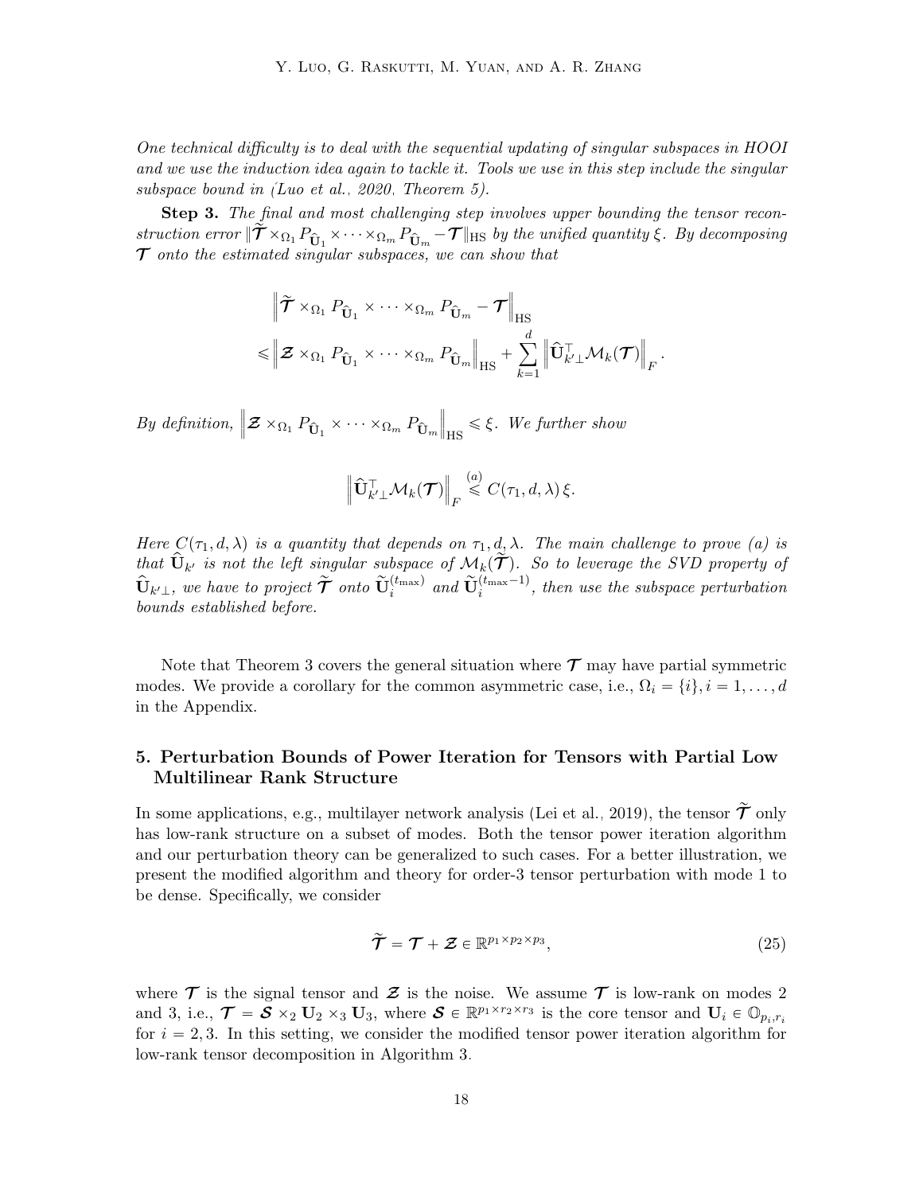*One technical difficulty is to deal with the sequential updating of singular subspaces in HOOI and we use the induction idea again to tackle it. Tools we use in this step include the singular subspace bound in (Luo et al., 2020, Theorem 5).*

**Step 3.** *The final and most challenging step involves upper bounding the tensor reconstruction error* $\|\widetilde{\boldsymbol{\mathcal{T}}} \times_{\Omega_1} P_{\widehat{\mathbf{U}}_1} \times \cdots \times_{\Omega_m} P_{\widehat{\mathbf{U}}_m} - \boldsymbol{\mathcal{T}}\|_{\text{HS}}$ *by the unified quantity* $\xi$. *By decomposing* $\boldsymbol{\mathcal{T}}$ *onto the estimated singular subspaces, we can show that*

$$
\begin{aligned}
&\left\| \widetilde{\boldsymbol{\mathcal{T}}} \times_{\Omega_1} P_{\widehat{\mathbf{U}}_1} \times \cdots \times_{\Omega_m} P_{\widehat{\mathbf{U}}_m} - \boldsymbol{\mathcal{T}} \right\|_{\text{HS}} \\
\leqslant &\left\| \boldsymbol{\mathcal{Z}} \times_{\Omega_1} P_{\widehat{\mathbf{U}}_1} \times \cdots \times_{\Omega_m} P_{\widehat{\mathbf{U}}_m} \right\|_{\text{HS}} + \sum_{k=1}^{d} \left\| \widehat{\mathbf{U}}_{k'\perp}^{\top} \mathcal{M}_k(\boldsymbol{\mathcal{T}}) \right\|_F .
\end{aligned}
$$

*By definition,* $\left\| \boldsymbol{\mathcal{Z}} \times_{\Omega_1} P_{\widehat{\mathbf{U}}_1} \times \cdots \times_{\Omega_m} P_{\widehat{\mathbf{U}}_m} \right\|_{\text{HS}} \leqslant \xi$. *We further show*

$$
\left\| \widehat{\mathbf{U}}_{k'\perp}^{\top} \mathcal{M}_k(\boldsymbol{\mathcal{T}}) \right\|_F \overset{(a)}{\leqslant} C(\tau_1, d, \lambda)\, \xi.
$$

*Here* $C(\tau_1, d, \lambda)$ *is a quantity that depends on* $\tau_1, d, \lambda$. *The main challenge to prove (a) is that* $\widehat{\mathbf{U}}_{k'}$ *is not the left singular subspace of* $\mathcal{M}_k(\widetilde{\boldsymbol{\mathcal{T}}})$. *So to leverage the SVD property of* $\widehat{\mathbf{U}}_{k'\perp}$, *we have to project* $\widetilde{\boldsymbol{\mathcal{T}}}$ *onto* $\widetilde{\mathbf{U}}_i^{(t_{\max})}$ *and* $\widetilde{\mathbf{U}}_i^{(t_{\max}-1)}$, *then use the subspace perturbation bounds established before.*

Note that Theorem 3 covers the general situation where $\boldsymbol{\mathcal{T}}$ may have partial symmetric modes. We provide a corollary for the common asymmetric case, i.e., $\Omega_i = \{i\}, i = 1, \ldots, d$ in the Appendix.

## 5. Perturbation Bounds of Power Iteration for Tensors with Partial Low Multilinear Rank Structure

In some applications, e.g., multilayer network analysis (Lei et al., 2019), the tensor $\widetilde{\boldsymbol{\mathcal{T}}}$ only has low-rank structure on a subset of modes. Both the tensor power iteration algorithm and our perturbation theory can be generalized to such cases. For a better illustration, we present the modified algorithm and theory for order-3 tensor perturbation with mode 1 to be dense. Specifically, we consider

$$
\widetilde{\boldsymbol{\mathcal{T}}} = \boldsymbol{\mathcal{T}} + \boldsymbol{\mathcal{Z}} \in \mathbb{R}^{p_1 \times p_2 \times p_3}, \tag{25}
$$

where $\boldsymbol{\mathcal{T}}$ is the signal tensor and $\boldsymbol{\mathcal{Z}}$ is the noise. We assume $\boldsymbol{\mathcal{T}}$ is low-rank on modes 2 and 3, i.e., $\boldsymbol{\mathcal{T}} = \boldsymbol{\mathcal{S}} \times_2 \mathbf{U}_2 \times_3 \mathbf{U}_3$, where $\boldsymbol{\mathcal{S}} \in \mathbb{R}^{p_1 \times r_2 \times r_3}$ is the core tensor and $\mathbf{U}_i \in \mathbb{O}_{p_i, r_i}$ for $i = 2, 3$. In this setting, we consider the modified tensor power iteration algorithm for low-rank tensor decomposition in Algorithm 3.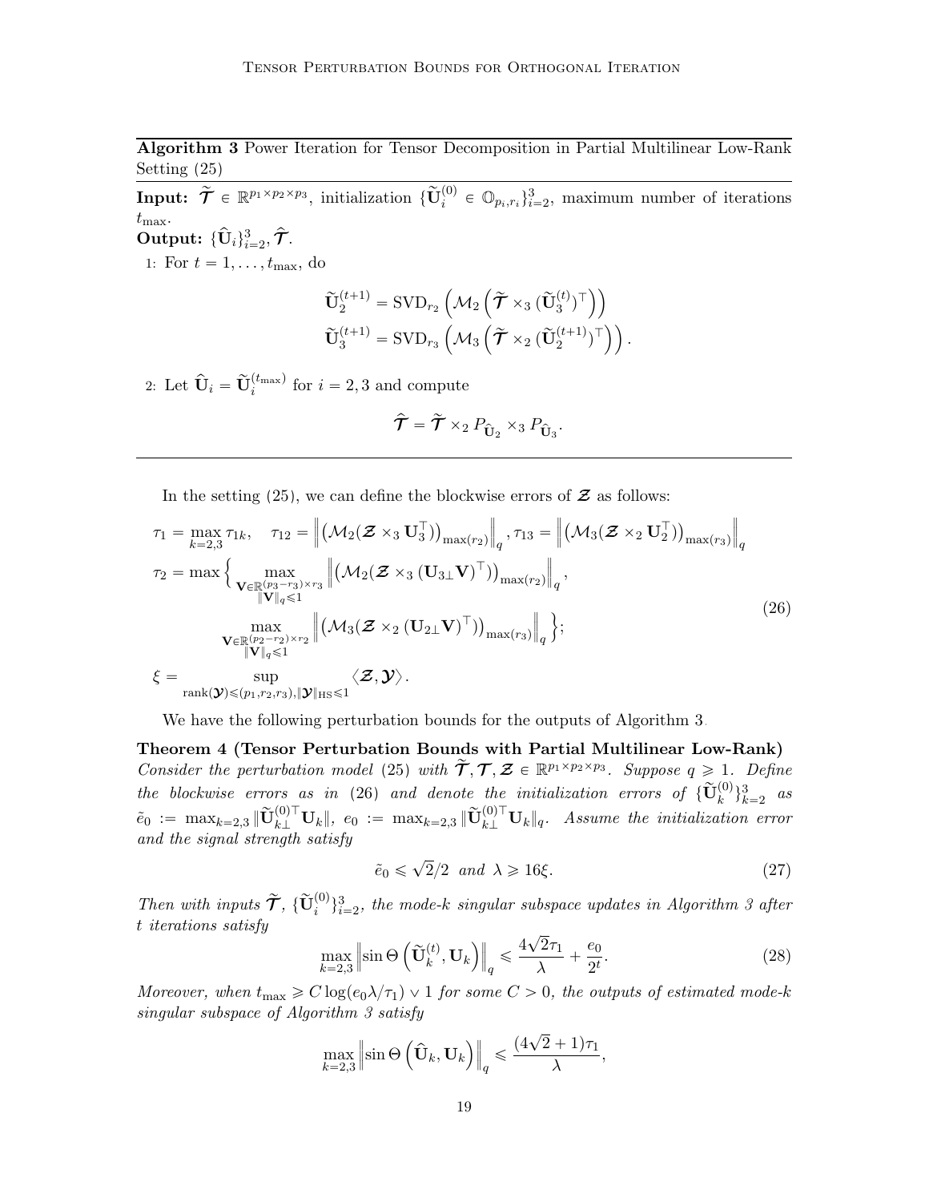**Algorithm 3** Power Iteration for Tensor Decomposition in Partial Multilinear Low-Rank Setting (25)

**Input:** $\widetilde{\boldsymbol{\mathcal{T}}} \in \mathbb{R}^{p_1 \times p_2 \times p_3}$, initialization $\{\widetilde{\mathbf{U}}_i^{(0)} \in \mathbb{O}_{p_i, r_i}\}_{i=2}^3$, maximum number of iterations $t_{\max}$.

**Output:** $\{\widehat{\mathbf{U}}_i\}_{i=2}^3, \widehat{\boldsymbol{\mathcal{T}}}$.

1: For $t = 1, \ldots, t_{\max}$, do

$$\widetilde{\mathbf{U}}_2^{(t+1)} = \mathrm{SVD}_{r_2}\left(\mathcal{M}_2\left(\widetilde{\boldsymbol{\mathcal{T}}} \times_3 (\widetilde{\mathbf{U}}_3^{(t)})^\top\right)\right)$$
$$\widetilde{\mathbf{U}}_3^{(t+1)} = \mathrm{SVD}_{r_3}\left(\mathcal{M}_3\left(\widetilde{\boldsymbol{\mathcal{T}}} \times_2 (\widetilde{\mathbf{U}}_2^{(t+1)})^\top\right)\right).$$

2: Let $\widehat{\mathbf{U}}_i = \widetilde{\mathbf{U}}_i^{(t_{\max})}$ for $i = 2, 3$ and compute

$$\widehat{\boldsymbol{\mathcal{T}}} = \widetilde{\boldsymbol{\mathcal{T}}} \times_2 P_{\widehat{\mathbf{U}}_2} \times_3 P_{\widehat{\mathbf{U}}_3}.$$

---

In the setting (25), we can define the blockwise errors of $\boldsymbol{\mathcal{Z}}$ as follows:

$$
\begin{aligned}
\tau_1 &= \max_{k=2,3} \tau_{1k}, \quad \tau_{12} = \left\| \left(\mathcal{M}_2(\boldsymbol{\mathcal{Z}} \times_3 \mathbf{U}_3^\top)\right)_{\max(r_2)} \right\|_q, \tau_{13} = \left\| \left(\mathcal{M}_3(\boldsymbol{\mathcal{Z}} \times_2 \mathbf{U}_2^\top)\right)_{\max(r_3)} \right\|_q \\
\tau_2 &= \max\Big\{ \max_{\substack{\mathbf{V} \in \mathbb{R}^{(p_3 - r_3) \times r_3} \\ \|\mathbf{V}\|_q \leqslant 1}} \left\| \left(\mathcal{M}_2(\boldsymbol{\mathcal{Z}} \times_3 (\mathbf{U}_{3\perp}\mathbf{V})^\top)\right)_{\max(r_2)} \right\|_q, \\
&\qquad\quad \max_{\substack{\mathbf{V} \in \mathbb{R}^{(p_2 - r_2) \times r_2} \\ \|\mathbf{V}\|_q \leqslant 1}} \left\| \left(\mathcal{M}_3(\boldsymbol{\mathcal{Z}} \times_2 (\mathbf{U}_{2\perp}\mathbf{V})^\top)\right)_{\max(r_3)} \right\|_q \Big\}; \\
\xi &= \sup_{\mathrm{rank}(\boldsymbol{\mathcal{Y}}) \leqslant (p_1, r_2, r_3), \|\boldsymbol{\mathcal{Y}}\|_{\mathrm{HS}} \leqslant 1} \langle \boldsymbol{\mathcal{Z}}, \boldsymbol{\mathcal{Y}} \rangle.
\end{aligned}
\tag{26}
$$

We have the following perturbation bounds for the outputs of Algorithm 3.

**Theorem 4 (Tensor Perturbation Bounds with Partial Multilinear Low-Rank)** *Consider the perturbation model* (25) *with* $\widetilde{\boldsymbol{\mathcal{T}}}, \boldsymbol{\mathcal{T}}, \boldsymbol{\mathcal{Z}} \in \mathbb{R}^{p_1 \times p_2 \times p_3}$. *Suppose* $q \geqslant 1$. *Define the blockwise errors as in* (26) *and denote the initialization errors of* $\{\widetilde{\mathbf{U}}_k^{(0)}\}_{k=2}^3$ *as* $\tilde{e}_0 := \max_{k=2,3} \|\widetilde{\mathbf{U}}_{k\perp}^{(0)\top} \mathbf{U}_k\|$, $e_0 := \max_{k=2,3} \|\widetilde{\mathbf{U}}_{k\perp}^{(0)\top} \mathbf{U}_k\|_q$. *Assume the initialization error and the signal strength satisfy*

$$\tilde{e}_0 \leqslant \sqrt{2}/2 \quad \text{and} \quad \lambda \geqslant 16\xi. \tag{27}$$

*Then with inputs* $\widetilde{\boldsymbol{\mathcal{T}}}$, $\{\widetilde{\mathbf{U}}_i^{(0)}\}_{i=2}^3$, *the mode-k singular subspace updates in Algorithm 3 after t iterations satisfy*

$$\max_{k=2,3} \left\| \sin\Theta\left(\widetilde{\mathbf{U}}_k^{(t)}, \mathbf{U}_k\right) \right\|_q \leqslant \frac{4\sqrt{2}\tau_1}{\lambda} + \frac{e_0}{2^t}. \tag{28}$$

*Moreover, when* $t_{\max} \geqslant C \log(e_0\lambda/\tau_1) \vee 1$ *for some* $C > 0$, *the outputs of estimated mode-k singular subspace of Algorithm 3 satisfy*

$$\max_{k=2,3} \left\| \sin\Theta\left(\widehat{\mathbf{U}}_k, \mathbf{U}_k\right) \right\|_q \leqslant \frac{(4\sqrt{2}+1)\tau_1}{\lambda},$$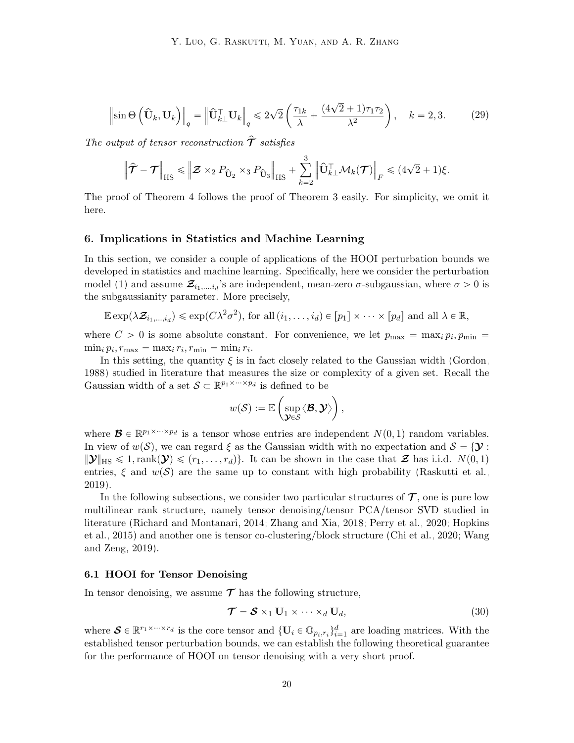$$
\left\|\sin\Theta\left(\widehat{\mathbf{U}}_k, \mathbf{U}_k\right)\right\|_q = \left\|\widehat{\mathbf{U}}_{k\perp}^\top \mathbf{U}_k\right\|_q \leqslant 2\sqrt{2}\left(\frac{\tau_{1k}}{\lambda} + \frac{(4\sqrt{2}+1)\tau_1\tau_2}{\lambda^2}\right), \quad k = 2, 3. \tag{29}
$$

*The output of tensor reconstruction* $\widehat{\boldsymbol{\mathcal{T}}}$ *satisfies*

$$
\left\|\widehat{\boldsymbol{\mathcal{T}}} - \boldsymbol{\mathcal{T}}\right\|_{\mathrm{HS}} \leqslant \left\|\boldsymbol{\mathcal{Z}} \times_2 P_{\widehat{\mathbf{U}}_2} \times_3 P_{\widehat{\mathbf{U}}_3}\right\|_{\mathrm{HS}} + \sum_{k=2}^{3}\left\|\widehat{\mathbf{U}}_{k\perp}^\top \mathcal{M}_k(\boldsymbol{\mathcal{T}})\right\|_F \leqslant (4\sqrt{2}+1)\xi.
$$

The proof of Theorem 4 follows the proof of Theorem 3 easily. For simplicity, we omit it here.

## 6. Implications in Statistics and Machine Learning

In this section, we consider a couple of applications of the HOOI perturbation bounds we developed in statistics and machine learning. Specifically, here we consider the perturbation model (1) and assume $\boldsymbol{\mathcal{Z}}_{i_1,\ldots,i_d}$'s are independent, mean-zero $\sigma$-subgaussian, where $\sigma > 0$ is the subgaussianity parameter. More precisely,

$$
\mathbb{E}\exp(\lambda \boldsymbol{\mathcal{Z}}_{i_1,\ldots,i_d}) \leqslant \exp(C\lambda^2\sigma^2), \text{ for all } (i_1,\ldots,i_d) \in [p_1]\times\cdots\times[p_d] \text{ and all } \lambda \in \mathbb{R},
$$

where $C > 0$ is some absolute constant. For convenience, we let $p_{\max} = \max_i p_i, p_{\min} = \min_i p_i, r_{\max} = \max_i r_i, r_{\min} = \min_i r_i$.

In this setting, the quantity $\xi$ is in fact closely related to the Gaussian width (Gordon, 1988) studied in literature that measures the size or complexity of a given set. Recall the Gaussian width of a set $\mathcal{S} \subset \mathbb{R}^{p_1\times\cdots\times p_d}$ is defined to be

$$
w(\mathcal{S}) := \mathbb{E}\left(\sup_{\boldsymbol{\mathcal{Y}}\in\mathcal{S}} \langle \boldsymbol{\mathcal{B}}, \boldsymbol{\mathcal{Y}}\rangle\right),
$$

where $\boldsymbol{\mathcal{B}} \in \mathbb{R}^{p_1\times\cdots\times p_d}$ is a tensor whose entries are independent $N(0,1)$ random variables. In view of $w(\mathcal{S})$, we can regard $\xi$ as the Gaussian width with no expectation and $\mathcal{S} = \{\boldsymbol{\mathcal{Y}} : \|\boldsymbol{\mathcal{Y}}\|_{\mathrm{HS}} \leqslant 1, \mathrm{rank}(\boldsymbol{\mathcal{Y}}) \leqslant (r_1,\ldots,r_d)\}$. It can be shown in the case that $\boldsymbol{\mathcal{Z}}$ has i.i.d. $N(0,1)$ entries, $\xi$ and $w(\mathcal{S})$ are the same up to constant with high probability (Raskutti et al., 2019).

In the following subsections, we consider two particular structures of $\boldsymbol{\mathcal{T}}$, one is pure low multilinear rank structure, namely tensor denoising/tensor PCA/tensor SVD studied in literature (Richard and Montanari, 2014; Zhang and Xia, 2018; Perry et al., 2020; Hopkins et al., 2015) and another one is tensor co-clustering/block structure (Chi et al., 2020; Wang and Zeng, 2019).

### 6.1 HOOI for Tensor Denoising

In tensor denoising, we assume $\boldsymbol{\mathcal{T}}$ has the following structure,

$$
\boldsymbol{\mathcal{T}} = \boldsymbol{\mathcal{S}} \times_1 \mathbf{U}_1 \times \cdots \times_d \mathbf{U}_d, \tag{30}
$$

where $\boldsymbol{\mathcal{S}} \in \mathbb{R}^{r_1\times\cdots\times r_d}$ is the core tensor and $\{\mathbf{U}_i \in \mathbb{O}_{p_i,r_i}\}_{i=1}^d$ are loading matrices. With the established tensor perturbation bounds, we can establish the following theoretical guarantee for the performance of HOOI on tensor denoising with a very short proof.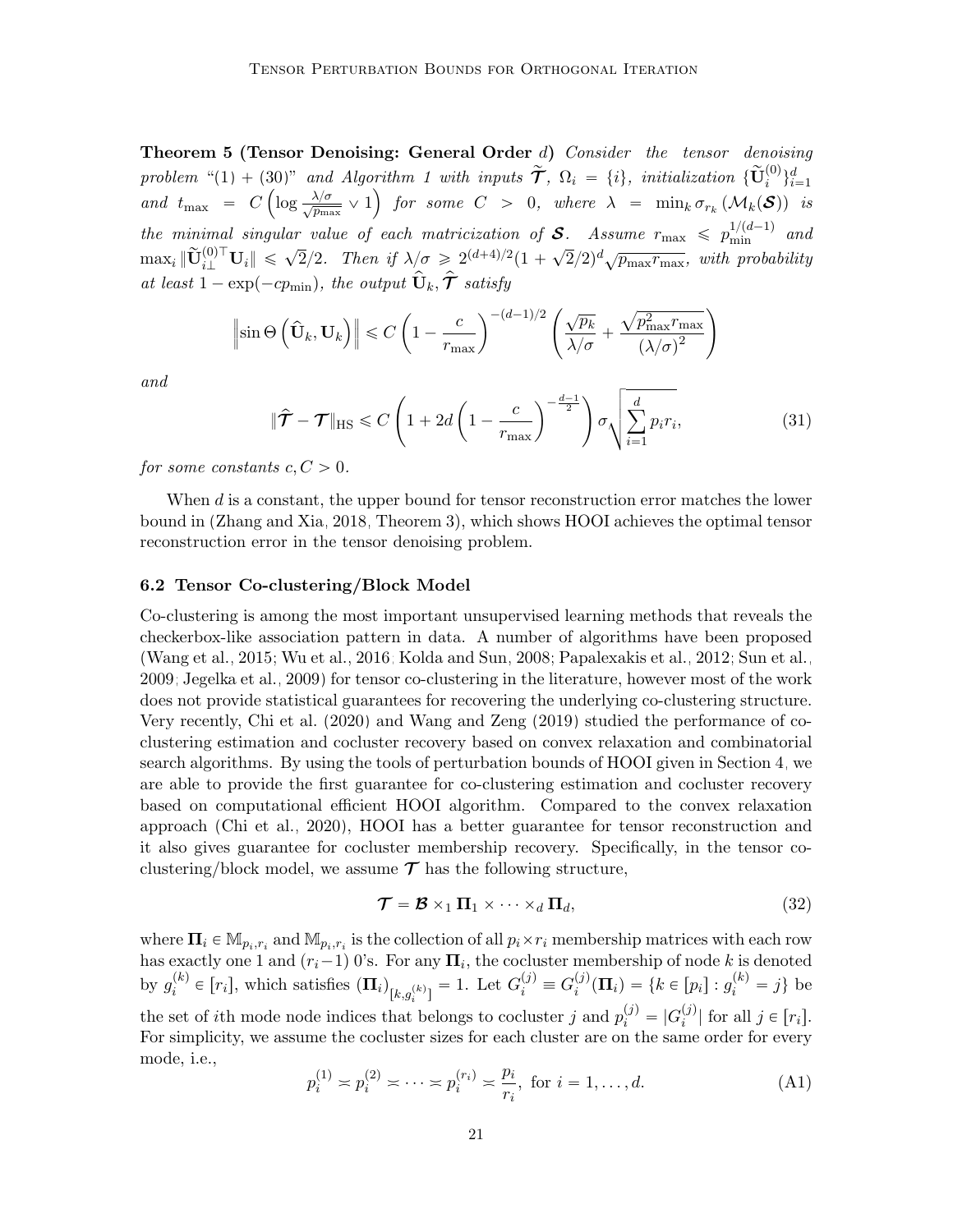**Theorem 5 (Tensor Denoising: General Order $d$)** *Consider the tensor denoising problem "(1) + (30)" and Algorithm 1 with inputs $\widetilde{\mathcal{T}}$, $\Omega_i = \{i\}$, initialization $\{\widetilde{\mathbf{U}}_i^{(0)}\}_{i=1}^d$ and $t_{\max} = C\left(\log \frac{\lambda/\sigma}{\sqrt{p_{\max}}} \vee 1\right)$ for some $C > 0$, where $\lambda = \min_k \sigma_{r_k}(\mathcal{M}_k(\mathcal{S}))$ is the minimal singular value of each matricization of $\mathcal{S}$. Assume $r_{\max} \leqslant p_{\min}^{1/(d-1)}$ and $\max_i \|\widetilde{\mathbf{U}}_{i\perp}^{(0)\top}\mathbf{U}_i\| \leqslant \sqrt{2}/2$. Then if $\lambda/\sigma \geqslant 2^{(d+4)/2}(1+\sqrt{2}/2)^d\sqrt{p_{\max}r_{\max}}$, with probability at least $1-\exp(-cp_{\min})$, the output $\widehat{\mathbf{U}}_k, \widehat{\mathcal{T}}$ satisfy*

$$\left\|\sin\Theta\left(\widehat{\mathbf{U}}_k, \mathbf{U}_k\right)\right\| \leqslant C\left(1-\frac{c}{r_{\max}}\right)^{-(d-1)/2}\left(\frac{\sqrt{p_k}}{\lambda/\sigma}+\frac{\sqrt{p_{\max}^2 r_{\max}}}{(\lambda/\sigma)^2}\right)$$

*and*

$$\|\widehat{\mathcal{T}}-\mathcal{T}\|_{\mathrm{HS}} \leqslant C\left(1+2d\left(1-\frac{c}{r_{\max}}\right)^{-\frac{d-1}{2}}\right)\sigma\sqrt{\sum_{i=1}^d p_i r_i}, \tag{31}$$

*for some constants $c, C > 0$.*

When $d$ is a constant, the upper bound for tensor reconstruction error matches the lower bound in (Zhang and Xia, 2018, Theorem 3), which shows HOOI achieves the optimal tensor reconstruction error in the tensor denoising problem.

### 6.2 Tensor Co-clustering/Block Model

Co-clustering is among the most important unsupervised learning methods that reveals the checkerbox-like association pattern in data. A number of algorithms have been proposed (Wang et al., 2015; Wu et al., 2016; Kolda and Sun, 2008; Papalexakis et al., 2012; Sun et al., 2009; Jegelka et al., 2009) for tensor co-clustering in the literature, however most of the work does not provide statistical guarantees for recovering the underlying co-clustering structure. Very recently, Chi et al. (2020) and Wang and Zeng (2019) studied the performance of co-clustering estimation and cocluster recovery based on convex relaxation and combinatorial search algorithms. By using the tools of perturbation bounds of HOOI given in Section 4, we are able to provide the first guarantee for co-clustering estimation and cocluster recovery based on computational efficient HOOI algorithm. Compared to the convex relaxation approach (Chi et al., 2020), HOOI has a better guarantee for tensor reconstruction and it also gives guarantee for cocluster membership recovery. Specifically, in the tensor co-clustering/block model, we assume $\mathcal{T}$ has the following structure,

$$\mathcal{T} = \mathcal{B} \times_1 \mathbf{\Pi}_1 \times \cdots \times_d \mathbf{\Pi}_d, \tag{32}$$

where $\mathbf{\Pi}_i \in \mathbb{M}_{p_i,r_i}$ and $\mathbb{M}_{p_i,r_i}$ is the collection of all $p_i \times r_i$ membership matrices with each row has exactly one 1 and $(r_i - 1)$ 0's. For any $\mathbf{\Pi}_i$, the cocluster membership of node $k$ is denoted by $g_i^{(k)} \in [r_i]$, which satisfies $(\mathbf{\Pi}_i)_{[k, g_i^{(k)}]} = 1$. Let $G_i^{(j)} \equiv G_i^{(j)}(\mathbf{\Pi}_i) = \{k \in [p_i] : g_i^{(k)} = j\}$ be the set of $i$th mode node indices that belongs to cocluster $j$ and $p_i^{(j)} = |G_i^{(j)}|$ for all $j \in [r_i]$. For simplicity, we assume the cocluster sizes for each cluster are on the same order for every mode, i.e.,

$$p_i^{(1)} \asymp p_i^{(2)} \asymp \cdots \asymp p_i^{(r_i)} \asymp \frac{p_i}{r_i}, \text{ for } i = 1, \ldots, d. \tag{A1}$$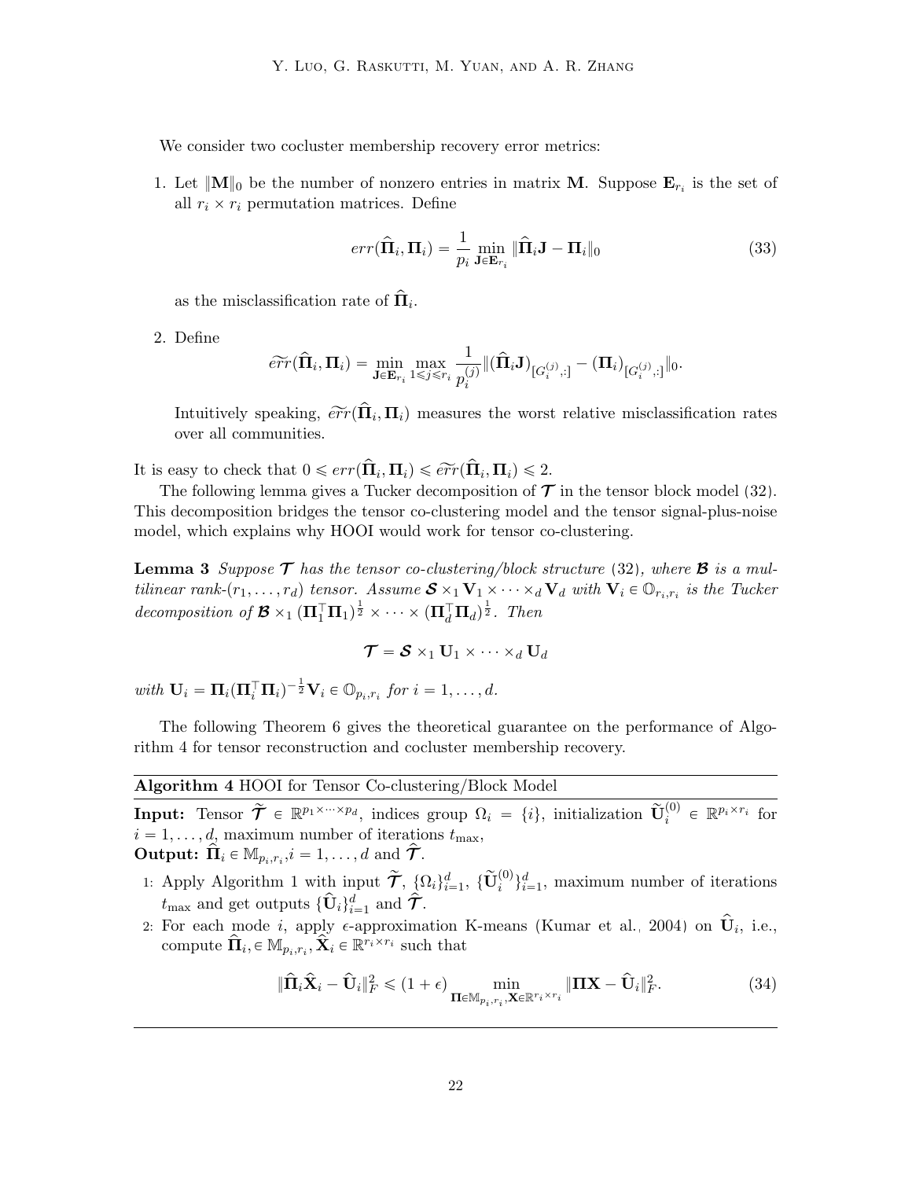We consider two cocluster membership recovery error metrics:

1. Let $\|\mathbf{M}\|_0$ be the number of nonzero entries in matrix $\mathbf{M}$. Suppose $\mathbf{E}_{r_i}$ is the set of all $r_i \times r_i$ permutation matrices. Define

$$err(\widehat{\mathbf{\Pi}}_i, \mathbf{\Pi}_i) = \frac{1}{p_i} \min_{\mathbf{J} \in \mathbf{E}_{r_i}} \|\widehat{\mathbf{\Pi}}_i \mathbf{J} - \mathbf{\Pi}_i\|_0 \tag{33}$$

as the misclassification rate of $\widehat{\mathbf{\Pi}}_i$.

2. Define

$$\widetilde{err}(\widehat{\mathbf{\Pi}}_i, \mathbf{\Pi}_i) = \min_{\mathbf{J} \in \mathbf{E}_{r_i}} \max_{1 \leqslant j \leqslant r_i} \frac{1}{p_i^{(j)}} \|(\widehat{\mathbf{\Pi}}_i \mathbf{J})_{[G_i^{(j)},:]} - (\mathbf{\Pi}_i)_{[G_i^{(j)},:]}\|_0.$$

Intuitively speaking, $\widetilde{err}(\widehat{\mathbf{\Pi}}_i, \mathbf{\Pi}_i)$ measures the worst relative misclassification rates over all communities.

It is easy to check that $0 \leqslant err(\widehat{\mathbf{\Pi}}_i, \mathbf{\Pi}_i) \leqslant \widetilde{err}(\widehat{\mathbf{\Pi}}_i, \mathbf{\Pi}_i) \leqslant 2$.

The following lemma gives a Tucker decomposition of $\boldsymbol{\mathcal{T}}$ in the tensor block model (32). This decomposition bridges the tensor co-clustering model and the tensor signal-plus-noise model, which explains why HOOI would work for tensor co-clustering.

**Lemma 3** *Suppose $\boldsymbol{\mathcal{T}}$ has the tensor co-clustering/block structure (32), where $\boldsymbol{\mathcal{B}}$ is a multilinear rank-$(r_1, \ldots, r_d)$ tensor. Assume $\boldsymbol{\mathcal{S}} \times_1 \mathbf{V}_1 \times \cdots \times_d \mathbf{V}_d$ with $\mathbf{V}_i \in \mathbb{O}_{r_i, r_i}$ is the Tucker decomposition of $\boldsymbol{\mathcal{B}} \times_1 (\mathbf{\Pi}_1^\top \mathbf{\Pi}_1)^{\frac{1}{2}} \times \cdots \times (\mathbf{\Pi}_d^\top \mathbf{\Pi}_d)^{\frac{1}{2}}$. Then*

$$\boldsymbol{\mathcal{T}} = \boldsymbol{\mathcal{S}} \times_1 \mathbf{U}_1 \times \cdots \times_d \mathbf{U}_d$$

*with $\mathbf{U}_i = \mathbf{\Pi}_i (\mathbf{\Pi}_i^\top \mathbf{\Pi}_i)^{-\frac{1}{2}} \mathbf{V}_i \in \mathbb{O}_{p_i, r_i}$ for $i = 1, \ldots, d$.*

The following Theorem 6 gives the theoretical guarantee on the performance of Algorithm 4 for tensor reconstruction and cocluster membership recovery.

---

**Algorithm 4** HOOI for Tensor Co-clustering/Block Model

---

**Input:** Tensor $\widetilde{\boldsymbol{\mathcal{T}}} \in \mathbb{R}^{p_1 \times \cdots \times p_d}$, indices group $\Omega_i = \{i\}$, initialization $\widetilde{\mathbf{U}}_i^{(0)} \in \mathbb{R}^{p_i \times r_i}$ for $i = 1, \ldots, d$, maximum number of iterations $t_{\max}$,
**Output:** $\widehat{\mathbf{\Pi}}_i \in \mathbb{M}_{p_i, r_i}, i = 1, \ldots, d$ and $\widehat{\boldsymbol{\mathcal{T}}}$.

1: Apply Algorithm 1 with input $\widetilde{\boldsymbol{\mathcal{T}}}$, $\{\Omega_i\}_{i=1}^d$, $\{\widetilde{\mathbf{U}}_i^{(0)}\}_{i=1}^d$, maximum number of iterations $t_{\max}$ and get outputs $\{\widehat{\mathbf{U}}_i\}_{i=1}^d$ and $\widehat{\boldsymbol{\mathcal{T}}}$.

2: For each mode $i$, apply $\epsilon$-approximation K-means (Kumar et al., 2004) on $\widehat{\mathbf{U}}_i$, i.e., compute $\widehat{\mathbf{\Pi}}_i, \in \mathbb{M}_{p_i, r_i}, \widehat{\mathbf{X}}_i \in \mathbb{R}^{r_i \times r_i}$ such that

$$\|\widehat{\mathbf{\Pi}}_i \widehat{\mathbf{X}}_i - \widehat{\mathbf{U}}_i\|_F^2 \leqslant (1 + \epsilon) \min_{\mathbf{\Pi} \in \mathbb{M}_{p_i, r_i}, \mathbf{X} \in \mathbb{R}^{r_i \times r_i}} \|\mathbf{\Pi} \mathbf{X} - \widehat{\mathbf{U}}_i\|_F^2. \tag{34}$$

---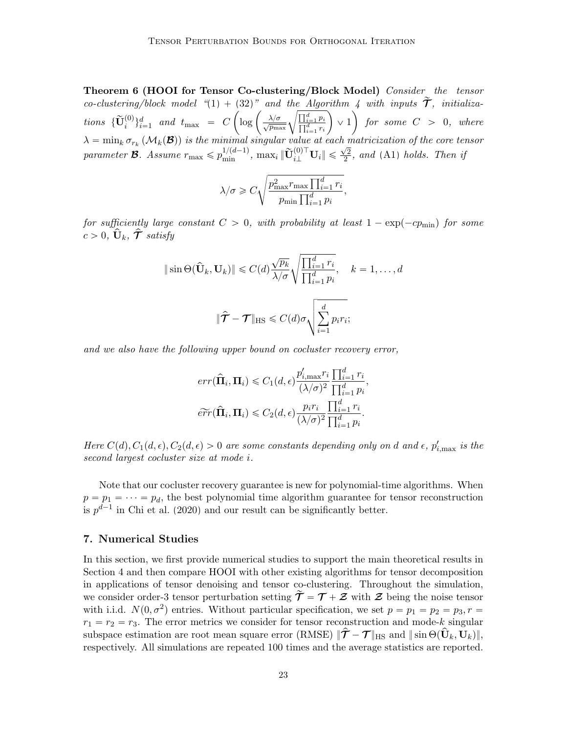**Theorem 6 (HOOI for Tensor Co-clustering/Block Model)** *Consider the tensor co-clustering/block model "(1) + (32)" and the Algorithm 4 with inputs $\widetilde{\boldsymbol{\mathcal{T}}}$, initializations $\{\widetilde{\mathbf{U}}_i^{(0)}\}_{i=1}^d$ and $t_{\max} = C\left(\log\left(\frac{\lambda/\sigma}{\sqrt{p_{\max}}}\sqrt{\frac{\prod_{i=1}^d p_i}{\prod_{i=1}^d r_i}}\right) \vee 1\right)$ for some $C > 0$, where $\lambda = \min_k \sigma_{r_k}(\mathcal{M}_k(\boldsymbol{\mathcal{B}}))$ is the minimal singular value at each matricization of the core tensor parameter $\boldsymbol{\mathcal{B}}$. Assume $r_{\max} \leqslant p_{\min}^{1/(d-1)}$, $\max_i \|\widetilde{\mathbf{U}}_{i\perp}^{(0)\top}\mathbf{U}_i\| \leqslant \frac{\sqrt{2}}{2}$, and (A1) holds. Then if*

$$
\lambda/\sigma \geqslant C\sqrt{\frac{p_{\max}^2 r_{\max}\prod_{i=1}^d r_i}{p_{\min}\prod_{i=1}^d p_i}},
$$

*for sufficiently large constant $C > 0$, with probability at least $1 - \exp(-cp_{\min})$ for some $c > 0$, $\widehat{\mathbf{U}}_k$, $\widehat{\boldsymbol{\mathcal{T}}}$ satisfy*

$$
\|\sin\Theta(\widehat{\mathbf{U}}_k, \mathbf{U}_k)\| \leqslant C(d)\frac{\sqrt{p_k}}{\lambda/\sigma}\sqrt{\frac{\prod_{i=1}^d r_i}{\prod_{i=1}^d p_i}}, \quad k = 1, \ldots, d
$$

$$
\|\widehat{\boldsymbol{\mathcal{T}}} - \boldsymbol{\mathcal{T}}\|_{\text{HS}} \leqslant C(d)\sigma\sqrt{\sum_{i=1}^d p_i r_i};
$$

*and we also have the following upper bound on cocluster recovery error,*

$$
err(\widehat{\mathbf{\Pi}}_i, \mathbf{\Pi}_i) \leqslant C_1(d, \epsilon)\frac{p'_{i,\max} r_i}{(\lambda/\sigma)^2}\frac{\prod_{i=1}^d r_i}{\prod_{i=1}^d p_i},
$$

$$
\widetilde{err}(\widehat{\mathbf{\Pi}}_i, \mathbf{\Pi}_i) \leqslant C_2(d, \epsilon)\frac{p_i r_i}{(\lambda/\sigma)^2}\frac{\prod_{i=1}^d r_i}{\prod_{i=1}^d p_i}.
$$

*Here $C(d), C_1(d,\epsilon), C_2(d,\epsilon) > 0$ are some constants depending only on $d$ and $\epsilon$, $p'_{i,\max}$ is the second largest cocluster size at mode $i$.*

Note that our cocluster recovery guarantee is new for polynomial-time algorithms. When $p = p_1 = \cdots = p_d$, the best polynomial time algorithm guarantee for tensor reconstruction is $p^{d-1}$ in Chi et al. (2020) and our result can be significantly better.

## 7. Numerical Studies

In this section, we first provide numerical studies to support the main theoretical results in Section 4 and then compare HOOI with other existing algorithms for tensor decomposition in applications of tensor denoising and tensor co-clustering. Throughout the simulation, we consider order-3 tensor perturbation setting $\widetilde{\boldsymbol{\mathcal{T}}} = \boldsymbol{\mathcal{T}} + \boldsymbol{\mathcal{Z}}$ with $\boldsymbol{\mathcal{Z}}$ being the noise tensor with i.i.d. $N(0, \sigma^2)$ entries. Without particular specification, we set $p = p_1 = p_2 = p_3, r = r_1 = r_2 = r_3$. The error metrics we consider for tensor reconstruction and mode-$k$ singular subspace estimation are root mean square error (RMSE) $\|\widehat{\boldsymbol{\mathcal{T}}} - \boldsymbol{\mathcal{T}}\|_{\text{HS}}$ and $\|\sin\Theta(\widehat{\mathbf{U}}_k, \mathbf{U}_k)\|$, respectively. All simulations are repeated 100 times and the average statistics are reported.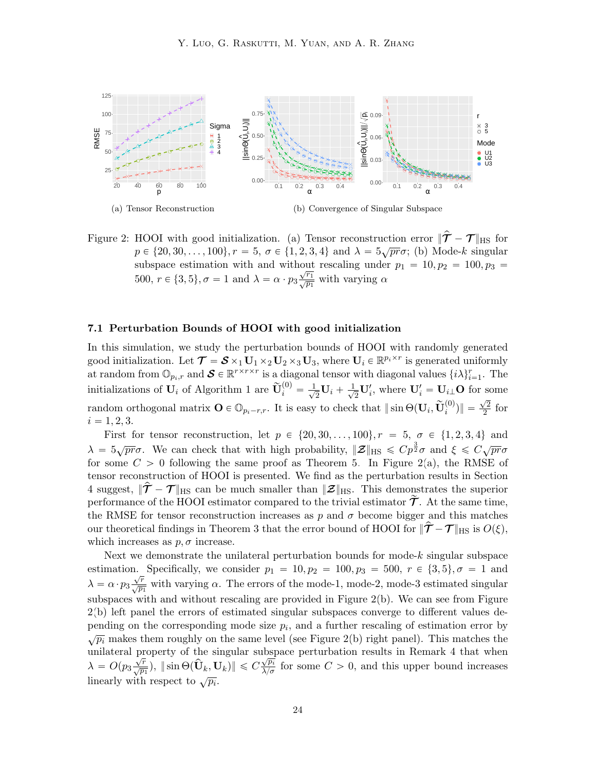(a) Tensor Reconstruction

(b) Convergence of Singular Subspace

Figure 2: HOOI with good initialization. (a) Tensor reconstruction error $\|\widehat{\mathcal{T}} - \mathcal{T}\|_{\mathrm{HS}}$ for $p \in \{20, 30, \ldots, 100\}, r = 5$, $\sigma \in \{1, 2, 3, 4\}$ and $\lambda = 5\sqrt{pr}\sigma$; (b) Mode-$k$ singular subspace estimation with and without rescaling under $p_1 = 10, p_2 = 100, p_3 = 500$, $r \in \{3, 5\}, \sigma = 1$ and $\lambda = \alpha \cdot p_3 \frac{\sqrt{r_1}}{\sqrt{p_1}}$ with varying $\alpha$

### 7.1 Perturbation Bounds of HOOI with good initialization

In this simulation, we study the perturbation bounds of HOOI with randomly generated good initialization. Let $\mathcal{T} = \mathcal{S} \times_1 \mathbf{U}_1 \times_2 \mathbf{U}_2 \times_3 \mathbf{U}_3$, where $\mathbf{U}_i \in \mathbb{R}^{p_i \times r}$ is generated uniformly at random from $\mathbb{O}_{p_i,r}$ and $\mathcal{S} \in \mathbb{R}^{r \times r \times r}$ is a diagonal tensor with diagonal values $\{i\lambda\}_{i=1}^r$. The initializations of $\mathbf{U}_i$ of Algorithm 1 are $\widetilde{\mathbf{U}}_i^{(0)} = \frac{1}{\sqrt{2}}\mathbf{U}_i + \frac{1}{\sqrt{2}}\mathbf{U}_i'$, where $\mathbf{U}_i' = \mathbf{U}_{i\perp}\mathbf{O}$ for some random orthogonal matrix $\mathbf{O} \in \mathbb{O}_{p_i-r,r}$. It is easy to check that $\|\sin\Theta(\mathbf{U}_i, \widetilde{\mathbf{U}}_i^{(0)})\| = \frac{\sqrt{2}}{2}$ for $i = 1, 2, 3$.

First for tensor reconstruction, let $p \in \{20, 30, \ldots, 100\}, r = 5$, $\sigma \in \{1, 2, 3, 4\}$ and $\lambda = 5\sqrt{pr}\sigma$. We can check that with high probability, $\|\mathcal{Z}\|_{\mathrm{HS}} \leqslant Cp^{\frac{3}{2}}\sigma$ and $\xi \leqslant C\sqrt{pr}\sigma$ for some $C > 0$ following the same proof as Theorem 5. In Figure 2(a), the RMSE of tensor reconstruction of HOOI is presented. We find as the perturbation results in Section 4 suggest, $\|\widehat{\mathcal{T}} - \mathcal{T}\|_{\mathrm{HS}}$ can be much smaller than $\|\mathcal{Z}\|_{\mathrm{HS}}$. This demonstrates the superior performance of the HOOI estimator compared to the trivial estimator $\widetilde{\mathcal{T}}$. At the same time, the RMSE for tensor reconstruction increases as $p$ and $\sigma$ become bigger and this matches our theoretical findings in Theorem 3 that the error bound of HOOI for $\|\widehat{\mathcal{T}} - \mathcal{T}\|_{\mathrm{HS}}$ is $O(\xi)$, which increases as $p, \sigma$ increase.

Next we demonstrate the unilateral perturbation bounds for mode-$k$ singular subspace estimation. Specifically, we consider $p_1 = 10, p_2 = 100, p_3 = 500$, $r \in \{3, 5\}, \sigma = 1$ and $\lambda = \alpha \cdot p_3 \frac{\sqrt{r}}{\sqrt{p_1}}$ with varying $\alpha$. The errors of the mode-1, mode-2, mode-3 estimated singular subspaces with and without rescaling are provided in Figure 2(b). We can see from Figure 2(b) left panel the errors of estimated singular subspaces converge to different values depending on the corresponding mode size $p_i$, and a further rescaling of estimation error by $\sqrt{p_i}$ makes them roughly on the same level (see Figure 2(b) right panel). This matches the unilateral property of the singular subspace perturbation results in Remark 4 that when $\lambda = O(p_3 \frac{\sqrt{r}}{\sqrt{p_1}})$, $\|\sin\Theta(\widehat{\mathbf{U}}_k, \mathbf{U}_k)\| \leqslant C\frac{\sqrt{p_i}}{\lambda/\sigma}$ for some $C > 0$, and this upper bound increases linearly with respect to $\sqrt{p_i}$.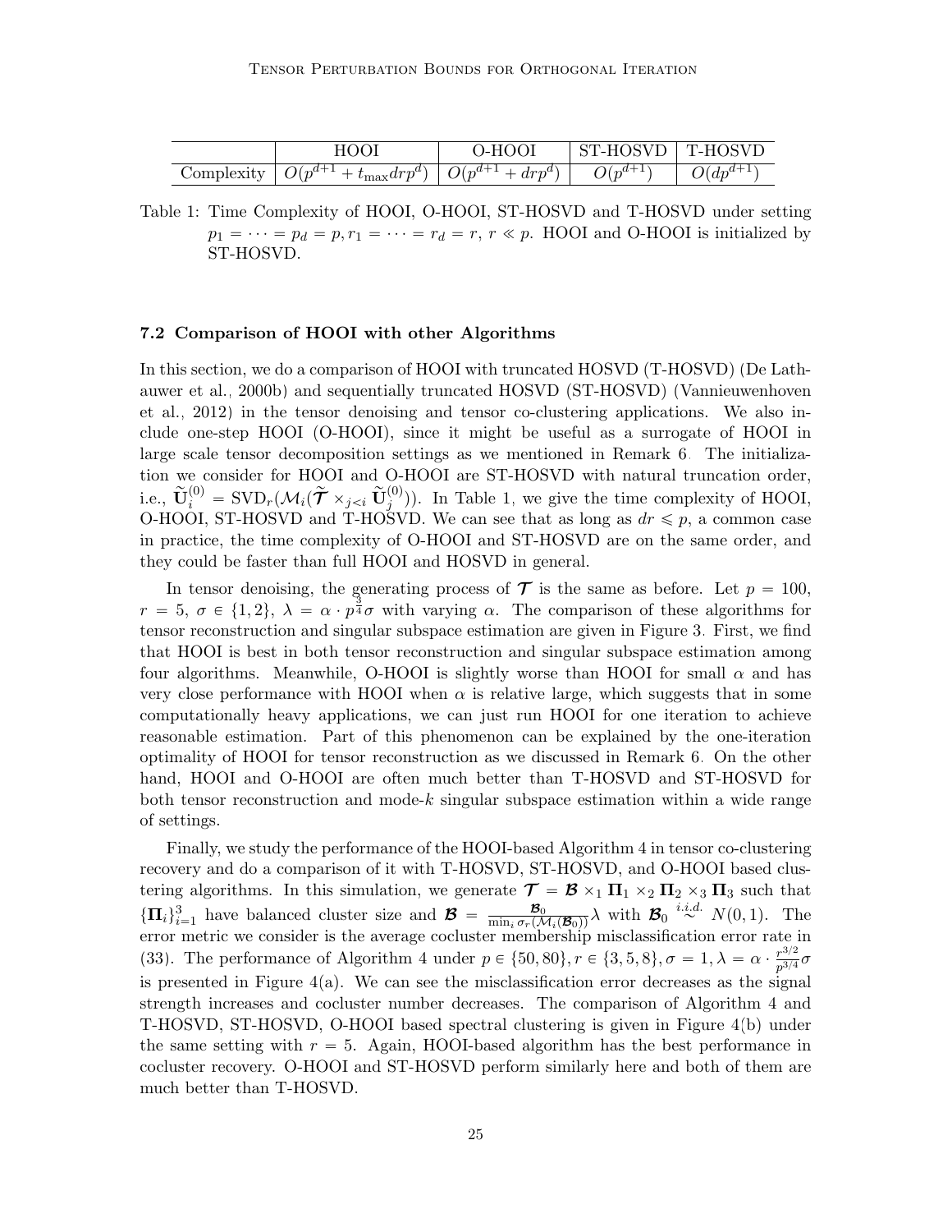|  | HOOI | O-HOOI | ST-HOSVD | T-HOSVD |
| --- | --- | --- | --- | --- |
| Complexity | $O(p^{d+1} + t_{\max} drp^d)$ | $O(p^{d+1} + drp^d)$ | $O(p^{d+1})$ | $O(dp^{d+1})$ |

Table 1: Time Complexity of HOOI, O-HOOI, ST-HOSVD and T-HOSVD under setting $p_1 = \cdots = p_d = p, r_1 = \cdots = r_d = r$, $r \ll p$. HOOI and O-HOOI is initialized by ST-HOSVD.

### 7.2 Comparison of HOOI with other Algorithms

In this section, we do a comparison of HOOI with truncated HOSVD (T-HOSVD) (De Lathauwer et al., 2000b) and sequentially truncated HOSVD (ST-HOSVD) (Vannieuwenhoven et al., 2012) in the tensor denoising and tensor co-clustering applications. We also include one-step HOOI (O-HOOI), since it might be useful as a surrogate of HOOI in large scale tensor decomposition settings as we mentioned in Remark 6. The initialization we consider for HOOI and O-HOOI are ST-HOSVD with natural truncation order, i.e., $\widetilde{\mathbf{U}}_i^{(0)} = \text{SVD}_r(\mathcal{M}_i(\widetilde{\boldsymbol{\mathcal{T}}} \times_{j<i} \widetilde{\mathbf{U}}_j^{(0)}))$. In Table 1, we give the time complexity of HOOI, O-HOOI, ST-HOSVD and T-HOSVD. We can see that as long as $dr \leqslant p$, a common case in practice, the time complexity of O-HOOI and ST-HOSVD are on the same order, and they could be faster than full HOOI and HOSVD in general.

In tensor denoising, the generating process of $\boldsymbol{\mathcal{T}}$ is the same as before. Let $p = 100$, $r = 5$, $\sigma \in \{1, 2\}$, $\lambda = \alpha \cdot p^{\frac{3}{4}} \sigma$ with varying $\alpha$. The comparison of these algorithms for tensor reconstruction and singular subspace estimation are given in Figure 3. First, we find that HOOI is best in both tensor reconstruction and singular subspace estimation among four algorithms. Meanwhile, O-HOOI is slightly worse than HOOI for small $\alpha$ and has very close performance with HOOI when $\alpha$ is relative large, which suggests that in some computationally heavy applications, we can just run HOOI for one iteration to achieve reasonable estimation. Part of this phenomenon can be explained by the one-iteration optimality of HOOI for tensor reconstruction as we discussed in Remark 6. On the other hand, HOOI and O-HOOI are often much better than T-HOSVD and ST-HOSVD for both tensor reconstruction and mode-$k$ singular subspace estimation within a wide range of settings.

Finally, we study the performance of the HOOI-based Algorithm 4 in tensor co-clustering recovery and do a comparison of it with T-HOSVD, ST-HOSVD, and O-HOOI based clustering algorithms. In this simulation, we generate $\boldsymbol{\mathcal{T}} = \boldsymbol{\mathcal{B}} \times_1 \mathbf{\Pi}_1 \times_2 \mathbf{\Pi}_2 \times_3 \mathbf{\Pi}_3$ such that $\{\mathbf{\Pi}_i\}_{i=1}^3$ have balanced cluster size and $\boldsymbol{\mathcal{B}} = \frac{\boldsymbol{\mathcal{B}}_0}{\min_i \sigma_r(\mathcal{M}_i(\boldsymbol{\mathcal{B}}_0))} \lambda$ with $\boldsymbol{\mathcal{B}}_0 \overset{i.i.d.}{\sim} N(0, 1)$. The error metric we consider is the average cocluster membership misclassification error rate in (33). The performance of Algorithm 4 under $p \in \{50, 80\}, r \in \{3, 5, 8\}, \sigma = 1, \lambda = \alpha \cdot \frac{r^{3/2}}{p^{3/4}} \sigma$ is presented in Figure 4(a). We can see the misclassification error decreases as the signal strength increases and cocluster number decreases. The comparison of Algorithm 4 and T-HOSVD, ST-HOSVD, O-HOOI based spectral clustering is given in Figure 4(b) under the same setting with $r = 5$. Again, HOOI-based algorithm has the best performance in cocluster recovery. O-HOOI and ST-HOSVD perform similarly here and both of them are much better than T-HOSVD.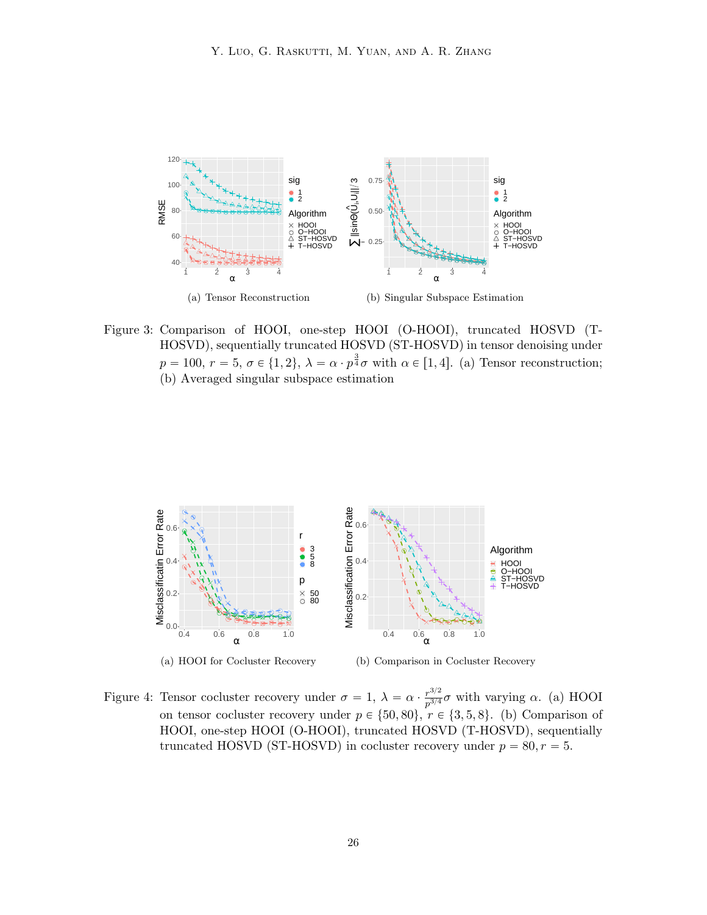(a) Tensor Reconstruction

(b) Singular Subspace Estimation

Figure 3: Comparison of HOOI, one-step HOOI (O-HOOI), truncated HOSVD (T-HOSVD), sequentially truncated HOSVD (ST-HOSVD) in tensor denoising under $p = 100$, $r = 5$, $\sigma \in \{1, 2\}$, $\lambda = \alpha \cdot p^{\frac{3}{4}} \sigma$ with $\alpha \in [1, 4]$. (a) Tensor reconstruction; (b) Averaged singular subspace estimation

(a) HOOI for Cocluster Recovery

(b) Comparison in Cocluster Recovery

Figure 4: Tensor cocluster recovery under $\sigma = 1$, $\lambda = \alpha \cdot \frac{r^{3/2}}{p^{3/4}} \sigma$ with varying $\alpha$. (a) HOOI on tensor cocluster recovery under $p \in \{50, 80\}$, $r \in \{3, 5, 8\}$. (b) Comparison of HOOI, one-step HOOI (O-HOOI), truncated HOSVD (T-HOSVD), sequentially truncated HOSVD (ST-HOSVD) in cocluster recovery under $p = 80, r = 5$.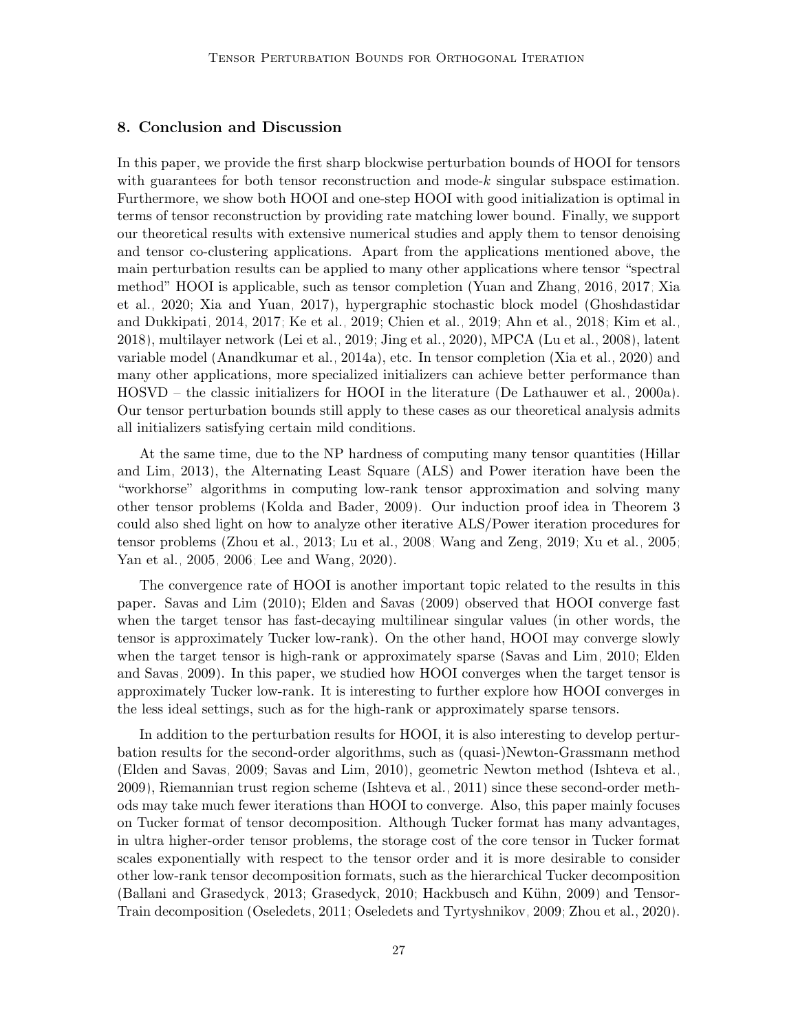## 8. Conclusion and Discussion

In this paper, we provide the first sharp blockwise perturbation bounds of HOOI for tensors with guarantees for both tensor reconstruction and mode-$k$ singular subspace estimation. Furthermore, we show both HOOI and one-step HOOI with good initialization is optimal in terms of tensor reconstruction by providing rate matching lower bound. Finally, we support our theoretical results with extensive numerical studies and apply them to tensor denoising and tensor co-clustering applications. Apart from the applications mentioned above, the main perturbation results can be applied to many other applications where tensor "spectral method" HOOI is applicable, such as tensor completion (Yuan and Zhang, 2016, 2017; Xia et al., 2020; Xia and Yuan, 2017), hypergraphic stochastic block model (Ghoshdastidar and Dukkipati, 2014, 2017; Ke et al., 2019; Chien et al., 2019; Ahn et al., 2018; Kim et al., 2018), multilayer network (Lei et al., 2019; Jing et al., 2020), MPCA (Lu et al., 2008), latent variable model (Anandkumar et al., 2014a), etc. In tensor completion (Xia et al., 2020) and many other applications, more specialized initializers can achieve better performance than HOSVD – the classic initializers for HOOI in the literature (De Lathauwer et al., 2000a). Our tensor perturbation bounds still apply to these cases as our theoretical analysis admits all initializers satisfying certain mild conditions.

At the same time, due to the NP hardness of computing many tensor quantities (Hillar and Lim, 2013), the Alternating Least Square (ALS) and Power iteration have been the "workhorse" algorithms in computing low-rank tensor approximation and solving many other tensor problems (Kolda and Bader, 2009). Our induction proof idea in Theorem 3 could also shed light on how to analyze other iterative ALS/Power iteration procedures for tensor problems (Zhou et al., 2013; Lu et al., 2008; Wang and Zeng, 2019; Xu et al., 2005; Yan et al., 2005, 2006; Lee and Wang, 2020).

The convergence rate of HOOI is another important topic related to the results in this paper. Savas and Lim (2010); Elden and Savas (2009) observed that HOOI converge fast when the target tensor has fast-decaying multilinear singular values (in other words, the tensor is approximately Tucker low-rank). On the other hand, HOOI may converge slowly when the target tensor is high-rank or approximately sparse (Savas and Lim, 2010; Elden and Savas, 2009). In this paper, we studied how HOOI converges when the target tensor is approximately Tucker low-rank. It is interesting to further explore how HOOI converges in the less ideal settings, such as for the high-rank or approximately sparse tensors.

In addition to the perturbation results for HOOI, it is also interesting to develop perturbation results for the second-order algorithms, such as (quasi-)Newton-Grassmann method (Elden and Savas, 2009; Savas and Lim, 2010), geometric Newton method (Ishteva et al., 2009), Riemannian trust region scheme (Ishteva et al., 2011) since these second-order methods may take much fewer iterations than HOOI to converge. Also, this paper mainly focuses on Tucker format of tensor decomposition. Although Tucker format has many advantages, in ultra higher-order tensor problems, the storage cost of the core tensor in Tucker format scales exponentially with respect to the tensor order and it is more desirable to consider other low-rank tensor decomposition formats, such as the hierarchical Tucker decomposition (Ballani and Grasedyck, 2013; Grasedyck, 2010; Hackbusch and Kühn, 2009) and Tensor-Train decomposition (Oseledets, 2011; Oseledets and Tyrtyshnikov, 2009; Zhou et al., 2020).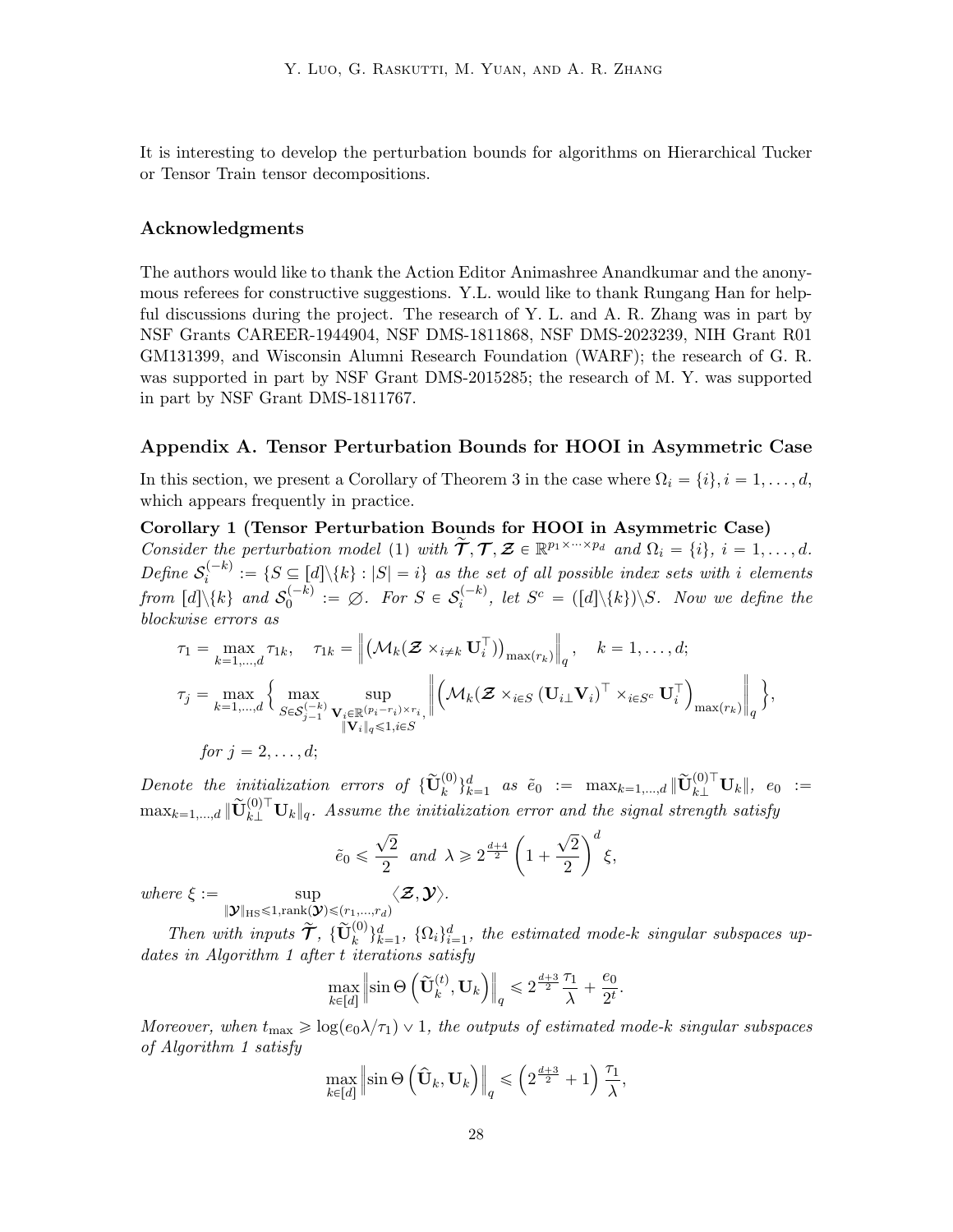It is interesting to develop the perturbation bounds for algorithms on Hierarchical Tucker or Tensor Train tensor decompositions.

### Acknowledgments

The authors would like to thank the Action Editor Animashree Anandkumar and the anonymous referees for constructive suggestions. Y.L. would like to thank Rungang Han for helpful discussions during the project. The research of Y. L. and A. R. Zhang was in part by NSF Grants CAREER-1944904, NSF DMS-1811868, NSF DMS-2023239, NIH Grant R01 GM131399, and Wisconsin Alumni Research Foundation (WARF); the research of G. R. was supported in part by NSF Grant DMS-2015285; the research of M. Y. was supported in part by NSF Grant DMS-1811767.

## Appendix A. Tensor Perturbation Bounds for HOOI in Asymmetric Case

In this section, we present a Corollary of Theorem 3 in the case where $\Omega_i = \{i\}, i = 1, \ldots, d$, which appears frequently in practice.

**Corollary 1 (Tensor Perturbation Bounds for HOOI in Asymmetric Case)** *Consider the perturbation model (1) with $\widetilde{\mathcal{T}}, \mathcal{T}, \mathcal{Z} \in \mathbb{R}^{p_1 \times \cdots \times p_d}$ and $\Omega_i = \{i\}$, $i = 1, \ldots, d$. Define $\mathcal{S}_i^{(-k)} := \{S \subseteq [d]\backslash\{k\} : |S| = i\}$ as the set of all possible index sets with $i$ elements from $[d]\backslash\{k\}$ and $\mathcal{S}_0^{(-k)} := \varnothing$. For $S \in \mathcal{S}_i^{(-k)}$, let $S^c = ([d]\backslash\{k\})\backslash S$. Now we define the blockwise errors as*

$$\tau_1 = \max_{k=1,\ldots,d} \tau_{1k}, \quad \tau_{1k} = \left\| \left(\mathcal{M}_k(\mathcal{Z} \times_{i \neq k} \mathbf{U}_i^\top)\right)_{\max(r_k)} \right\|_q, \quad k = 1, \ldots, d;$$

$$\tau_j = \max_{k=1,\ldots,d} \Big\{ \max_{S \in \mathcal{S}_{j-1}^{(-k)}} \sup_{\substack{\mathbf{V}_i \in \mathbb{R}^{(p_i - r_i) \times r_i},\\ \|\mathbf{V}_i\|_q \leqslant 1, i \in S}} \left\| \left( \mathcal{M}_k(\mathcal{Z} \times_{i \in S} (\mathbf{U}_{i\perp}\mathbf{V}_i)^\top \times_{i \in S^c} \mathbf{U}_i^\top \right)_{\max(r_k)} \right\|_q \Big\},$$

*for $j = 2, \ldots, d$;*

*Denote the initialization errors of $\{\widetilde{\mathbf{U}}_k^{(0)}\}_{k=1}^d$ as $\tilde{e}_0 := \max_{k=1,\ldots,d} \|\widetilde{\mathbf{U}}_{k\perp}^{(0)\top}\mathbf{U}_k\|$, $e_0 := \max_{k=1,\ldots,d} \|\widetilde{\mathbf{U}}_{k\perp}^{(0)\top}\mathbf{U}_k\|_q$. Assume the initialization error and the signal strength satisfy*

$$\tilde{e}_0 \leqslant \frac{\sqrt{2}}{2} \quad \text{and} \quad \lambda \geqslant 2^{\frac{d+4}{2}} \left(1 + \frac{\sqrt{2}}{2}\right)^d \xi,$$

*where $\xi := \sup_{\|\mathcal{Y}\|_{\mathrm{HS}} \leqslant 1, \mathrm{rank}(\mathcal{Y}) \leqslant (r_1, \ldots, r_d)} \langle \mathcal{Z}, \mathcal{Y} \rangle$.*

*Then with inputs $\widetilde{\mathcal{T}}$, $\{\widetilde{\mathbf{U}}_k^{(0)}\}_{k=1}^d$, $\{\Omega_i\}_{i=1}^d$, the estimated mode-$k$ singular subspaces updates in Algorithm 1 after $t$ iterations satisfy*

$$\max_{k \in [d]} \left\| \sin\Theta\left(\widetilde{\mathbf{U}}_k^{(t)}, \mathbf{U}_k\right) \right\|_q \leqslant 2^{\frac{d+3}{2}} \frac{\tau_1}{\lambda} + \frac{e_0}{2^t}.$$

*Moreover, when $t_{\max} \geqslant \log(e_0\lambda/\tau_1) \vee 1$, the outputs of estimated mode-$k$ singular subspaces of Algorithm 1 satisfy*

$$\max_{k \in [d]} \left\| \sin\Theta\left(\widehat{\mathbf{U}}_k, \mathbf{U}_k\right) \right\|_q \leqslant \left(2^{\frac{d+3}{2}} + 1\right) \frac{\tau_1}{\lambda},$$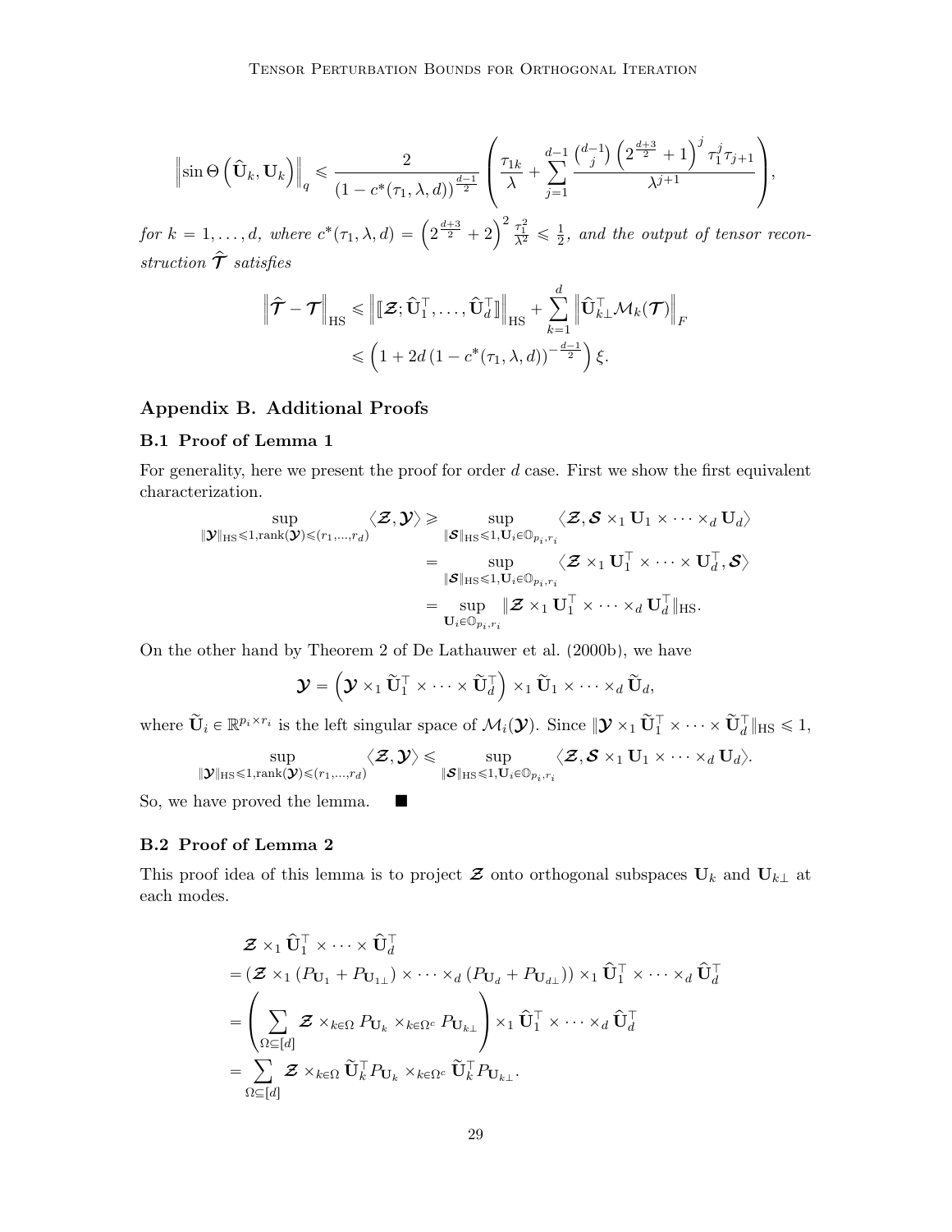$$
\left\|\sin\Theta\left(\widehat{\mathbf{U}}_k, \mathbf{U}_k\right)\right\|_q \leqslant \frac{2}{\left(1-c^*(\tau_1,\lambda,d)\right)^{\frac{d-1}{2}}}\left(\frac{\tau_{1k}}{\lambda}+\sum_{j=1}^{d-1}\frac{\binom{d-1}{j}\left(2^{\frac{d+3}{2}}+1\right)^j\tau_1^j\tau_{j+1}}{\lambda^{j+1}}\right),
$$

*for* $k=1,\ldots,d$*, where* $c^*(\tau_1,\lambda,d)=\left(2^{\frac{d+3}{2}}+2\right)^2\frac{\tau_1^2}{\lambda^2}\leqslant\frac{1}{2}$*, and the output of tensor reconstruction* $\widehat{\boldsymbol{\mathcal{T}}}$ *satisfies*

$$
\begin{aligned}
\left\|\widehat{\boldsymbol{\mathcal{T}}}-\boldsymbol{\mathcal{T}}\right\|_{\mathrm{HS}} &\leqslant \left\|[\![\boldsymbol{\mathcal{Z}};\widehat{\mathbf{U}}_1^\top,\ldots,\widehat{\mathbf{U}}_d^\top]\!]\right\|_{\mathrm{HS}}+\sum_{k=1}^d\left\|\widehat{\mathbf{U}}_{k\perp}^\top\mathcal{M}_k(\boldsymbol{\mathcal{T}})\right\|_F\\
&\leqslant\left(1+2d\left(1-c^*(\tau_1,\lambda,d)\right)^{-\frac{d-1}{2}}\right)\xi.
\end{aligned}
$$

## Appendix B. Additional Proofs

### B.1 Proof of Lemma 1

For generality, here we present the proof for order $d$ case. First we show the first equivalent characterization.

$$
\begin{aligned}
\sup_{\|\boldsymbol{\mathcal{Y}}\|_{\mathrm{HS}}\leqslant1,\mathrm{rank}(\boldsymbol{\mathcal{Y}})\leqslant(r_1,\ldots,r_d)}\langle\boldsymbol{\mathcal{Z}},\boldsymbol{\mathcal{Y}}\rangle &\geqslant \sup_{\|\boldsymbol{\mathcal{S}}\|_{\mathrm{HS}}\leqslant1,\mathbf{U}_i\in\mathbb{O}_{p_i,r_i}}\langle\boldsymbol{\mathcal{Z}},\boldsymbol{\mathcal{S}}\times_1\mathbf{U}_1\times\cdots\times_d\mathbf{U}_d\rangle\\
&=\sup_{\|\boldsymbol{\mathcal{S}}\|_{\mathrm{HS}}\leqslant1,\mathbf{U}_i\in\mathbb{O}_{p_i,r_i}}\langle\boldsymbol{\mathcal{Z}}\times_1\mathbf{U}_1^\top\times\cdots\times\mathbf{U}_d^\top,\boldsymbol{\mathcal{S}}\rangle\\
&=\sup_{\mathbf{U}_i\in\mathbb{O}_{p_i,r_i}}\|\boldsymbol{\mathcal{Z}}\times_1\mathbf{U}_1^\top\times\cdots\times_d\mathbf{U}_d^\top\|_{\mathrm{HS}}.
\end{aligned}
$$

On the other hand by Theorem 2 of De Lathauwer et al. (2000b), we have

$$
\boldsymbol{\mathcal{Y}}=\left(\boldsymbol{\mathcal{Y}}\times_1\widetilde{\mathbf{U}}_1^\top\times\cdots\times\widetilde{\mathbf{U}}_d^\top\right)\times_1\widetilde{\mathbf{U}}_1\times\cdots\times_d\widetilde{\mathbf{U}}_d,
$$

where $\widetilde{\mathbf{U}}_i\in\mathbb{R}^{p_i\times r_i}$ is the left singular space of $\mathcal{M}_i(\boldsymbol{\mathcal{Y}})$. Since $\|\boldsymbol{\mathcal{Y}}\times_1\widetilde{\mathbf{U}}_1^\top\times\cdots\times\widetilde{\mathbf{U}}_d^\top\|_{\mathrm{HS}}\leqslant1$,

$$
\sup_{\|\boldsymbol{\mathcal{Y}}\|_{\mathrm{HS}}\leqslant1,\mathrm{rank}(\boldsymbol{\mathcal{Y}})\leqslant(r_1,\ldots,r_d)}\langle\boldsymbol{\mathcal{Z}},\boldsymbol{\mathcal{Y}}\rangle\leqslant\sup_{\|\boldsymbol{\mathcal{S}}\|_{\mathrm{HS}}\leqslant1,\mathbf{U}_i\in\mathbb{O}_{p_i,r_i}}\langle\boldsymbol{\mathcal{Z}},\boldsymbol{\mathcal{S}}\times_1\mathbf{U}_1\times\cdots\times_d\mathbf{U}_d\rangle.
$$

So, we have proved the lemma. ∎

### B.2 Proof of Lemma 2

This proof idea of this lemma is to project $\boldsymbol{\mathcal{Z}}$ onto orthogonal subspaces $\mathbf{U}_k$ and $\mathbf{U}_{k\perp}$ at each modes.

$$
\begin{aligned}
&\boldsymbol{\mathcal{Z}}\times_1\widehat{\mathbf{U}}_1^\top\times\cdots\times\widehat{\mathbf{U}}_d^\top\\
&=\left(\boldsymbol{\mathcal{Z}}\times_1\left(P_{\mathbf{U}_1}+P_{\mathbf{U}_{1\perp}}\right)\times\cdots\times_d\left(P_{\mathbf{U}_d}+P_{\mathbf{U}_{d\perp}}\right)\right)\times_1\widehat{\mathbf{U}}_1^\top\times\cdots\times_d\widehat{\mathbf{U}}_d^\top\\
&=\left(\sum_{\Omega\subseteq[d]}\boldsymbol{\mathcal{Z}}\times_{k\in\Omega}P_{\mathbf{U}_k}\times_{k\in\Omega^c}P_{\mathbf{U}_{k\perp}}\right)\times_1\widehat{\mathbf{U}}_1^\top\times\cdots\times_d\widehat{\mathbf{U}}_d^\top\\
&=\sum_{\Omega\subseteq[d]}\boldsymbol{\mathcal{Z}}\times_{k\in\Omega}\widetilde{\mathbf{U}}_k^\top P_{\mathbf{U}_k}\times_{k\in\Omega^c}\widetilde{\mathbf{U}}_k^\top P_{\mathbf{U}_{k\perp}}.
\end{aligned}
$$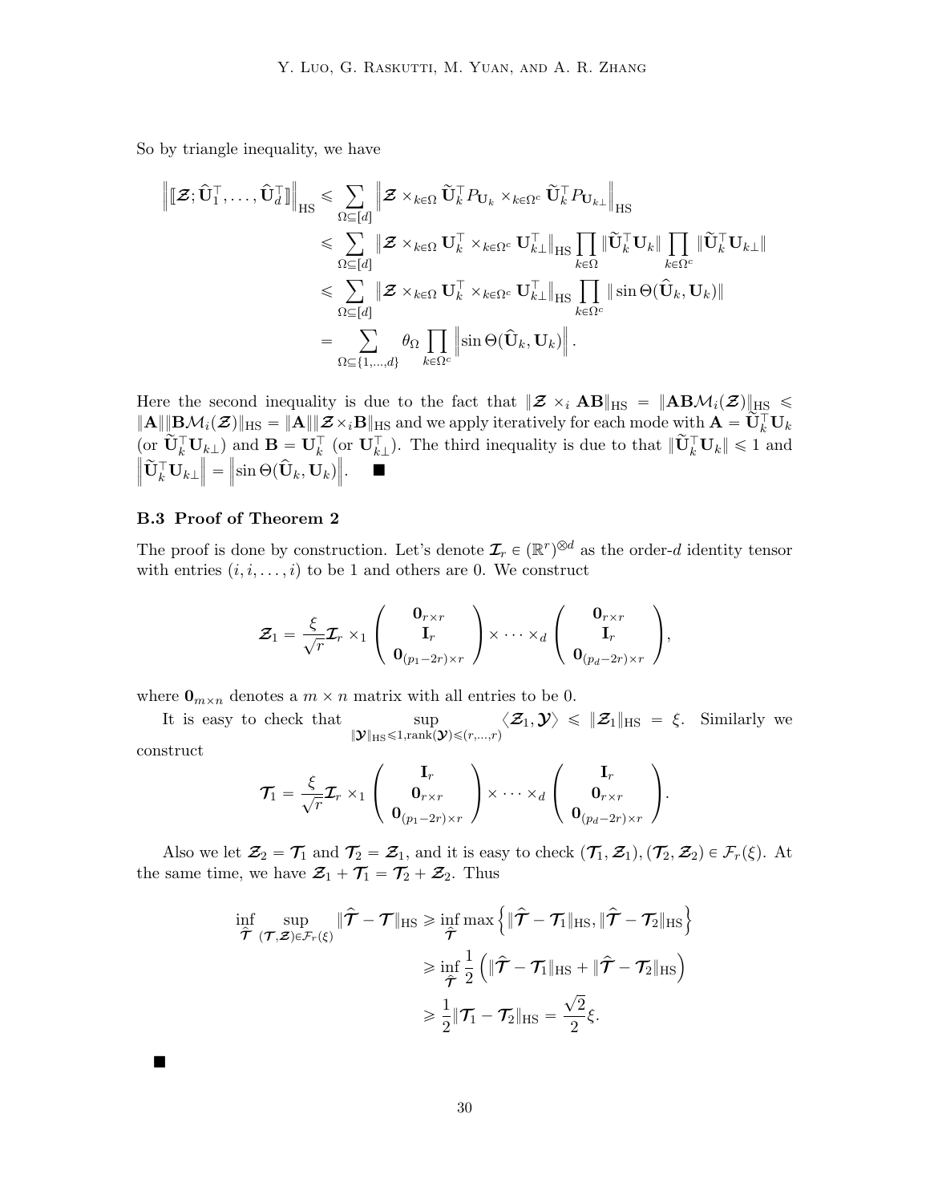So by triangle inequality, we have

$$
\begin{aligned}
\left\|[\![\boldsymbol{\mathcal{Z}}; \widehat{\mathbf{U}}_1^\top, \ldots, \widehat{\mathbf{U}}_d^\top]\!]\right\|_{\mathrm{HS}} &\leqslant \sum_{\Omega \subseteq [d]} \left\| \boldsymbol{\mathcal{Z}} \times_{k\in\Omega} \widetilde{\mathbf{U}}_k^\top P_{\mathbf{U}_k} \times_{k\in\Omega^c} \widetilde{\mathbf{U}}_k^\top P_{\mathbf{U}_{k\perp}} \right\|_{\mathrm{HS}} \\
&\leqslant \sum_{\Omega \subseteq [d]} \left\| \boldsymbol{\mathcal{Z}} \times_{k\in\Omega} \mathbf{U}_k^\top \times_{k\in\Omega^c} \mathbf{U}_{k\perp}^\top \right\|_{\mathrm{HS}} \prod_{k\in\Omega} \|\widetilde{\mathbf{U}}_k^\top \mathbf{U}_k\| \prod_{k\in\Omega^c} \|\widetilde{\mathbf{U}}_k^\top \mathbf{U}_{k\perp}\| \\
&\leqslant \sum_{\Omega \subseteq [d]} \left\| \boldsymbol{\mathcal{Z}} \times_{k\in\Omega} \mathbf{U}_k^\top \times_{k\in\Omega^c} \mathbf{U}_{k\perp}^\top \right\|_{\mathrm{HS}} \prod_{k\in\Omega^c} \|\sin\Theta(\widehat{\mathbf{U}}_k, \mathbf{U}_k)\| \\
&= \sum_{\Omega \subseteq \{1,\ldots,d\}} \theta_\Omega \prod_{k\in\Omega^c} \left\|\sin\Theta(\widehat{\mathbf{U}}_k, \mathbf{U}_k)\right\|.
\end{aligned}
$$

Here the second inequality is due to the fact that $\|\boldsymbol{\mathcal{Z}} \times_i \mathbf{A}\mathbf{B}\|_{\mathrm{HS}} = \|\mathbf{A}\mathbf{B}\mathcal{M}_i(\boldsymbol{\mathcal{Z}})\|_{\mathrm{HS}} \leqslant \|\mathbf{A}\|\|\mathbf{B}\mathcal{M}_i(\boldsymbol{\mathcal{Z}})\|_{\mathrm{HS}} = \|\mathbf{A}\|\|\boldsymbol{\mathcal{Z}}\times_i\mathbf{B}\|_{\mathrm{HS}}$ and we apply iteratively for each mode with $\mathbf{A} = \widetilde{\mathbf{U}}_k^\top \mathbf{U}_k$ (or $\widetilde{\mathbf{U}}_k^\top \mathbf{U}_{k\perp}$) and $\mathbf{B} = \mathbf{U}_k^\top$ (or $\mathbf{U}_{k\perp}^\top$). The third inequality is due to that $\|\widetilde{\mathbf{U}}_k^\top \mathbf{U}_k\| \leqslant 1$ and $\left\|\widetilde{\mathbf{U}}_k^\top \mathbf{U}_{k\perp}\right\| = \left\|\sin\Theta(\widehat{\mathbf{U}}_k, \mathbf{U}_k)\right\|$. ■

### B.3 Proof of Theorem 2

The proof is done by construction. Let's denote $\boldsymbol{\mathcal{I}}_r \in (\mathbb{R}^r)^{\otimes d}$ as the order-$d$ identity tensor with entries $(i, i, \ldots, i)$ to be 1 and others are 0. We construct

$$
\boldsymbol{\mathcal{Z}}_1 = \frac{\xi}{\sqrt{r}} \boldsymbol{\mathcal{I}}_r \times_1 \begin{pmatrix} \mathbf{0}_{r\times r} \\ \mathbf{I}_r \\ \mathbf{0}_{(p_1-2r)\times r} \end{pmatrix} \times \cdots \times_d \begin{pmatrix} \mathbf{0}_{r\times r} \\ \mathbf{I}_r \\ \mathbf{0}_{(p_d-2r)\times r} \end{pmatrix},
$$

where $\mathbf{0}_{m\times n}$ denotes a $m \times n$ matrix with all entries to be 0.

It is easy to check that $\sup_{\|\boldsymbol{\mathcal{Y}}\|_{\mathrm{HS}}\leqslant 1, \mathrm{rank}(\boldsymbol{\mathcal{Y}})\leqslant(r,\ldots,r)} \langle \boldsymbol{\mathcal{Z}}_1, \boldsymbol{\mathcal{Y}} \rangle \leqslant \|\boldsymbol{\mathcal{Z}}_1\|_{\mathrm{HS}} = \xi$. Similarly we construct

$$
\boldsymbol{\mathcal{T}}_1 = \frac{\xi}{\sqrt{r}} \boldsymbol{\mathcal{I}}_r \times_1 \begin{pmatrix} \mathbf{I}_r \\ \mathbf{0}_{r\times r} \\ \mathbf{0}_{(p_1-2r)\times r} \end{pmatrix} \times \cdots \times_d \begin{pmatrix} \mathbf{I}_r \\ \mathbf{0}_{r\times r} \\ \mathbf{0}_{(p_d-2r)\times r} \end{pmatrix}.
$$

Also we let $\boldsymbol{\mathcal{Z}}_2 = \boldsymbol{\mathcal{T}}_1$ and $\boldsymbol{\mathcal{T}}_2 = \boldsymbol{\mathcal{Z}}_1$, and it is easy to check $(\boldsymbol{\mathcal{T}}_1, \boldsymbol{\mathcal{Z}}_1), (\boldsymbol{\mathcal{T}}_2, \boldsymbol{\mathcal{Z}}_2) \in \mathcal{F}_r(\xi)$. At the same time, we have $\boldsymbol{\mathcal{Z}}_1 + \boldsymbol{\mathcal{T}}_1 = \boldsymbol{\mathcal{T}}_2 + \boldsymbol{\mathcal{Z}}_2$. Thus

$$
\begin{aligned}
\inf_{\widehat{\boldsymbol{\mathcal{T}}}} \sup_{(\boldsymbol{\mathcal{T}},\boldsymbol{\mathcal{Z}})\in\mathcal{F}_r(\xi)} \|\widehat{\boldsymbol{\mathcal{T}}} - \boldsymbol{\mathcal{T}}\|_{\mathrm{HS}} &\geqslant \inf_{\widehat{\boldsymbol{\mathcal{T}}}} \max\left\{ \|\widehat{\boldsymbol{\mathcal{T}}} - \boldsymbol{\mathcal{T}}_1\|_{\mathrm{HS}}, \|\widehat{\boldsymbol{\mathcal{T}}} - \boldsymbol{\mathcal{T}}_2\|_{\mathrm{HS}} \right\} \\
&\geqslant \inf_{\widehat{\boldsymbol{\mathcal{T}}}} \frac{1}{2} \left( \|\widehat{\boldsymbol{\mathcal{T}}} - \boldsymbol{\mathcal{T}}_1\|_{\mathrm{HS}} + \|\widehat{\boldsymbol{\mathcal{T}}} - \boldsymbol{\mathcal{T}}_2\|_{\mathrm{HS}} \right) \\
&\geqslant \frac{1}{2} \|\boldsymbol{\mathcal{T}}_1 - \boldsymbol{\mathcal{T}}_2\|_{\mathrm{HS}} = \frac{\sqrt{2}}{2}\xi.
\end{aligned}
$$

■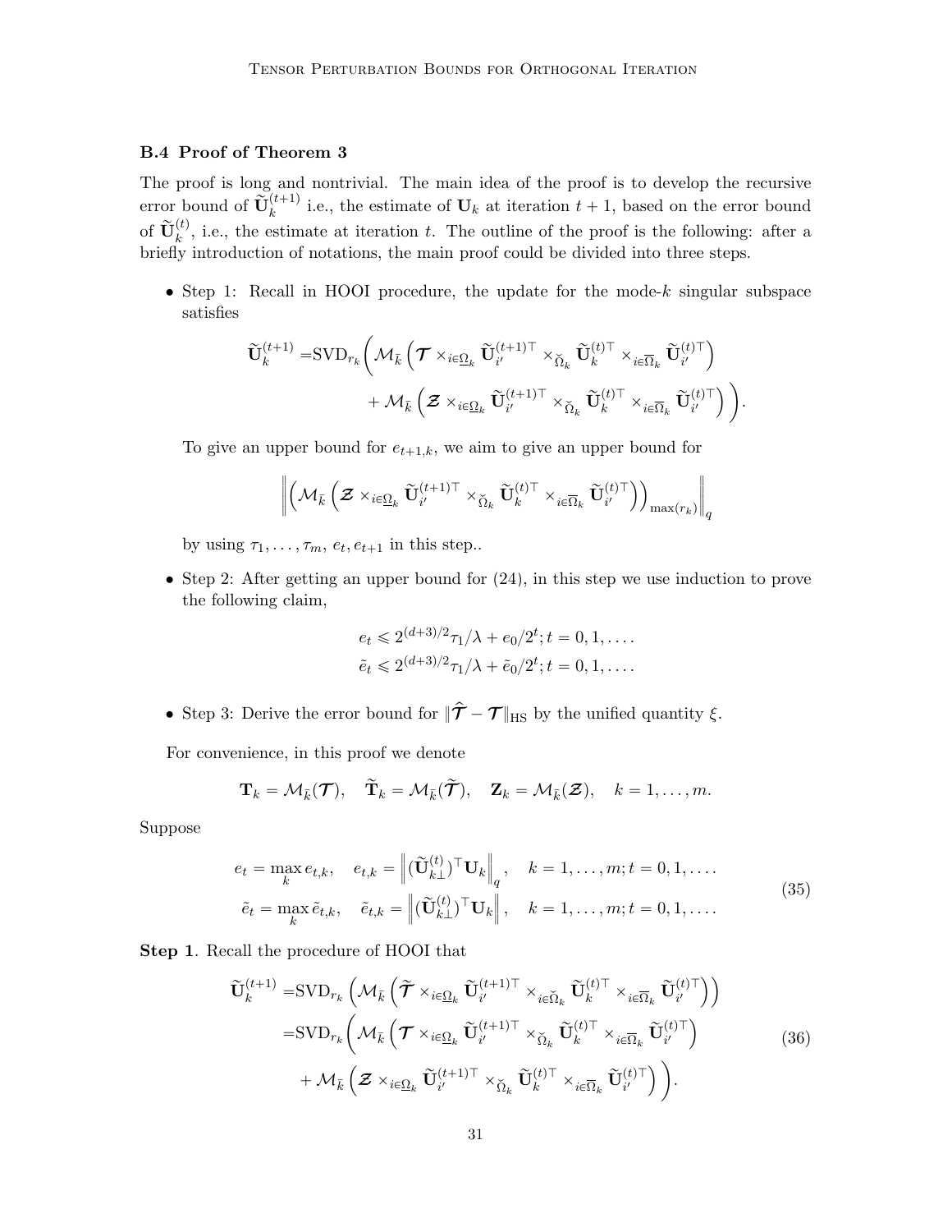### B.4 Proof of Theorem 3

The proof is long and nontrivial. The main idea of the proof is to develop the recursive error bound of $\widetilde{\mathbf{U}}_k^{(t+1)}$ i.e., the estimate of $\mathbf{U}_k$ at iteration $t+1$, based on the error bound of $\widetilde{\mathbf{U}}_k^{(t)}$, i.e., the estimate at iteration $t$. The outline of the proof is the following: after a briefly introduction of notations, the main proof could be divided into three steps.

- Step 1: Recall in HOOI procedure, the update for the mode-$k$ singular subspace satisfies

$$
\begin{aligned}
\widetilde{\mathbf{U}}_k^{(t+1)} =& \text{SVD}_{r_k}\bigg(\mathcal{M}_{\bar{k}}\left(\boldsymbol{\mathcal{T}} \times_{i\in\underline{\Omega}_k} \widetilde{\mathbf{U}}_{i'}^{(t+1)\top} \times_{\breve{\Omega}_k} \widetilde{\mathbf{U}}_k^{(t)\top} \times_{i\in\overline{\Omega}_k} \widetilde{\mathbf{U}}_{i'}^{(t)\top}\right) \\
&+ \mathcal{M}_{\bar{k}}\left(\boldsymbol{\mathcal{Z}} \times_{i\in\underline{\Omega}_k} \widetilde{\mathbf{U}}_{i'}^{(t+1)\top} \times_{\breve{\Omega}_k} \widetilde{\mathbf{U}}_k^{(t)\top} \times_{i\in\overline{\Omega}_k} \widetilde{\mathbf{U}}_{i'}^{(t)\top}\right)\bigg).
\end{aligned}
$$

  To give an upper bound for $e_{t+1,k}$, we aim to give an upper bound for

$$
\left\|\left(\mathcal{M}_{\bar{k}}\left(\boldsymbol{\mathcal{Z}} \times_{i\in\underline{\Omega}_k} \widetilde{\mathbf{U}}_{i'}^{(t+1)\top} \times_{\breve{\Omega}_k} \widetilde{\mathbf{U}}_k^{(t)\top} \times_{i\in\overline{\Omega}_k} \widetilde{\mathbf{U}}_{i'}^{(t)\top}\right)\right)_{\max(r_k)}\right\|_q
$$

  by using $\tau_1, \ldots, \tau_m$, $e_t, e_{t+1}$ in this step..

- Step 2: After getting an upper bound for (24), in this step we use induction to prove the following claim,

$$
\begin{aligned}
e_t &\leqslant 2^{(d+3)/2}\tau_1/\lambda + e_0/2^t; t = 0, 1, \ldots. \\
\tilde{e}_t &\leqslant 2^{(d+3)/2}\tau_1/\lambda + \tilde{e}_0/2^t; t = 0, 1, \ldots.
\end{aligned}
$$

- Step 3: Derive the error bound for $\|\widehat{\boldsymbol{\mathcal{T}}} - \boldsymbol{\mathcal{T}}\|_{\text{HS}}$ by the unified quantity $\xi$.

For convenience, in this proof we denote

$$
\mathbf{T}_k = \mathcal{M}_{\bar{k}}(\boldsymbol{\mathcal{T}}), \quad \widetilde{\mathbf{T}}_k = \mathcal{M}_{\bar{k}}(\widetilde{\boldsymbol{\mathcal{T}}}), \quad \mathbf{Z}_k = \mathcal{M}_{\bar{k}}(\boldsymbol{\mathcal{Z}}), \quad k = 1, \ldots, m.
$$

Suppose

$$
\begin{aligned}
e_t &= \max_k e_{t,k}, \quad e_{t,k} = \left\|(\widetilde{\mathbf{U}}_{k\perp}^{(t)})^\top \mathbf{U}_k\right\|_q, \quad k = 1, \ldots, m; t = 0, 1, \ldots. \\
\tilde{e}_t &= \max_k \tilde{e}_{t,k}, \quad \tilde{e}_{t,k} = \left\|(\widetilde{\mathbf{U}}_{k\perp}^{(t)})^\top \mathbf{U}_k\right\|, \quad k = 1, \ldots, m; t = 0, 1, \ldots.
\end{aligned}
\tag{35}
$$

**Step 1**. Recall the procedure of HOOI that

$$
\begin{aligned}
\widetilde{\mathbf{U}}_k^{(t+1)} =& \text{SVD}_{r_k}\left(\mathcal{M}_{\bar{k}}\left(\widetilde{\boldsymbol{\mathcal{T}}} \times_{i\in\underline{\Omega}_k} \widetilde{\mathbf{U}}_{i'}^{(t+1)\top} \times_{i\in\breve{\Omega}_k} \widetilde{\mathbf{U}}_k^{(t)\top} \times_{i\in\overline{\Omega}_k} \widetilde{\mathbf{U}}_{i'}^{(t)\top}\right)\right) \\
=& \text{SVD}_{r_k}\bigg(\mathcal{M}_{\bar{k}}\left(\boldsymbol{\mathcal{T}} \times_{i\in\underline{\Omega}_k} \widetilde{\mathbf{U}}_{i'}^{(t+1)\top} \times_{\breve{\Omega}_k} \widetilde{\mathbf{U}}_k^{(t)\top} \times_{i\in\overline{\Omega}_k} \widetilde{\mathbf{U}}_{i'}^{(t)\top}\right) \\
&+ \mathcal{M}_{\bar{k}}\left(\boldsymbol{\mathcal{Z}} \times_{i\in\underline{\Omega}_k} \widetilde{\mathbf{U}}_{i'}^{(t+1)\top} \times_{\breve{\Omega}_k} \widetilde{\mathbf{U}}_k^{(t)\top} \times_{i\in\overline{\Omega}_k} \widetilde{\mathbf{U}}_{i'}^{(t)\top}\right)\bigg).
\end{aligned}
\tag{36}
$$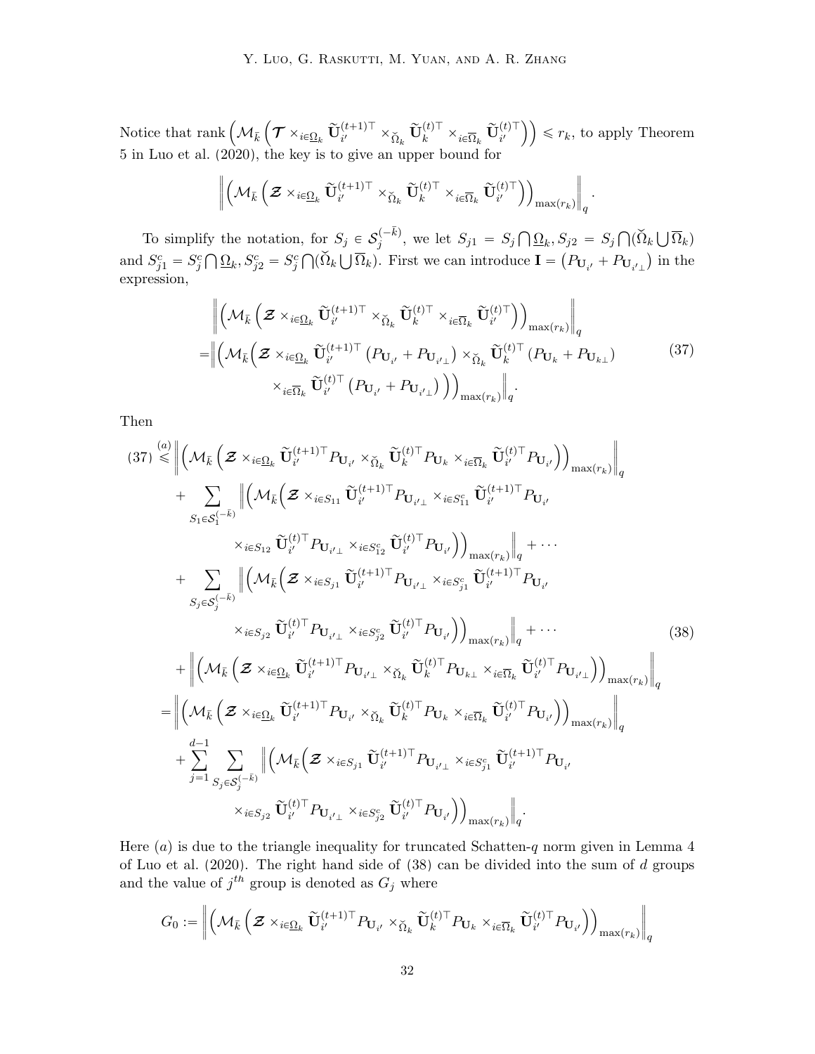Notice that $\text{rank}\left(\mathcal{M}_{\bar{k}}\left(\boldsymbol{\mathcal{T}} \times_{i\in\underline{\Omega}_k} \widetilde{\mathbf{U}}_{i'}^{(t+1)\top} \times_{\breve{\Omega}_k} \widetilde{\mathbf{U}}_k^{(t)\top} \times_{i\in\overline{\Omega}_k} \widetilde{\mathbf{U}}_{i'}^{(t)\top}\right)\right) \leqslant r_k$, to apply Theorem 5 in Luo et al. (2020), the key is to give an upper bound for

$$
\left\| \left(\mathcal{M}_{\bar{k}}\left(\boldsymbol{\mathcal{Z}} \times_{i\in\underline{\Omega}_k} \widetilde{\mathbf{U}}_{i'}^{(t+1)\top} \times_{\breve{\Omega}_k} \widetilde{\mathbf{U}}_k^{(t)\top} \times_{i\in\overline{\Omega}_k} \widetilde{\mathbf{U}}_{i'}^{(t)\top}\right)\right)_{\max(r_k)} \right\|_q .
$$

To simplify the notation, for $S_j \in \mathcal{S}_j^{(-\bar{k})}$, we let $S_{j1} = S_j \bigcap \underline{\Omega}_k, S_{j2} = S_j \bigcap (\breve{\Omega}_k \bigcup \overline{\Omega}_k)$ and $S_{j1}^c = S_j^c \bigcap \underline{\Omega}_k, S_{j2}^c = S_j^c \bigcap (\breve{\Omega}_k \bigcup \overline{\Omega}_k)$. First we can introduce $\mathbf{I} = \left(P_{\mathbf{U}_{i'}} + P_{\mathbf{U}_{i'\perp}}\right)$ in the expression,

$$
\begin{aligned}
&\left\| \left(\mathcal{M}_{\bar{k}}\left(\boldsymbol{\mathcal{Z}} \times_{i\in\underline{\Omega}_k} \widetilde{\mathbf{U}}_{i'}^{(t+1)\top} \times_{\breve{\Omega}_k} \widetilde{\mathbf{U}}_k^{(t)\top} \times_{i\in\overline{\Omega}_k} \widetilde{\mathbf{U}}_{i'}^{(t)\top}\right)\right)_{\max(r_k)} \right\|_q \\
=&\Big\| \Big(\mathcal{M}_{\bar{k}}\Big(\boldsymbol{\mathcal{Z}} \times_{i\in\underline{\Omega}_k} \widetilde{\mathbf{U}}_{i'}^{(t+1)\top}\left(P_{\mathbf{U}_{i'}} + P_{\mathbf{U}_{i'\perp}}\right) \times_{\breve{\Omega}_k} \widetilde{\mathbf{U}}_k^{(t)\top}\left(P_{\mathbf{U}_k} + P_{\mathbf{U}_{k\perp}}\right) \\
&\times_{i\in\overline{\Omega}_k} \widetilde{\mathbf{U}}_{i'}^{(t)\top}\left(P_{\mathbf{U}_{i'}} + P_{\mathbf{U}_{i'\perp}}\right)\Big)\Big)_{\max(r_k)} \Big\|_q .
\end{aligned} \tag{37}
$$

Then

$$
\begin{aligned}
(37) \overset{(a)}{\leqslant} &\left\| \left(\mathcal{M}_{\bar{k}}\left(\boldsymbol{\mathcal{Z}} \times_{i\in\underline{\Omega}_k} \widetilde{\mathbf{U}}_{i'}^{(t+1)\top} P_{\mathbf{U}_{i'}} \times_{\breve{\Omega}_k} \widetilde{\mathbf{U}}_k^{(t)\top} P_{\mathbf{U}_k} \times_{i\in\overline{\Omega}_k} \widetilde{\mathbf{U}}_{i'}^{(t)\top} P_{\mathbf{U}_{i'}}\right)\right)_{\max(r_k)} \right\|_q \\
&+ \sum_{S_1 \in \mathcal{S}_1^{(-\bar{k})}} \Big\| \Big(\mathcal{M}_{\bar{k}}\Big(\boldsymbol{\mathcal{Z}} \times_{i\in S_{11}} \widetilde{\mathbf{U}}_{i'}^{(t+1)\top} P_{\mathbf{U}_{i'\perp}} \times_{i\in S_{11}^c} \widetilde{\mathbf{U}}_{i'}^{(t+1)\top} P_{\mathbf{U}_{i'}} \\
&\qquad \times_{i\in S_{12}} \widetilde{\mathbf{U}}_{i'}^{(t)\top} P_{\mathbf{U}_{i'\perp}} \times_{i\in S_{12}^c} \widetilde{\mathbf{U}}_{i'}^{(t)\top} P_{\mathbf{U}_{i'}}\Big)\Big)_{\max(r_k)} \Big\|_q + \cdots \\
&+ \sum_{S_j \in \mathcal{S}_j^{(-\bar{k})}} \Big\| \Big(\mathcal{M}_{\bar{k}}\Big(\boldsymbol{\mathcal{Z}} \times_{i\in S_{j1}} \widetilde{\mathbf{U}}_{i'}^{(t+1)\top} P_{\mathbf{U}_{i'\perp}} \times_{i\in S_{j1}^c} \widetilde{\mathbf{U}}_{i'}^{(t+1)\top} P_{\mathbf{U}_{i'}} \\
&\qquad \times_{i\in S_{j2}} \widetilde{\mathbf{U}}_{i'}^{(t)\top} P_{\mathbf{U}_{i'\perp}} \times_{i\in S_{j2}^c} \widetilde{\mathbf{U}}_{i'}^{(t)\top} P_{\mathbf{U}_{i'}}\Big)\Big)_{\max(r_k)} \Big\|_q + \cdots \\
&+ \left\| \left(\mathcal{M}_{\bar{k}}\left(\boldsymbol{\mathcal{Z}} \times_{i\in\underline{\Omega}_k} \widetilde{\mathbf{U}}_{i'}^{(t+1)\top} P_{\mathbf{U}_{i'\perp}} \times_{\breve{\Omega}_k} \widetilde{\mathbf{U}}_k^{(t)\top} P_{\mathbf{U}_{k\perp}} \times_{i\in\overline{\Omega}_k} \widetilde{\mathbf{U}}_{i'}^{(t)\top} P_{\mathbf{U}_{i'\perp}}\right)\right)_{\max(r_k)} \right\|_q \\
= &\left\| \left(\mathcal{M}_{\bar{k}}\left(\boldsymbol{\mathcal{Z}} \times_{i\in\underline{\Omega}_k} \widetilde{\mathbf{U}}_{i'}^{(t+1)\top} P_{\mathbf{U}_{i'}} \times_{\breve{\Omega}_k} \widetilde{\mathbf{U}}_k^{(t)\top} P_{\mathbf{U}_k} \times_{i\in\overline{\Omega}_k} \widetilde{\mathbf{U}}_{i'}^{(t)\top} P_{\mathbf{U}_{i'}}\right)\right)_{\max(r_k)} \right\|_q \\
&+ \sum_{j=1}^{d-1} \sum_{S_j \in \mathcal{S}_j^{(-\bar{k})}} \Big\| \Big(\mathcal{M}_{\bar{k}}\Big(\boldsymbol{\mathcal{Z}} \times_{i\in S_{j1}} \widetilde{\mathbf{U}}_{i'}^{(t+1)\top} P_{\mathbf{U}_{i'\perp}} \times_{i\in S_{j1}^c} \widetilde{\mathbf{U}}_{i'}^{(t+1)\top} P_{\mathbf{U}_{i'}} \\
&\qquad \times_{i\in S_{j2}} \widetilde{\mathbf{U}}_{i'}^{(t)\top} P_{\mathbf{U}_{i'\perp}} \times_{i\in S_{j2}^c} \widetilde{\mathbf{U}}_{i'}^{(t)\top} P_{\mathbf{U}_{i'}}\Big)\Big)_{\max(r_k)} \Big\|_q .
\end{aligned} \tag{38}
$$

Here $(a)$ is due to the triangle inequality for truncated Schatten-$q$ norm given in Lemma 4 of Luo et al. (2020). The right hand side of (38) can be divided into the sum of $d$ groups and the value of $j^{th}$ group is denoted as $G_j$ where

$$
G_0 := \left\| \left(\mathcal{M}_{\bar{k}}\left(\boldsymbol{\mathcal{Z}} \times_{i\in\underline{\Omega}_k} \widetilde{\mathbf{U}}_{i'}^{(t+1)\top} P_{\mathbf{U}_{i'}} \times_{\breve{\Omega}_k} \widetilde{\mathbf{U}}_k^{(t)\top} P_{\mathbf{U}_k} \times_{i\in\overline{\Omega}_k} \widetilde{\mathbf{U}}_{i'}^{(t)\top} P_{\mathbf{U}_{i'}}\right)\right)_{\max(r_k)} \right\|_q
$$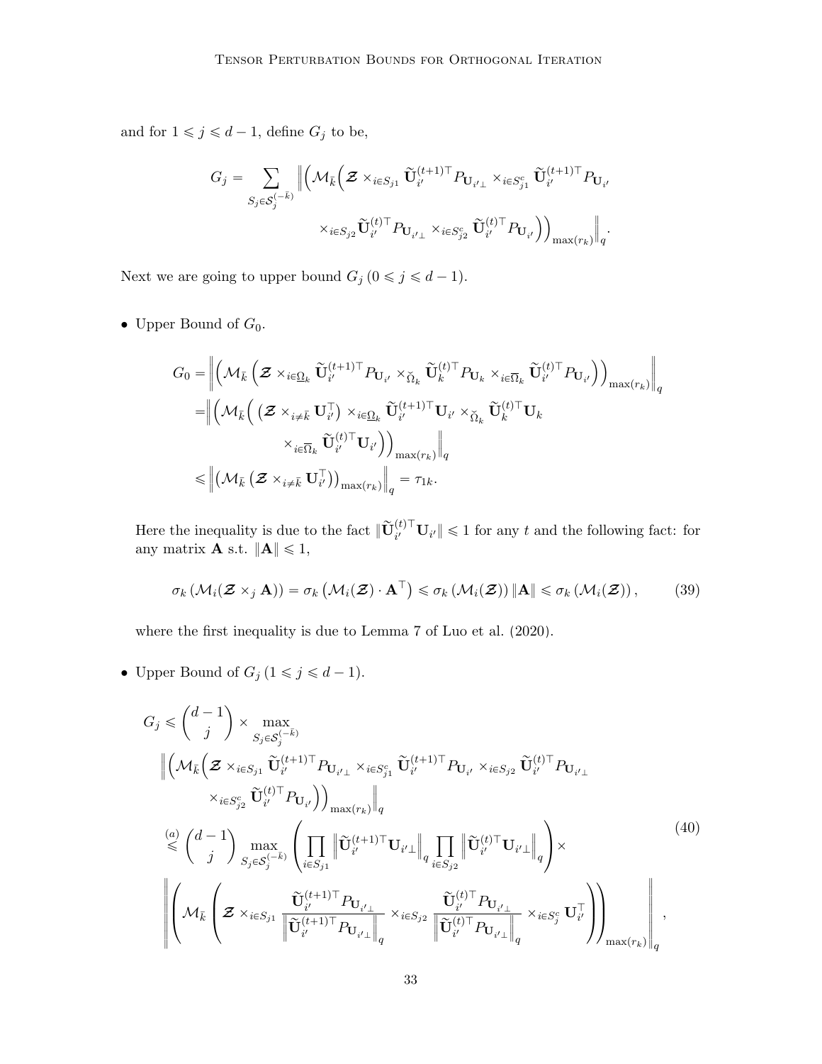and for $1 \leqslant j \leqslant d-1$, define $G_j$ to be,

$$
\begin{aligned}
G_j = \sum_{S_j \in \mathcal{S}_j^{(-\bar{k})}} \bigg\| \Big( \mathcal{M}_{\bar{k}} \Big( \boldsymbol{\mathcal{Z}} \times_{i \in S_{j1}} \widetilde{\mathbf{U}}_{i'}^{(t+1)\top} P_{\mathbf{U}_{i'\perp}} \times_{i \in S_{j1}^c} \widetilde{\mathbf{U}}_{i'}^{(t+1)\top} P_{\mathbf{U}_{i'}} \\
\times_{i \in S_{j2}} \widetilde{\mathbf{U}}_{i'}^{(t)\top} P_{\mathbf{U}_{i'\perp}} \times_{i \in S_{j2}^c} \widetilde{\mathbf{U}}_{i'}^{(t)\top} P_{\mathbf{U}_{i'}} \Big) \Big)_{\max(r_k)} \bigg\|_q.
\end{aligned}
$$

Next we are going to upper bound $G_j$ $(0 \leqslant j \leqslant d-1)$.

- Upper Bound of $G_0$.

$$
\begin{aligned}
G_0 &= \bigg\| \Big( \mathcal{M}_{\bar{k}} \Big( \boldsymbol{\mathcal{Z}} \times_{i \in \underline{\Omega}_k} \widetilde{\mathbf{U}}_{i'}^{(t+1)\top} P_{\mathbf{U}_{i'}} \times_{\breve{\Omega}_k} \widetilde{\mathbf{U}}_k^{(t)\top} P_{\mathbf{U}_k} \times_{i \in \overline{\Omega}_k} \widetilde{\mathbf{U}}_{i'}^{(t)\top} P_{\mathbf{U}_{i'}} \Big) \Big)_{\max(r_k)} \bigg\|_q \\
&= \bigg\| \Big( \mathcal{M}_{\bar{k}} \Big( \big( \boldsymbol{\mathcal{Z}} \times_{i \neq \bar{k}} \mathbf{U}_{i'}^\top \big) \times_{i \in \underline{\Omega}_k} \widetilde{\mathbf{U}}_{i'}^{(t+1)\top} \mathbf{U}_{i'} \times_{\breve{\Omega}_k} \widetilde{\mathbf{U}}_k^{(t)\top} \mathbf{U}_k \\
&\qquad \times_{i \in \overline{\Omega}_k} \widetilde{\mathbf{U}}_{i'}^{(t)\top} \mathbf{U}_{i'} \Big) \Big)_{\max(r_k)} \bigg\|_q \\
&\leqslant \Big\| \big( \mathcal{M}_{\bar{k}} \left( \boldsymbol{\mathcal{Z}} \times_{i \neq \bar{k}} \mathbf{U}_{i'}^\top \right) \big)_{\max(r_k)} \Big\|_q = \tau_{1k}.
\end{aligned}
$$

Here the inequality is due to the fact $\|\widetilde{\mathbf{U}}_{i'}^{(t)\top} \mathbf{U}_{i'}\| \leqslant 1$ for any $t$ and the following fact: for any matrix $\mathbf{A}$ s.t. $\|\mathbf{A}\| \leqslant 1$,

$$
\sigma_k \left( \mathcal{M}_i(\boldsymbol{\mathcal{Z}} \times_j \mathbf{A}) \right) = \sigma_k \left( \mathcal{M}_i(\boldsymbol{\mathcal{Z}}) \cdot \mathbf{A}^\top \right) \leqslant \sigma_k \left( \mathcal{M}_i(\boldsymbol{\mathcal{Z}}) \right) \|\mathbf{A}\| \leqslant \sigma_k \left( \mathcal{M}_i(\boldsymbol{\mathcal{Z}}) \right), \tag{39}
$$

where the first inequality is due to Lemma 7 of Luo et al. (2020).

- Upper Bound of $G_j$ $(1 \leqslant j \leqslant d-1)$.

$$
\begin{aligned}
G_j &\leqslant \binom{d-1}{j} \times \max_{S_j \in \mathcal{S}_j^{(-\bar{k})}} \\
&\bigg\| \Big( \mathcal{M}_{\bar{k}} \Big( \boldsymbol{\mathcal{Z}} \times_{i \in S_{j1}} \widetilde{\mathbf{U}}_{i'}^{(t+1)\top} P_{\mathbf{U}_{i'\perp}} \times_{i \in S_{j1}^c} \widetilde{\mathbf{U}}_{i'}^{(t+1)\top} P_{\mathbf{U}_{i'}} \times_{i \in S_{j2}} \widetilde{\mathbf{U}}_{i'}^{(t)\top} P_{\mathbf{U}_{i'\perp}} \\
&\qquad \times_{i \in S_{j2}^c} \widetilde{\mathbf{U}}_{i'}^{(t)\top} P_{\mathbf{U}_{i'}} \Big) \Big)_{\max(r_k)} \bigg\|_q \\
&\overset{(a)}{\leqslant} \binom{d-1}{j} \max_{S_j \in \mathcal{S}_j^{(-\bar{k})}} \left( \prod_{i \in S_{j1}} \left\| \widetilde{\mathbf{U}}_{i'}^{(t+1)\top} \mathbf{U}_{i'\perp} \right\|_q \prod_{i \in S_{j2}} \left\| \widetilde{\mathbf{U}}_{i'}^{(t)\top} \mathbf{U}_{i'\perp} \right\|_q \right) \times \\
&\left\| \left( \mathcal{M}_{\bar{k}} \left( \boldsymbol{\mathcal{Z}} \times_{i \in S_{j1}} \frac{\widetilde{\mathbf{U}}_{i'}^{(t+1)\top} P_{\mathbf{U}_{i'\perp}}}{\left\| \widetilde{\mathbf{U}}_{i'}^{(t+1)\top} P_{\mathbf{U}_{i'\perp}} \right\|_q} \times_{i \in S_{j2}} \frac{\widetilde{\mathbf{U}}_{i'}^{(t)\top} P_{\mathbf{U}_{i'\perp}}}{\left\| \widetilde{\mathbf{U}}_{i'}^{(t)\top} P_{\mathbf{U}_{i'\perp}} \right\|_q} \times_{i \in S_j^c} \mathbf{U}_{i'}^\top \right) \right)_{\max(r_k)} \right\|_q,
\end{aligned} \tag{40}
$$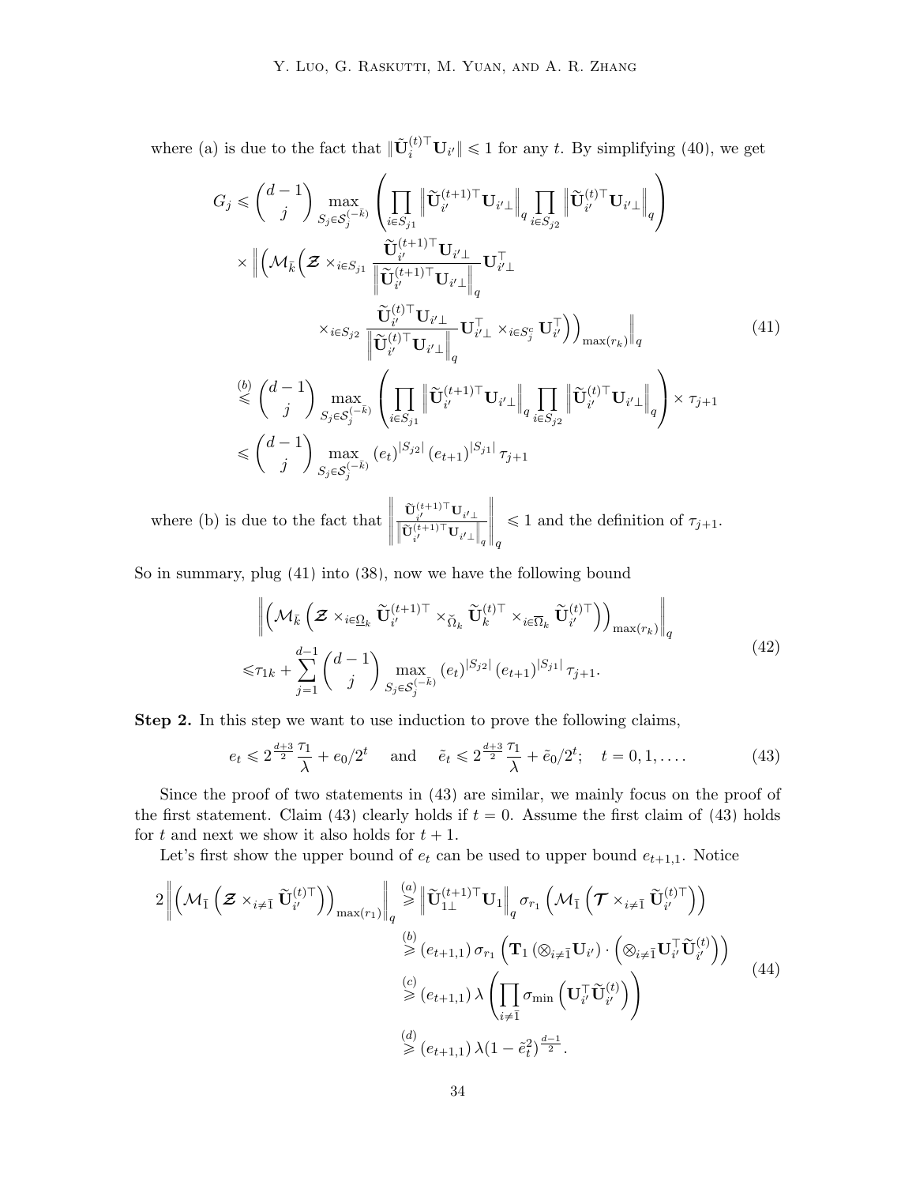where (a) is due to the fact that $\|\widetilde{\mathbf{U}}_i^{(t)\top}\mathbf{U}_{i'}\| \leqslant 1$ for any $t$. By simplifying (40), we get

$$
\begin{aligned}
G_j \leqslant & \binom{d-1}{j} \max_{S_j \in \mathcal{S}_j^{(-\bar{k})}} \left( \prod_{i\in S_{j1}} \left\|\widetilde{\mathbf{U}}_{i'}^{(t+1)\top}\mathbf{U}_{i'\perp}\right\|_q \prod_{i\in S_{j2}} \left\|\widetilde{\mathbf{U}}_{i'}^{(t)\top}\mathbf{U}_{i'\perp}\right\|_q \right) \\
& \times \Bigg\| \Bigg( \mathcal{M}_{\bar{k}} \Bigg( \boldsymbol{\mathcal{Z}} \times_{i\in S_{j1}} \frac{\widetilde{\mathbf{U}}_{i'}^{(t+1)\top}\mathbf{U}_{i'\perp}}{\left\|\widetilde{\mathbf{U}}_{i'}^{(t+1)\top}\mathbf{U}_{i'\perp}\right\|_q} \mathbf{U}_{i'\perp}^\top \\
& \qquad \times_{i\in S_{j2}} \frac{\widetilde{\mathbf{U}}_{i'}^{(t)\top}\mathbf{U}_{i'\perp}}{\left\|\widetilde{\mathbf{U}}_{i'}^{(t)\top}\mathbf{U}_{i'\perp}\right\|_q} \mathbf{U}_{i'\perp}^\top \times_{i\in S_j^c} \mathbf{U}_{i'}^\top \Bigg) \Bigg)_{\max(r_k)} \Bigg\|_q \\
\overset{(b)}{\leqslant} & \binom{d-1}{j} \max_{S_j \in \mathcal{S}_j^{(-\bar{k})}} \left( \prod_{i\in S_{j1}} \left\|\widetilde{\mathbf{U}}_{i'}^{(t+1)\top}\mathbf{U}_{i'\perp}\right\|_q \prod_{i\in S_{j2}} \left\|\widetilde{\mathbf{U}}_{i'}^{(t)\top}\mathbf{U}_{i'\perp}\right\|_q \right) \times \tau_{j+1} \\
\leqslant & \binom{d-1}{j} \max_{S_j \in \mathcal{S}_j^{(-\bar{k})}} (e_t)^{|S_{j2}|} (e_{t+1})^{|S_{j1}|} \tau_{j+1}
\end{aligned} \tag{41}
$$

where (b) is due to the fact that $\left\| \frac{\widetilde{\mathbf{U}}_{i'}^{(t+1)\top}\mathbf{U}_{i'\perp}}{\left\|\widetilde{\mathbf{U}}_{i'}^{(t+1)\top}\mathbf{U}_{i'\perp}\right\|_q} \right\|_q \leqslant 1$ and the definition of $\tau_{j+1}$.

So in summary, plug (41) into (38), now we have the following bound

$$
\begin{aligned}
& \left\| \left( \mathcal{M}_{\bar{k}} \left( \boldsymbol{\mathcal{Z}} \times_{i\in \underline{\Omega}_k} \widetilde{\mathbf{U}}_{i'}^{(t+1)\top} \times_{\breve{\Omega}_k} \widetilde{\mathbf{U}}_k^{(t)\top} \times_{i\in\overline{\Omega}_k} \widetilde{\mathbf{U}}_{i'}^{(t)\top} \right) \right)_{\max(r_k)} \right\|_q \\
\leqslant & \tau_{1k} + \sum_{j=1}^{d-1} \binom{d-1}{j} \max_{S_j \in \mathcal{S}_j^{(-\bar{k})}} (e_t)^{|S_{j2}|} (e_{t+1})^{|S_{j1}|} \tau_{j+1}.
\end{aligned} \tag{42}
$$

**Step 2.** In this step we want to use induction to prove the following claims,

$$
e_t \leqslant 2^{\frac{d+3}{2}} \frac{\tau_1}{\lambda} + e_0/2^t \quad \text{ and } \quad \tilde{e}_t \leqslant 2^{\frac{d+3}{2}} \frac{\tau_1}{\lambda} + \tilde{e}_0/2^t; \quad t = 0, 1, \ldots. \tag{43}
$$

Since the proof of two statements in (43) are similar, we mainly focus on the proof of the first statement. Claim (43) clearly holds if $t=0$. Assume the first claim of (43) holds for $t$ and next we show it also holds for $t+1$.

Let's first show the upper bound of $e_t$ can be used to upper bound $e_{t+1,1}$. Notice

$$
\begin{aligned}
2\left\| \left( \mathcal{M}_{\bar{1}} \left( \boldsymbol{\mathcal{Z}} \times_{i\neq \bar{1}} \widetilde{\mathbf{U}}_{i'}^{(t)\top} \right) \right)_{\max(r_1)} \right\|_q & \overset{(a)}{\geqslant} \left\| \widetilde{\mathbf{U}}_{1\perp}^{(t+1)\top}\mathbf{U}_1 \right\|_q \sigma_{r_1}\left( \mathcal{M}_{\bar{1}} \left( \boldsymbol{\mathcal{T}} \times_{i\neq\bar{1}} \widetilde{\mathbf{U}}_{i'}^{(t)\top} \right) \right) \\
& \overset{(b)}{\geqslant} (e_{t+1,1})\, \sigma_{r_1}\left( \mathbf{T}_1 \left( \otimes_{i\neq\bar{1}} \mathbf{U}_{i'} \right) \cdot \left( \otimes_{i\neq\bar{1}} \mathbf{U}_{i'}^\top \widetilde{\mathbf{U}}_{i'}^{(t)} \right) \right) \\
& \overset{(c)}{\geqslant} (e_{t+1,1})\, \lambda \left( \prod_{i\neq\bar{1}} \sigma_{\min}\left( \mathbf{U}_{i'}^\top \widetilde{\mathbf{U}}_{i'}^{(t)} \right) \right) \\
& \overset{(d)}{\geqslant} (e_{t+1,1})\, \lambda (1-\tilde{e}_t^2)^{\frac{d-1}{2}}.
\end{aligned} \tag{44}
$$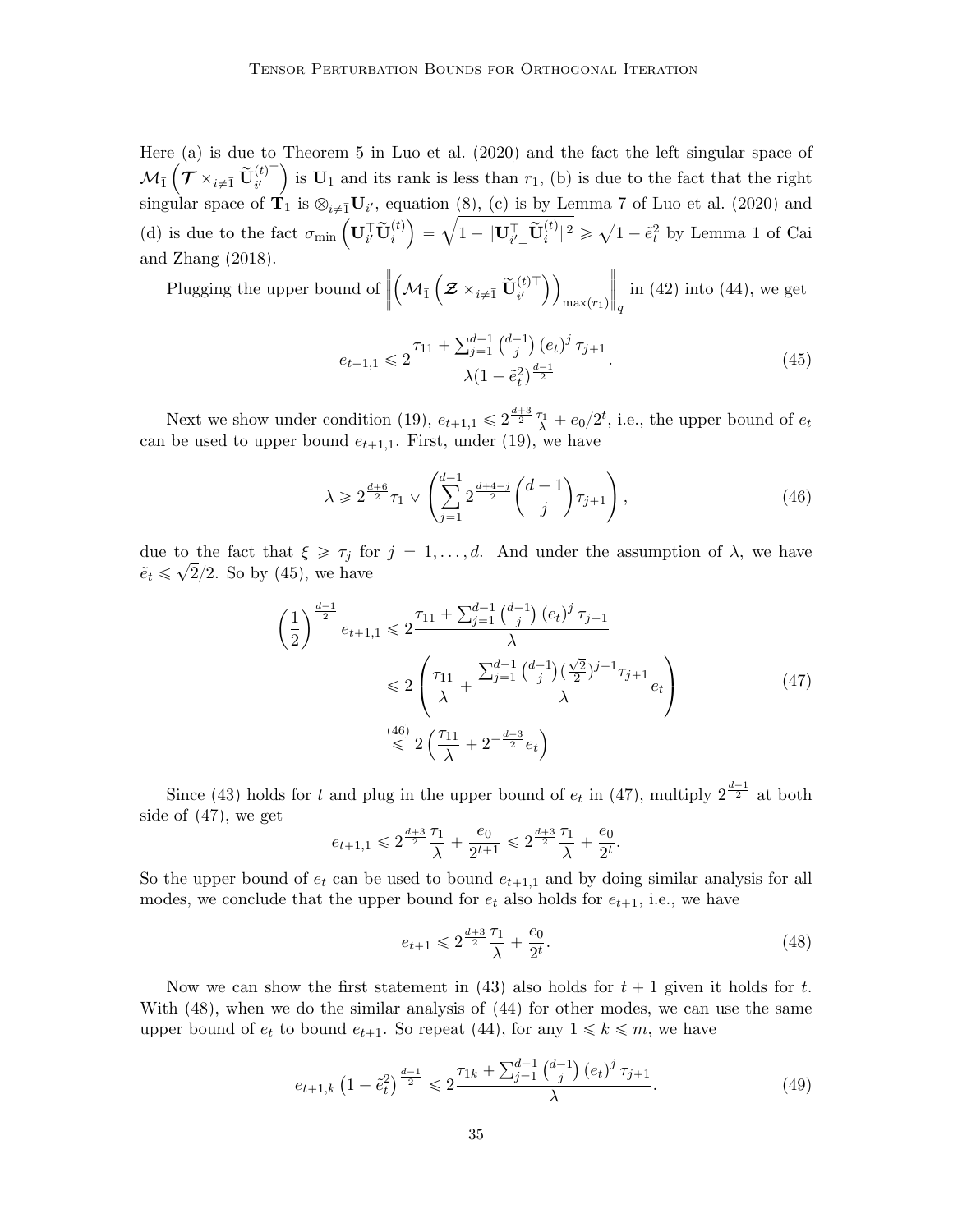Here (a) is due to Theorem 5 in Luo et al. (2020) and the fact the left singular space of $\mathcal{M}_{\bar{1}}\left(\boldsymbol{\mathcal{T}} \times_{i\neq \bar{1}} \widetilde{\mathbf{U}}_{i'}^{(t)\top}\right)$ is $\mathbf{U}_1$ and its rank is less than $r_1$, (b) is due to the fact that the right singular space of $\mathbf{T}_1$ is $\otimes_{i\neq \bar{1}} \mathbf{U}_{i'}$, equation (8), (c) is by Lemma 7 of Luo et al. (2020) and (d) is due to the fact $\sigma_{\min}\left(\mathbf{U}_{i'}^\top \widetilde{\mathbf{U}}_i^{(t)}\right) = \sqrt{1 - \|\mathbf{U}_{i'\perp}^\top \widetilde{\mathbf{U}}_i^{(t)}\|^2} \geqslant \sqrt{1-\tilde{e}_t^2}$ by Lemma 1 of Cai and Zhang (2018).

Plugging the upper bound of $\left\|\left(\mathcal{M}_{\bar{1}}\left(\boldsymbol{\mathcal{Z}} \times_{i\neq \bar{1}} \widetilde{\mathbf{U}}_{i'}^{(t)\top}\right)\right)_{\max(r_1)}\right\|_q$ in (42) into (44), we get

$$e_{t+1,1} \leqslant 2\frac{\tau_{11} + \sum_{j=1}^{d-1}\binom{d-1}{j}(e_t)^j\,\tau_{j+1}}{\lambda(1-\tilde{e}_t^2)^{\frac{d-1}{2}}}. \tag{45}$$

Next we show under condition (19), $e_{t+1,1} \leqslant 2^{\frac{d+3}{2}}\frac{\tau_1}{\lambda} + e_0/2^t$, i.e., the upper bound of $e_t$ can be used to upper bound $e_{t+1,1}$. First, under (19), we have

$$\lambda \geqslant 2^{\frac{d+6}{2}}\tau_1 \vee \left(\sum_{j=1}^{d-1} 2^{\frac{d+4-j}{2}}\binom{d-1}{j}\tau_{j+1}\right), \tag{46}$$

due to the fact that $\xi \geqslant \tau_j$ for $j = 1, \ldots, d$. And under the assumption of $\lambda$, we have $\tilde{e}_t \leqslant \sqrt{2}/2$. So by (45), we have

$$\begin{aligned}
\left(\frac{1}{2}\right)^{\frac{d-1}{2}} e_{t+1,1} &\leqslant 2\frac{\tau_{11} + \sum_{j=1}^{d-1}\binom{d-1}{j}(e_t)^j\,\tau_{j+1}}{\lambda} \\
&\leqslant 2\left(\frac{\tau_{11}}{\lambda} + \frac{\sum_{j=1}^{d-1}\binom{d-1}{j}(\frac{\sqrt{2}}{2})^{j-1}\tau_{j+1}}{\lambda}e_t\right) \\
&\overset{(46)}{\leqslant} 2\left(\frac{\tau_{11}}{\lambda} + 2^{-\frac{d+3}{2}}e_t\right)
\end{aligned} \tag{47}$$

Since (43) holds for $t$ and plug in the upper bound of $e_t$ in (47), multiply $2^{\frac{d-1}{2}}$ at both side of (47), we get

$$e_{t+1,1} \leqslant 2^{\frac{d+3}{2}}\frac{\tau_1}{\lambda} + \frac{e_0}{2^{t+1}} \leqslant 2^{\frac{d+3}{2}}\frac{\tau_1}{\lambda} + \frac{e_0}{2^t}.$$

So the upper bound of $e_t$ can be used to bound $e_{t+1,1}$ and by doing similar analysis for all modes, we conclude that the upper bound for $e_t$ also holds for $e_{t+1}$, i.e., we have

$$e_{t+1} \leqslant 2^{\frac{d+3}{2}}\frac{\tau_1}{\lambda} + \frac{e_0}{2^t}. \tag{48}$$

Now we can show the first statement in (43) also holds for $t+1$ given it holds for $t$. With (48), when we do the similar analysis of (44) for other modes, we can use the same upper bound of $e_t$ to bound $e_{t+1}$. So repeat (44), for any $1 \leqslant k \leqslant m$, we have

$$e_{t+1,k}\left(1-\tilde{e}_t^2\right)^{\frac{d-1}{2}} \leqslant 2\frac{\tau_{1k} + \sum_{j=1}^{d-1}\binom{d-1}{j}(e_t)^j\,\tau_{j+1}}{\lambda}. \tag{49}$$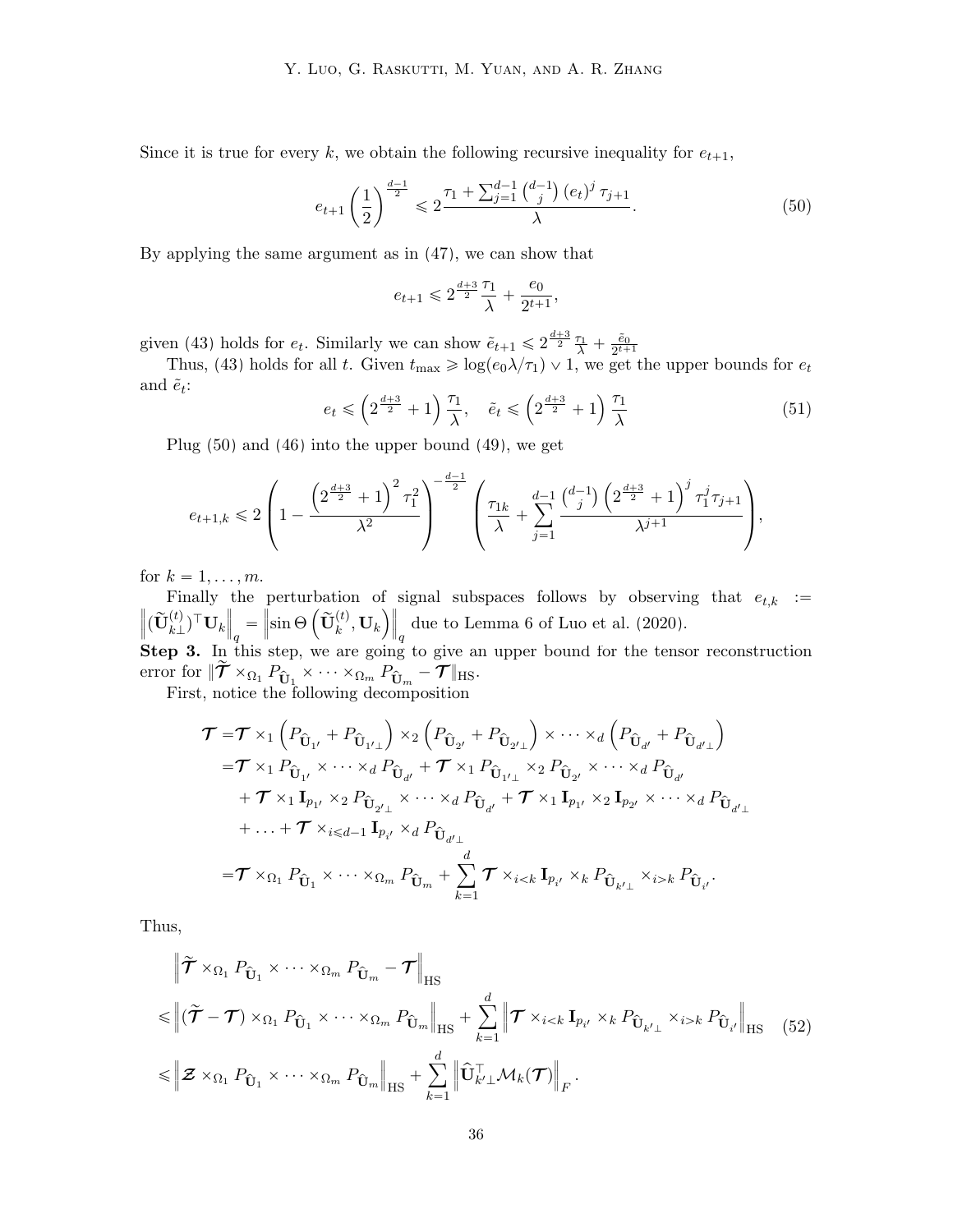Since it is true for every $k$, we obtain the following recursive inequality for $e_{t+1}$,

$$e_{t+1}\left(\frac{1}{2}\right)^{\frac{d-1}{2}} \leqslant 2\frac{\tau_1 + \sum_{j=1}^{d-1}\binom{d-1}{j}(e_t)^j \tau_{j+1}}{\lambda}. \tag{50}$$

By applying the same argument as in (47), we can show that

$$e_{t+1} \leqslant 2^{\frac{d+3}{2}}\frac{\tau_1}{\lambda} + \frac{e_0}{2^{t+1}},$$

given (43) holds for $e_t$. Similarly we can show $\tilde{e}_{t+1} \leqslant 2^{\frac{d+3}{2}}\frac{\tau_1}{\lambda} + \frac{\tilde{e}_0}{2^{t+1}}$

Thus, (43) holds for all $t$. Given $t_{\max} \geqslant \log(e_0\lambda/\tau_1) \vee 1$, we get the upper bounds for $e_t$ and $\tilde{e}_t$:

$$e_t \leqslant \left(2^{\frac{d+3}{2}}+1\right)\frac{\tau_1}{\lambda}, \quad \tilde{e}_t \leqslant \left(2^{\frac{d+3}{2}}+1\right)\frac{\tau_1}{\lambda} \tag{51}$$

Plug (50) and (46) into the upper bound (49), we get

$$e_{t+1,k} \leqslant 2\left(1 - \frac{\left(2^{\frac{d+3}{2}}+1\right)^2\tau_1^2}{\lambda^2}\right)^{-\frac{d-1}{2}}\left(\frac{\tau_{1k}}{\lambda} + \sum_{j=1}^{d-1}\frac{\binom{d-1}{j}\left(2^{\frac{d+3}{2}}+1\right)^j\tau_1^j\tau_{j+1}}{\lambda^{j+1}}\right),$$

for $k = 1, \ldots, m$.

Finally the perturbation of signal subspaces follows by observing that $e_{t,k} := \left\|(\widetilde{\mathbf{U}}_{k\perp}^{(t)})^\top \mathbf{U}_k\right\|_q = \left\|\sin\Theta\left(\widetilde{\mathbf{U}}_k^{(t)}, \mathbf{U}_k\right)\right\|_q$ due to Lemma 6 of Luo et al. (2020).

**Step 3.** In this step, we are going to give an upper bound for the tensor reconstruction error for $\|\widetilde{\boldsymbol{\mathcal{T}}} \times_{\Omega_1} P_{\widehat{\mathbf{U}}_1} \times \cdots \times_{\Omega_m} P_{\widehat{\mathbf{U}}_m} - \boldsymbol{\mathcal{T}}\|_{\mathrm{HS}}$.

First, notice the following decomposition

$$\begin{aligned}
\boldsymbol{\mathcal{T}} =& \boldsymbol{\mathcal{T}} \times_1 \left(P_{\widehat{\mathbf{U}}_{1'}} + P_{\widehat{\mathbf{U}}_{1'\perp}}\right) \times_2 \left(P_{\widehat{\mathbf{U}}_{2'}} + P_{\widehat{\mathbf{U}}_{2'\perp}}\right) \times \cdots \times_d \left(P_{\widehat{\mathbf{U}}_{d'}} + P_{\widehat{\mathbf{U}}_{d'\perp}}\right)\\
=& \boldsymbol{\mathcal{T}} \times_1 P_{\widehat{\mathbf{U}}_{1'}} \times \cdots \times_d P_{\widehat{\mathbf{U}}_{d'}} + \boldsymbol{\mathcal{T}} \times_1 P_{\widehat{\mathbf{U}}_{1'\perp}} \times_2 P_{\widehat{\mathbf{U}}_{2'}} \times \cdots \times_d P_{\widehat{\mathbf{U}}_{d'}}\\
&+ \boldsymbol{\mathcal{T}} \times_1 \mathbf{I}_{p_{1'}} \times_2 P_{\widehat{\mathbf{U}}_{2'\perp}} \times \cdots \times_d P_{\widehat{\mathbf{U}}_{d'}} + \boldsymbol{\mathcal{T}} \times_1 \mathbf{I}_{p_{1'}} \times_2 \mathbf{I}_{p_{2'}} \times \cdots \times_d P_{\widehat{\mathbf{U}}_{d'\perp}}\\
&+ \ldots + \boldsymbol{\mathcal{T}} \times_{i\leqslant d-1} \mathbf{I}_{p_{i'}} \times_d P_{\widehat{\mathbf{U}}_{d'\perp}}\\
=& \boldsymbol{\mathcal{T}} \times_{\Omega_1} P_{\widehat{\mathbf{U}}_1} \times \cdots \times_{\Omega_m} P_{\widehat{\mathbf{U}}_m} + \sum_{k=1}^d \boldsymbol{\mathcal{T}} \times_{i<k} \mathbf{I}_{p_{i'}} \times_k P_{\widehat{\mathbf{U}}_{k'\perp}} \times_{i>k} P_{\widehat{\mathbf{U}}_{i'}}.
\end{aligned}$$

Thus,

$$\begin{aligned}
&\left\|\widetilde{\boldsymbol{\mathcal{T}}} \times_{\Omega_1} P_{\widehat{\mathbf{U}}_1} \times \cdots \times_{\Omega_m} P_{\widehat{\mathbf{U}}_m} - \boldsymbol{\mathcal{T}}\right\|_{\mathrm{HS}}\\
\leqslant& \left\|(\widetilde{\boldsymbol{\mathcal{T}}} - \boldsymbol{\mathcal{T}}) \times_{\Omega_1} P_{\widehat{\mathbf{U}}_1} \times \cdots \times_{\Omega_m} P_{\widehat{\mathbf{U}}_m}\right\|_{\mathrm{HS}} + \sum_{k=1}^d \left\|\boldsymbol{\mathcal{T}} \times_{i<k} \mathbf{I}_{p_{i'}} \times_k P_{\widehat{\mathbf{U}}_{k'\perp}} \times_{i>k} P_{\widehat{\mathbf{U}}_{i'}}\right\|_{\mathrm{HS}} \qquad (52)\\
\leqslant& \left\|\boldsymbol{\mathcal{Z}} \times_{\Omega_1} P_{\widehat{\mathbf{U}}_1} \times \cdots \times_{\Omega_m} P_{\widehat{\mathbf{U}}_m}\right\|_{\mathrm{HS}} + \sum_{k=1}^d \left\|\widehat{\mathbf{U}}_{k'\perp}^\top \mathcal{M}_k(\boldsymbol{\mathcal{T}})\right\|_F.
\end{aligned}$$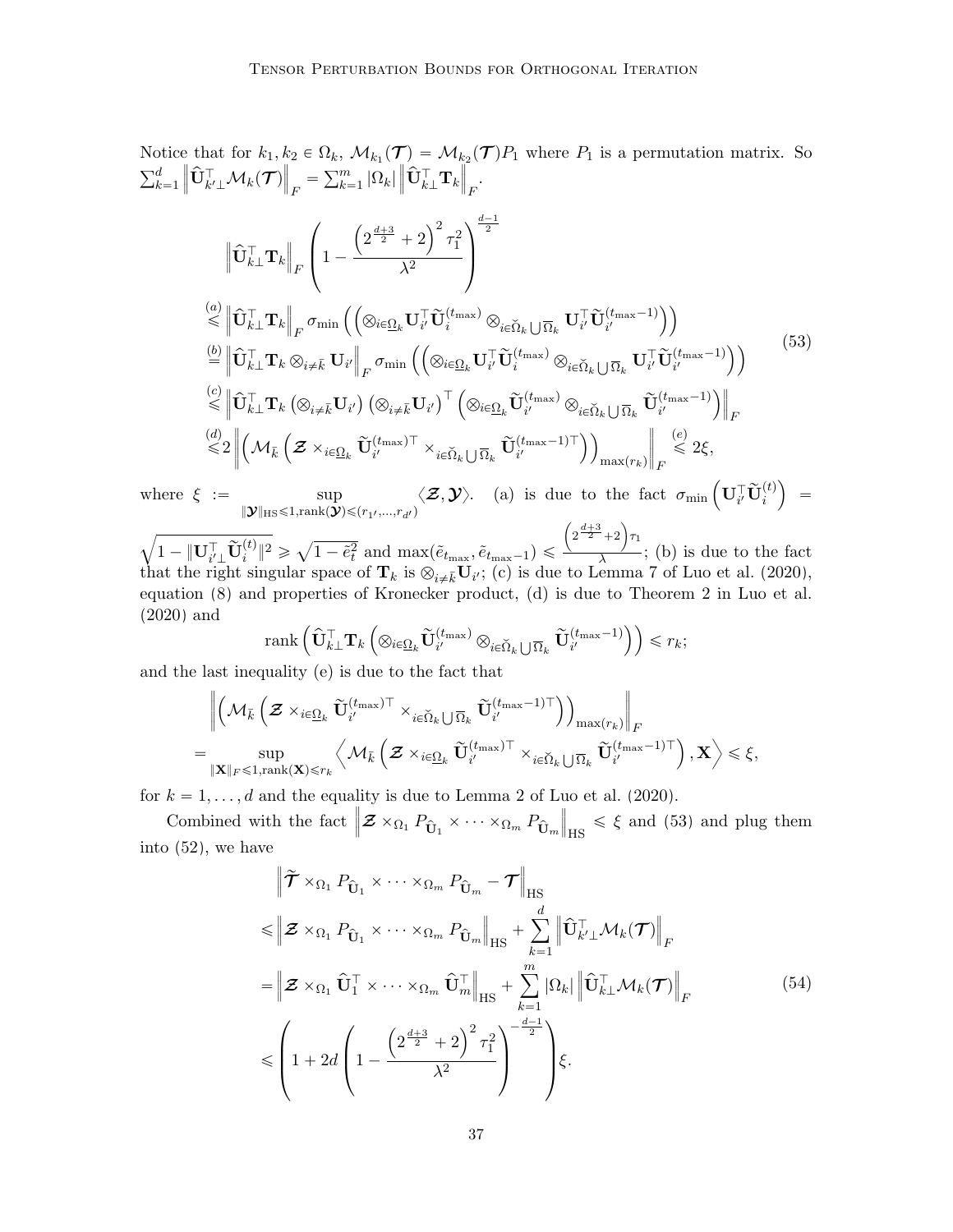Notice that for $k_1, k_2 \in \Omega_k$, $\mathcal{M}_{k_1}(\boldsymbol{\mathcal{T}}) = \mathcal{M}_{k_2}(\boldsymbol{\mathcal{T}})P_1$ where $P_1$ is a permutation matrix. So $\sum_{k=1}^d \left\|\widehat{\mathbf{U}}_{k'\perp}^\top \mathcal{M}_k(\boldsymbol{\mathcal{T}})\right\|_F = \sum_{k=1}^m |\Omega_k| \left\|\widehat{\mathbf{U}}_{k\perp}^\top \mathbf{T}_k\right\|_F$.

$$
\begin{aligned}
&\left\|\widehat{\mathbf{U}}_{k\perp}^\top \mathbf{T}_k\right\|_F \left(1 - \frac{\left(2^{\frac{d+3}{2}}+2\right)^2 \tau_1^2}{\lambda^2}\right)^{\frac{d-1}{2}} \\
\overset{(a)}{\leqslant} & \left\|\widehat{\mathbf{U}}_{k\perp}^\top \mathbf{T}_k\right\|_F \sigma_{\min}\left(\left(\otimes_{i\in\underline{\Omega}_k} \mathbf{U}_{i'}^\top \widetilde{\mathbf{U}}_i^{(t_{\max})} \otimes_{i\in\breve{\Omega}_k \bigcup \overline{\Omega}_k} \mathbf{U}_{i'}^\top \widetilde{\mathbf{U}}_{i'}^{(t_{\max}-1)}\right)\right) \\
\overset{(b)}{=} & \left\|\widehat{\mathbf{U}}_{k\perp}^\top \mathbf{T}_k \otimes_{i\neq \bar{k}} \mathbf{U}_{i'}\right\|_F \sigma_{\min}\left(\left(\otimes_{i\in\underline{\Omega}_k} \mathbf{U}_{i'}^\top \widetilde{\mathbf{U}}_i^{(t_{\max})} \otimes_{i\in\breve{\Omega}_k \bigcup \overline{\Omega}_k} \mathbf{U}_{i'}^\top \widetilde{\mathbf{U}}_{i'}^{(t_{\max}-1)}\right)\right) \\
\overset{(c)}{\leqslant} & \left\|\widehat{\mathbf{U}}_{k\perp}^\top \mathbf{T}_k \left(\otimes_{i\neq \bar{k}} \mathbf{U}_{i'}\right)\left(\otimes_{i\neq \bar{k}} \mathbf{U}_{i'}\right)^\top \left(\otimes_{i\in\underline{\Omega}_k} \widetilde{\mathbf{U}}_{i'}^{(t_{\max})} \otimes_{i\in\breve{\Omega}_k \bigcup \overline{\Omega}_k} \widetilde{\mathbf{U}}_{i'}^{(t_{\max}-1)}\right)\right\|_F \\
\overset{(d)}{\leqslant} & 2\left\|\left(\mathcal{M}_{\bar{k}}\left(\boldsymbol{\mathcal{Z}} \times_{i\in\underline{\Omega}_k} \widetilde{\mathbf{U}}_{i'}^{(t_{\max})\top} \times_{i\in\breve{\Omega}_k \bigcup \overline{\Omega}_k} \widetilde{\mathbf{U}}_{i'}^{(t_{\max}-1)\top}\right)\right)_{\max(r_k)}\right\|_F \overset{(e)}{\leqslant} 2\xi,
\end{aligned}
\tag{53}
$$

where $\xi := \sup_{\|\boldsymbol{\mathcal{Y}}\|_{\text{HS}}\leqslant 1, \text{rank}(\boldsymbol{\mathcal{Y}})\leqslant(r_{1'},\dots,r_{d'})} \langle \boldsymbol{\mathcal{Z}}, \boldsymbol{\mathcal{Y}}\rangle$. (a) is due to the fact $\sigma_{\min}\left(\mathbf{U}_{i'}^\top \widetilde{\mathbf{U}}_i^{(t)}\right) = \sqrt{1 - \|\mathbf{U}_{i'\perp}^\top \widetilde{\mathbf{U}}_i^{(t)}\|^2} \geqslant \sqrt{1-\tilde{e}_t^2}$ and $\max(\tilde{e}_{t_{\max}}, \tilde{e}_{t_{\max}-1}) \leqslant \frac{\left(2^{\frac{d+3}{2}}+2\right)\tau_1}{\lambda}$; (b) is due to the fact that the right singular space of $\mathbf{T}_k$ is $\otimes_{i\neq\bar{k}} \mathbf{U}_{i'}$; (c) is due to Lemma 7 of Luo et al. (2020), equation (8) and properties of Kronecker product, (d) is due to Theorem 2 in Luo et al. (2020) and

$$
\text{rank}\left(\widehat{\mathbf{U}}_{k\perp}^\top \mathbf{T}_k \left(\otimes_{i\in\underline{\Omega}_k} \widetilde{\mathbf{U}}_{i'}^{(t_{\max})} \otimes_{i\in\breve{\Omega}_k \bigcup \overline{\Omega}_k} \widetilde{\mathbf{U}}_{i'}^{(t_{\max}-1)}\right)\right) \leqslant r_k;
$$

and the last inequality (e) is due to the fact that

$$
\begin{aligned}
&\left\|\left(\mathcal{M}_{\bar{k}}\left(\boldsymbol{\mathcal{Z}} \times_{i\in\underline{\Omega}_k} \widetilde{\mathbf{U}}_{i'}^{(t_{\max})\top} \times_{i\in\breve{\Omega}_k \bigcup \overline{\Omega}_k} \widetilde{\mathbf{U}}_{i'}^{(t_{\max}-1)\top}\right)\right)_{\max(r_k)}\right\|_F \\
= & \sup_{\|\mathbf{X}\|_F\leqslant 1, \text{rank}(\mathbf{X})\leqslant r_k} \left\langle \mathcal{M}_{\bar{k}}\left(\boldsymbol{\mathcal{Z}} \times_{i\in\underline{\Omega}_k} \widetilde{\mathbf{U}}_{i'}^{(t_{\max})\top} \times_{i\in\breve{\Omega}_k \bigcup \overline{\Omega}_k} \widetilde{\mathbf{U}}_{i'}^{(t_{\max}-1)\top}\right), \mathbf{X}\right\rangle \leqslant \xi,
\end{aligned}
$$

for $k = 1, \dots, d$ and the equality is due to Lemma 2 of Luo et al. (2020).

Combined with the fact $\left\|\boldsymbol{\mathcal{Z}} \times_{\Omega_1} P_{\widehat{\mathbf{U}}_1} \times \cdots \times_{\Omega_m} P_{\widehat{\mathbf{U}}_m}\right\|_{\text{HS}} \leqslant \xi$ and (53) and plug them into (52), we have

$$
\begin{aligned}
&\left\|\widetilde{\boldsymbol{\mathcal{T}}} \times_{\Omega_1} P_{\widehat{\mathbf{U}}_1} \times \cdots \times_{\Omega_m} P_{\widehat{\mathbf{U}}_m} - \boldsymbol{\mathcal{T}}\right\|_{\text{HS}} \\
\leqslant & \left\|\boldsymbol{\mathcal{Z}} \times_{\Omega_1} P_{\widehat{\mathbf{U}}_1} \times \cdots \times_{\Omega_m} P_{\widehat{\mathbf{U}}_m}\right\|_{\text{HS}} + \sum_{k=1}^d \left\|\widehat{\mathbf{U}}_{k'\perp}^\top \mathcal{M}_k(\boldsymbol{\mathcal{T}})\right\|_F \\
= & \left\|\boldsymbol{\mathcal{Z}} \times_{\Omega_1} \widehat{\mathbf{U}}_1^\top \times \cdots \times_{\Omega_m} \widehat{\mathbf{U}}_m^\top\right\|_{\text{HS}} + \sum_{k=1}^m |\Omega_k| \left\|\widehat{\mathbf{U}}_{k\perp}^\top \mathcal{M}_k(\boldsymbol{\mathcal{T}})\right\|_F \\
\leqslant & \left(1 + 2d\left(1 - \frac{\left(2^{\frac{d+3}{2}}+2\right)^2 \tau_1^2}{\lambda^2}\right)^{-\frac{d-1}{2}}\right)\xi.
\end{aligned}
\tag{54}
$$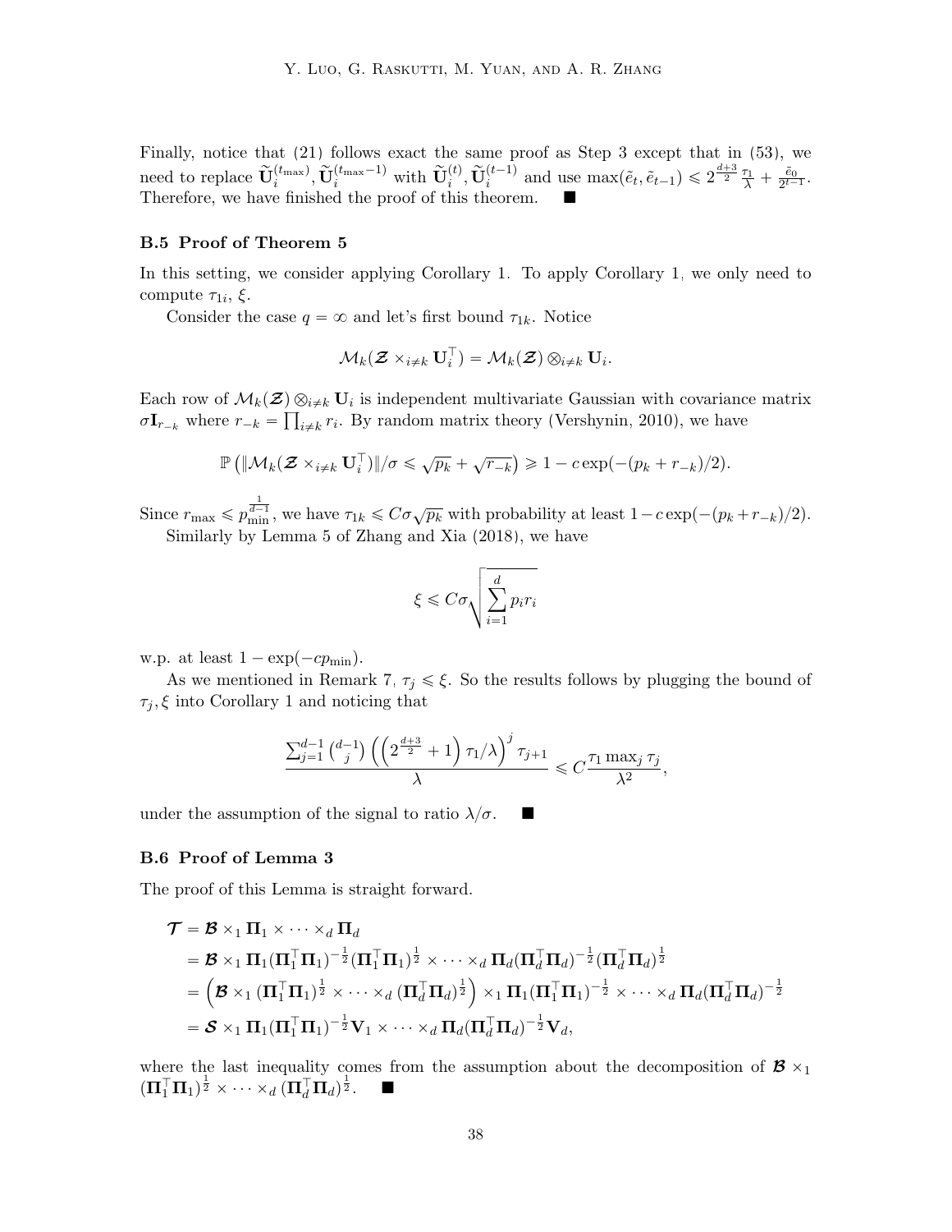Finally, notice that (21) follows exact the same proof as Step 3 except that in (53), we need to replace $\widetilde{\mathbf{U}}_i^{(t_{\max})}, \widetilde{\mathbf{U}}_i^{(t_{\max}-1)}$ with $\widetilde{\mathbf{U}}_i^{(t)}, \widetilde{\mathbf{U}}_i^{(t-1)}$ and use $\max(\tilde{e}_t, \tilde{e}_{t-1}) \leqslant 2^{\frac{d+3}{2}} \frac{\tau_1}{\lambda} + \frac{\tilde{e}_0}{2^{t-1}}$. Therefore, we have finished the proof of this theorem. ■

### B.5 Proof of Theorem 5

In this setting, we consider applying Corollary 1. To apply Corollary 1, we only need to compute $\tau_{1i}$, $\xi$.

Consider the case $q = \infty$ and let's first bound $\tau_{1k}$. Notice

$$\mathcal{M}_k(\boldsymbol{\mathcal{Z}} \times_{i \neq k} \mathbf{U}_i^\top) = \mathcal{M}_k(\boldsymbol{\mathcal{Z}}) \otimes_{i \neq k} \mathbf{U}_i.$$

Each row of $\mathcal{M}_k(\boldsymbol{\mathcal{Z}}) \otimes_{i \neq k} \mathbf{U}_i$ is independent multivariate Gaussian with covariance matrix $\sigma \mathbf{I}_{r_{-k}}$ where $r_{-k} = \prod_{i \neq k} r_i$. By random matrix theory (Vershynin, 2010), we have

$$\mathbb{P}\left(\|\mathcal{M}_k(\boldsymbol{\mathcal{Z}} \times_{i \neq k} \mathbf{U}_i^\top)\|/\sigma \leqslant \sqrt{p_k} + \sqrt{r_{-k}}\right) \geqslant 1 - c\exp(-(p_k + r_{-k})/2).$$

Since $r_{\max} \leqslant p_{\min}^{\frac{1}{d-1}}$, we have $\tau_{1k} \leqslant C\sigma\sqrt{p_k}$ with probability at least $1 - c\exp(-(p_k + r_{-k})/2)$.

Similarly by Lemma 5 of Zhang and Xia (2018), we have

$$\xi \leqslant C\sigma\sqrt{\sum_{i=1}^d p_i r_i}$$

w.p. at least $1 - \exp(-cp_{\min})$.

As we mentioned in Remark 7, $\tau_j \leqslant \xi$. So the results follows by plugging the bound of $\tau_j, \xi$ into Corollary 1 and noticing that

$$\frac{\sum_{j=1}^{d-1} \binom{d-1}{j} \left(\left(2^{\frac{d+3}{2}} + 1\right) \tau_1/\lambda\right)^j \tau_{j+1}}{\lambda} \leqslant C \frac{\tau_1 \max_j \tau_j}{\lambda^2},$$

under the assumption of the signal to ratio $\lambda/\sigma$. ■

### B.6 Proof of Lemma 3

The proof of this Lemma is straight forward.

$$\begin{aligned}
\boldsymbol{\mathcal{T}} &= \boldsymbol{\mathcal{B}} \times_1 \mathbf{\Pi}_1 \times \cdots \times_d \mathbf{\Pi}_d \\
&= \boldsymbol{\mathcal{B}} \times_1 \mathbf{\Pi}_1 (\mathbf{\Pi}_1^\top \mathbf{\Pi}_1)^{-\frac{1}{2}} (\mathbf{\Pi}_1^\top \mathbf{\Pi}_1)^{\frac{1}{2}} \times \cdots \times_d \mathbf{\Pi}_d (\mathbf{\Pi}_d^\top \mathbf{\Pi}_d)^{-\frac{1}{2}} (\mathbf{\Pi}_d^\top \mathbf{\Pi}_d)^{\frac{1}{2}} \\
&= \left(\boldsymbol{\mathcal{B}} \times_1 (\mathbf{\Pi}_1^\top \mathbf{\Pi}_1)^{\frac{1}{2}} \times \cdots \times_d (\mathbf{\Pi}_d^\top \mathbf{\Pi}_d)^{\frac{1}{2}}\right) \times_1 \mathbf{\Pi}_1 (\mathbf{\Pi}_1^\top \mathbf{\Pi}_1)^{-\frac{1}{2}} \times \cdots \times_d \mathbf{\Pi}_d (\mathbf{\Pi}_d^\top \mathbf{\Pi}_d)^{-\frac{1}{2}} \\
&= \boldsymbol{\mathcal{S}} \times_1 \mathbf{\Pi}_1 (\mathbf{\Pi}_1^\top \mathbf{\Pi}_1)^{-\frac{1}{2}} \mathbf{V}_1 \times \cdots \times_d \mathbf{\Pi}_d (\mathbf{\Pi}_d^\top \mathbf{\Pi}_d)^{-\frac{1}{2}} \mathbf{V}_d,
\end{aligned}$$

where the last inequality comes from the assumption about the decomposition of $\boldsymbol{\mathcal{B}} \times_1 (\mathbf{\Pi}_1^\top \mathbf{\Pi}_1)^{\frac{1}{2}} \times \cdots \times_d (\mathbf{\Pi}_d^\top \mathbf{\Pi}_d)^{\frac{1}{2}}$. ■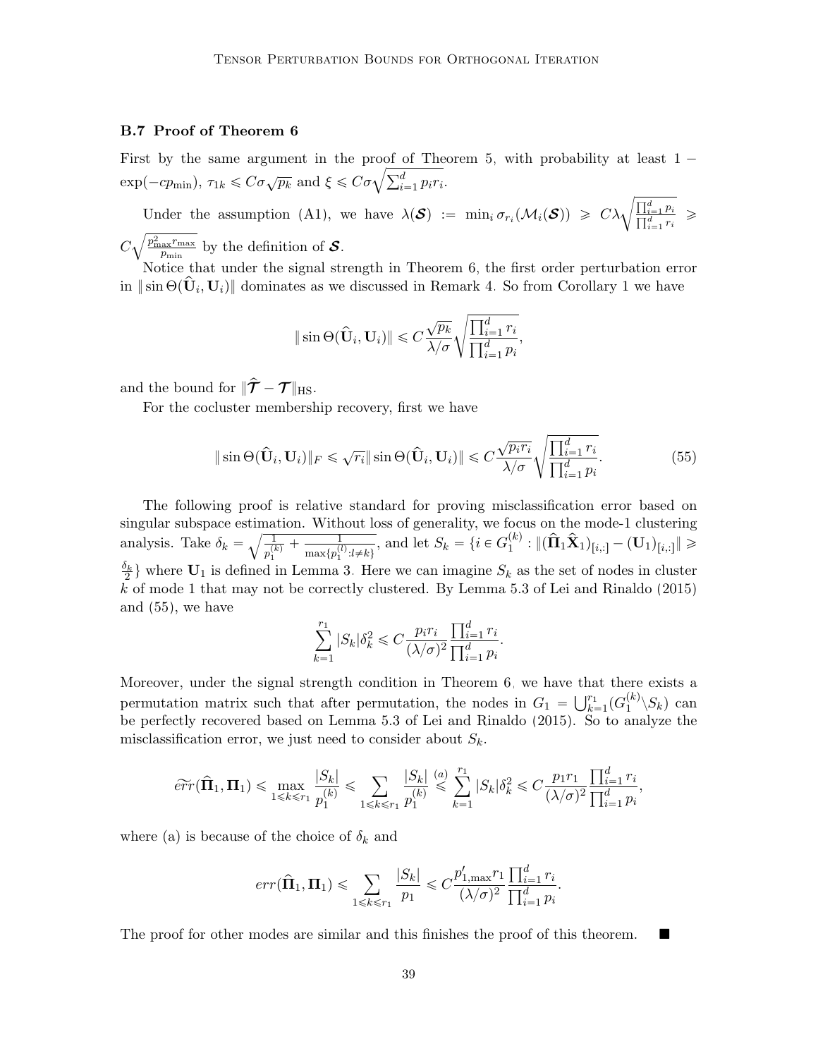### B.7 Proof of Theorem 6

First by the same argument in the proof of Theorem 5, with probability at least $1 - \exp(-cp_{\min})$, $\tau_{1k} \leqslant C\sigma\sqrt{p_k}$ and $\xi \leqslant C\sigma\sqrt{\sum_{i=1}^d p_i r_i}$.

Under the assumption (A1), we have $\lambda(\boldsymbol{\mathcal{S}}) := \min_i \sigma_{r_i}(\mathcal{M}_i(\boldsymbol{\mathcal{S}})) \geqslant C\lambda\sqrt{\frac{\prod_{i=1}^d p_i}{\prod_{i=1}^d r_i}} \geqslant C\sqrt{\frac{p_{\max}^2 r_{\max}}{p_{\min}}}$ by the definition of $\boldsymbol{\mathcal{S}}$.

Notice that under the signal strength in Theorem 6, the first order perturbation error in $\|\sin\Theta(\widehat{\mathbf{U}}_i, \mathbf{U}_i)\|$ dominates as we discussed in Remark 4. So from Corollary 1 we have

$$\|\sin\Theta(\widehat{\mathbf{U}}_i, \mathbf{U}_i)\| \leqslant C\frac{\sqrt{p_k}}{\lambda/\sigma}\sqrt{\frac{\prod_{i=1}^d r_i}{\prod_{i=1}^d p_i}},$$

and the bound for $\|\widehat{\boldsymbol{\mathcal{T}}} - \boldsymbol{\mathcal{T}}\|_{\mathrm{HS}}$.

For the cocluster membership recovery, first we have

$$\|\sin\Theta(\widehat{\mathbf{U}}_i, \mathbf{U}_i)\|_F \leqslant \sqrt{r_i}\|\sin\Theta(\widehat{\mathbf{U}}_i, \mathbf{U}_i)\| \leqslant C\frac{\sqrt{p_i r_i}}{\lambda/\sigma}\sqrt{\frac{\prod_{i=1}^d r_i}{\prod_{i=1}^d p_i}}. \tag{55}$$

The following proof is relative standard for proving misclassification error based on singular subspace estimation. Without loss of generality, we focus on the mode-1 clustering analysis. Take $\delta_k = \sqrt{\frac{1}{p_1^{(k)}} + \frac{1}{\max\{p_1^{(l)}: l \neq k\}}}$, and let $S_k = \{i \in G_1^{(k)} : \|(\widehat{\mathbf{\Pi}}_1 \widehat{\mathbf{X}}_1)_{[i,:]} - (\mathbf{U}_1)_{[i,:]}\| \geqslant \frac{\delta_k}{2}\}$ where $\mathbf{U}_1$ is defined in Lemma 3. Here we can imagine $S_k$ as the set of nodes in cluster $k$ of mode 1 that may not be correctly clustered. By Lemma 5.3 of Lei and Rinaldo (2015) and (55), we have

$$\sum_{k=1}^{r_1} |S_k|\delta_k^2 \leqslant C\frac{p_i r_i}{(\lambda/\sigma)^2}\frac{\prod_{i=1}^d r_i}{\prod_{i=1}^d p_i}.$$

Moreover, under the signal strength condition in Theorem 6, we have that there exists a permutation matrix such that after permutation, the nodes in $G_1 = \bigcup_{k=1}^{r_1}(G_1^{(k)} \backslash S_k)$ can be perfectly recovered based on Lemma 5.3 of Lei and Rinaldo (2015). So to analyze the misclassification error, we just need to consider about $S_k$.

$$\widetilde{err}(\widehat{\mathbf{\Pi}}_1, \mathbf{\Pi}_1) \leqslant \max_{1 \leqslant k \leqslant r_1} \frac{|S_k|}{p_1^{(k)}} \leqslant \sum_{1 \leqslant k \leqslant r_1} \frac{|S_k|}{p_1^{(k)}} \overset{(a)}{\leqslant} \sum_{k=1}^{r_1} |S_k|\delta_k^2 \leqslant C\frac{p_1 r_1}{(\lambda/\sigma)^2}\frac{\prod_{i=1}^d r_i}{\prod_{i=1}^d p_i},$$

where (a) is because of the choice of $\delta_k$ and

$$err(\widehat{\mathbf{\Pi}}_1, \mathbf{\Pi}_1) \leqslant \sum_{1 \leqslant k \leqslant r_1} \frac{|S_k|}{p_1} \leqslant C\frac{p'_{1,\max} r_1}{(\lambda/\sigma)^2}\frac{\prod_{i=1}^d r_i}{\prod_{i=1}^d p_i}.$$

The proof for other modes are similar and this finishes the proof of this theorem. ■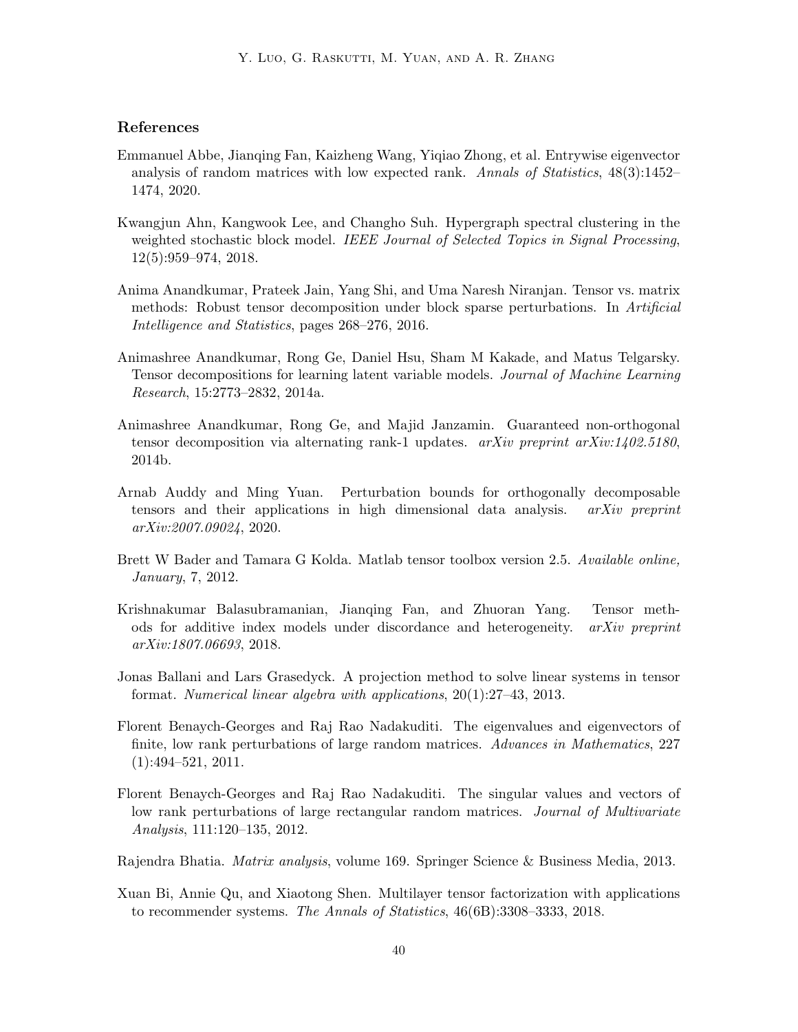## References

Emmanuel Abbe, Jianqing Fan, Kaizheng Wang, Yiqiao Zhong, et al. Entrywise eigenvector analysis of random matrices with low expected rank. *Annals of Statistics*, 48(3):1452–1474, 2020.

Kwangjun Ahn, Kangwook Lee, and Changho Suh. Hypergraph spectral clustering in the weighted stochastic block model. *IEEE Journal of Selected Topics in Signal Processing*, 12(5):959–974, 2018.

Anima Anandkumar, Prateek Jain, Yang Shi, and Uma Naresh Niranjan. Tensor vs. matrix methods: Robust tensor decomposition under block sparse perturbations. In *Artificial Intelligence and Statistics*, pages 268–276, 2016.

Animashree Anandkumar, Rong Ge, Daniel Hsu, Sham M Kakade, and Matus Telgarsky. Tensor decompositions for learning latent variable models. *Journal of Machine Learning Research*, 15:2773–2832, 2014a.

Animashree Anandkumar, Rong Ge, and Majid Janzamin. Guaranteed non-orthogonal tensor decomposition via alternating rank-1 updates. *arXiv preprint arXiv:1402.5180*, 2014b.

Arnab Auddy and Ming Yuan. Perturbation bounds for orthogonally decomposable tensors and their applications in high dimensional data analysis. *arXiv preprint arXiv:2007.09024*, 2020.

Brett W Bader and Tamara G Kolda. Matlab tensor toolbox version 2.5. *Available online, January*, 7, 2012.

Krishnakumar Balasubramanian, Jianqing Fan, and Zhuoran Yang. Tensor methods for additive index models under discordance and heterogeneity. *arXiv preprint arXiv:1807.06693*, 2018.

Jonas Ballani and Lars Grasedyck. A projection method to solve linear systems in tensor format. *Numerical linear algebra with applications*, 20(1):27–43, 2013.

Florent Benaych-Georges and Raj Rao Nadakuditi. The eigenvalues and eigenvectors of finite, low rank perturbations of large random matrices. *Advances in Mathematics*, 227 (1):494–521, 2011.

Florent Benaych-Georges and Raj Rao Nadakuditi. The singular values and vectors of low rank perturbations of large rectangular random matrices. *Journal of Multivariate Analysis*, 111:120–135, 2012.

Rajendra Bhatia. *Matrix analysis*, volume 169. Springer Science & Business Media, 2013.

Xuan Bi, Annie Qu, and Xiaotong Shen. Multilayer tensor factorization with applications to recommender systems. *The Annals of Statistics*, 46(6B):3308–3333, 2018.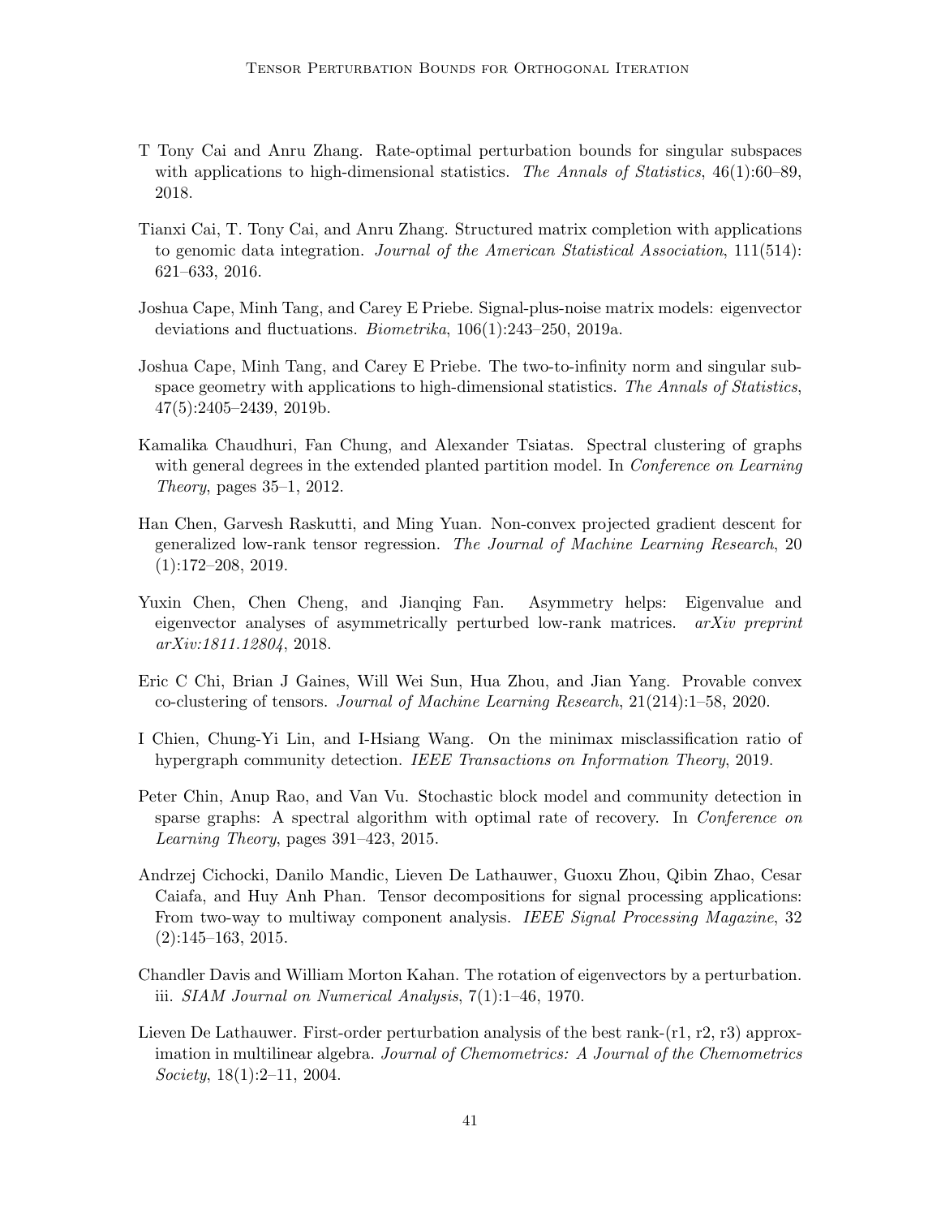T Tony Cai and Anru Zhang. Rate-optimal perturbation bounds for singular subspaces with applications to high-dimensional statistics. *The Annals of Statistics*, 46(1):60–89, 2018.

Tianxi Cai, T. Tony Cai, and Anru Zhang. Structured matrix completion with applications to genomic data integration. *Journal of the American Statistical Association*, 111(514): 621–633, 2016.

Joshua Cape, Minh Tang, and Carey E Priebe. Signal-plus-noise matrix models: eigenvector deviations and fluctuations. *Biometrika*, 106(1):243–250, 2019a.

Joshua Cape, Minh Tang, and Carey E Priebe. The two-to-infinity norm and singular subspace geometry with applications to high-dimensional statistics. *The Annals of Statistics*, 47(5):2405–2439, 2019b.

Kamalika Chaudhuri, Fan Chung, and Alexander Tsiatas. Spectral clustering of graphs with general degrees in the extended planted partition model. In *Conference on Learning Theory*, pages 35–1, 2012.

Han Chen, Garvesh Raskutti, and Ming Yuan. Non-convex projected gradient descent for generalized low-rank tensor regression. *The Journal of Machine Learning Research*, 20 (1):172–208, 2019.

Yuxin Chen, Chen Cheng, and Jianqing Fan. Asymmetry helps: Eigenvalue and eigenvector analyses of asymmetrically perturbed low-rank matrices. *arXiv preprint arXiv:1811.12804*, 2018.

Eric C Chi, Brian J Gaines, Will Wei Sun, Hua Zhou, and Jian Yang. Provable convex co-clustering of tensors. *Journal of Machine Learning Research*, 21(214):1–58, 2020.

I Chien, Chung-Yi Lin, and I-Hsiang Wang. On the minimax misclassification ratio of hypergraph community detection. *IEEE Transactions on Information Theory*, 2019.

Peter Chin, Anup Rao, and Van Vu. Stochastic block model and community detection in sparse graphs: A spectral algorithm with optimal rate of recovery. In *Conference on Learning Theory*, pages 391–423, 2015.

Andrzej Cichocki, Danilo Mandic, Lieven De Lathauwer, Guoxu Zhou, Qibin Zhao, Cesar Caiafa, and Huy Anh Phan. Tensor decompositions for signal processing applications: From two-way to multiway component analysis. *IEEE Signal Processing Magazine*, 32 (2):145–163, 2015.

Chandler Davis and William Morton Kahan. The rotation of eigenvectors by a perturbation. iii. *SIAM Journal on Numerical Analysis*, 7(1):1–46, 1970.

Lieven De Lathauwer. First-order perturbation analysis of the best rank-(r1, r2, r3) approximation in multilinear algebra. *Journal of Chemometrics: A Journal of the Chemometrics Society*, 18(1):2–11, 2004.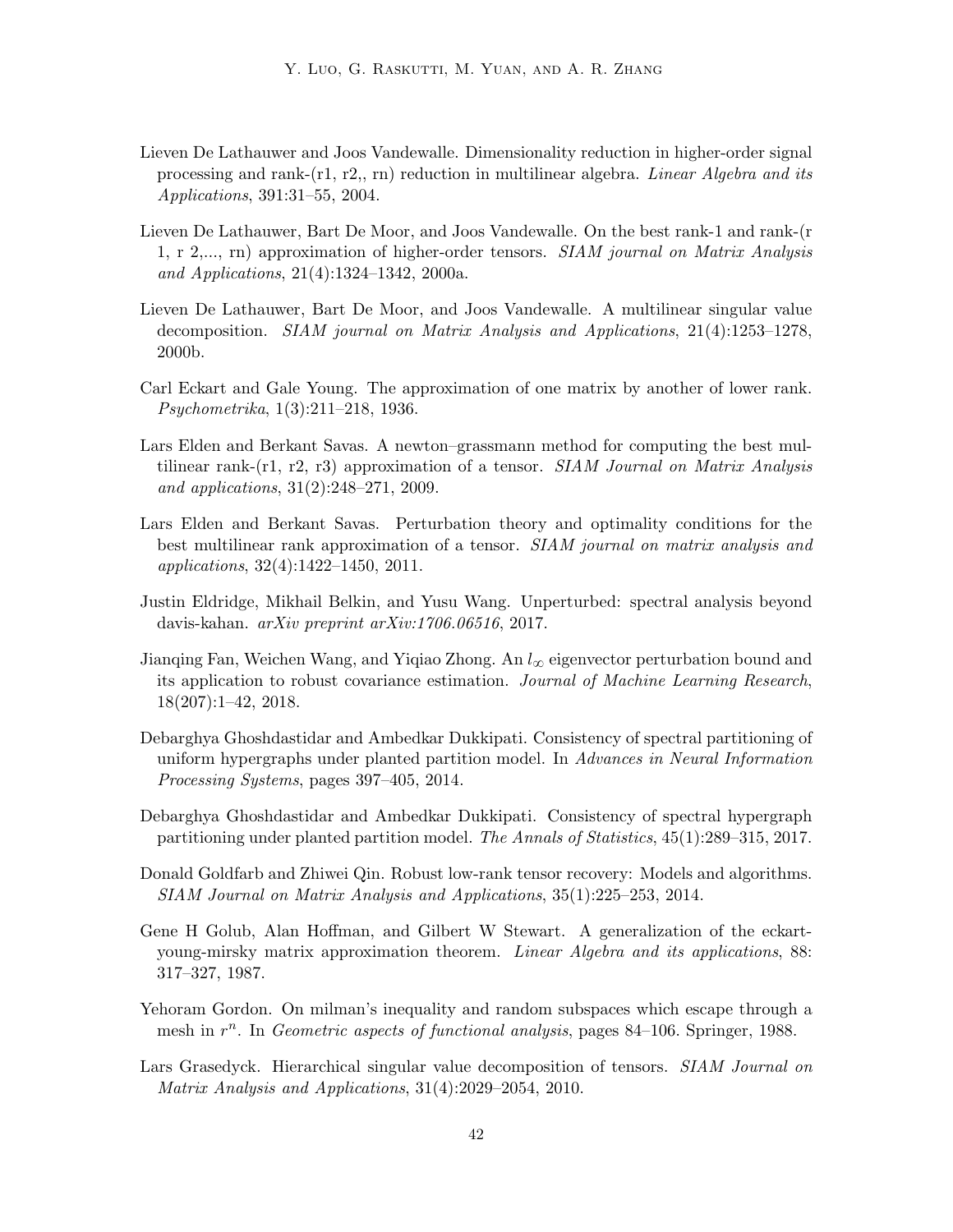Lieven De Lathauwer and Joos Vandewalle. Dimensionality reduction in higher-order signal processing and rank-(r1, r2,, rn) reduction in multilinear algebra. *Linear Algebra and its Applications*, 391:31–55, 2004.

Lieven De Lathauwer, Bart De Moor, and Joos Vandewalle. On the best rank-1 and rank-(r 1, r 2,..., rn) approximation of higher-order tensors. *SIAM journal on Matrix Analysis and Applications*, 21(4):1324–1342, 2000a.

Lieven De Lathauwer, Bart De Moor, and Joos Vandewalle. A multilinear singular value decomposition. *SIAM journal on Matrix Analysis and Applications*, 21(4):1253–1278, 2000b.

Carl Eckart and Gale Young. The approximation of one matrix by another of lower rank. *Psychometrika*, 1(3):211–218, 1936.

Lars Elden and Berkant Savas. A newton–grassmann method for computing the best multilinear rank-(r1, r2, r3) approximation of a tensor. *SIAM Journal on Matrix Analysis and applications*, 31(2):248–271, 2009.

Lars Elden and Berkant Savas. Perturbation theory and optimality conditions for the best multilinear rank approximation of a tensor. *SIAM journal on matrix analysis and applications*, 32(4):1422–1450, 2011.

Justin Eldridge, Mikhail Belkin, and Yusu Wang. Unperturbed: spectral analysis beyond davis-kahan. *arXiv preprint arXiv:1706.06516*, 2017.

Jianqing Fan, Weichen Wang, and Yiqiao Zhong. An $l_\infty$ eigenvector perturbation bound and its application to robust covariance estimation. *Journal of Machine Learning Research*, 18(207):1–42, 2018.

Debarghya Ghoshdastidar and Ambedkar Dukkipati. Consistency of spectral partitioning of uniform hypergraphs under planted partition model. In *Advances in Neural Information Processing Systems*, pages 397–405, 2014.

Debarghya Ghoshdastidar and Ambedkar Dukkipati. Consistency of spectral hypergraph partitioning under planted partition model. *The Annals of Statistics*, 45(1):289–315, 2017.

Donald Goldfarb and Zhiwei Qin. Robust low-rank tensor recovery: Models and algorithms. *SIAM Journal on Matrix Analysis and Applications*, 35(1):225–253, 2014.

Gene H Golub, Alan Hoffman, and Gilbert W Stewart. A generalization of the eckart-young-mirsky matrix approximation theorem. *Linear Algebra and its applications*, 88: 317–327, 1987.

Yehoram Gordon. On milman's inequality and random subspaces which escape through a mesh in $r^n$. In *Geometric aspects of functional analysis*, pages 84–106. Springer, 1988.

Lars Grasedyck. Hierarchical singular value decomposition of tensors. *SIAM Journal on Matrix Analysis and Applications*, 31(4):2029–2054, 2010.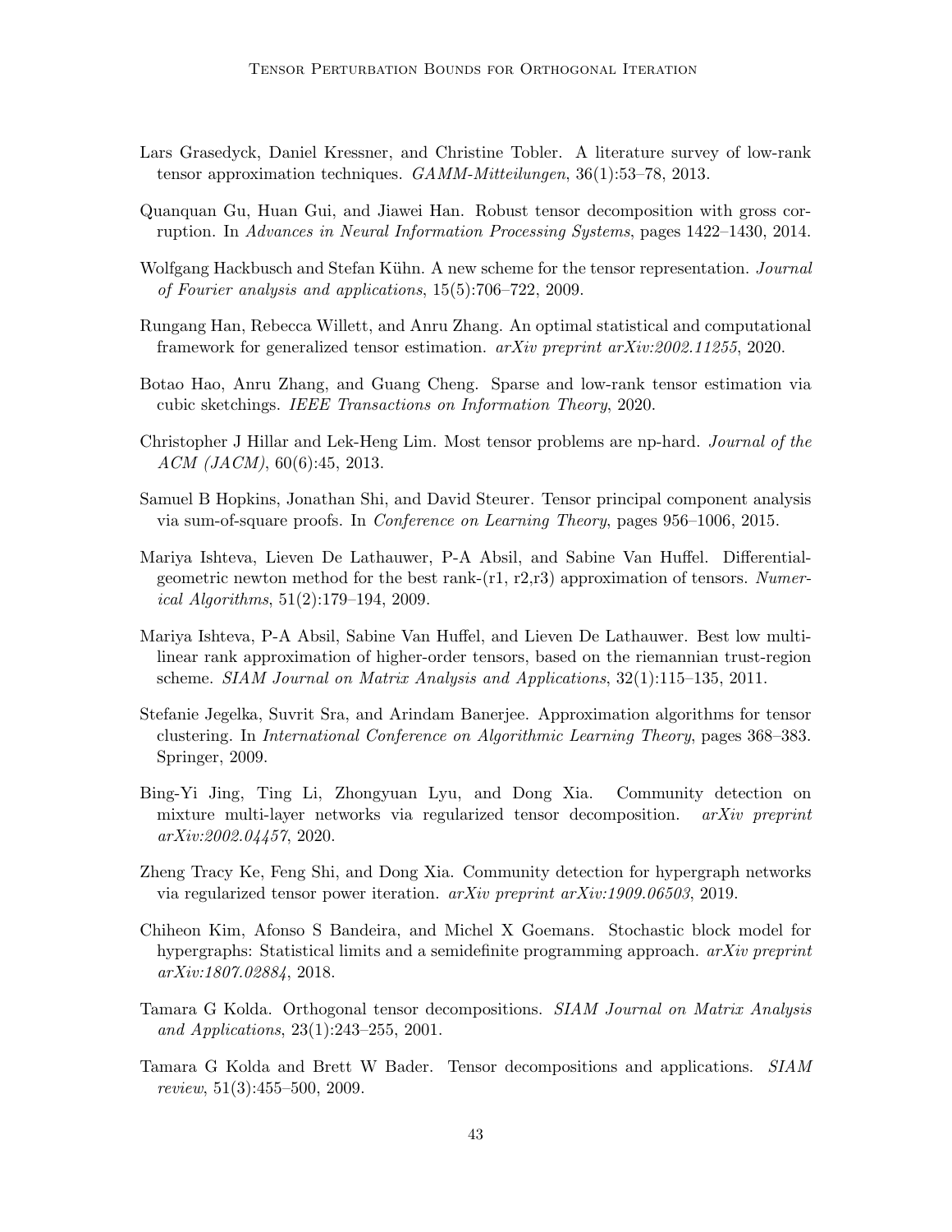Lars Grasedyck, Daniel Kressner, and Christine Tobler. A literature survey of low-rank tensor approximation techniques. *GAMM-Mitteilungen*, 36(1):53–78, 2013.

Quanquan Gu, Huan Gui, and Jiawei Han. Robust tensor decomposition with gross corruption. In *Advances in Neural Information Processing Systems*, pages 1422–1430, 2014.

Wolfgang Hackbusch and Stefan Kühn. A new scheme for the tensor representation. *Journal of Fourier analysis and applications*, 15(5):706–722, 2009.

Rungang Han, Rebecca Willett, and Anru Zhang. An optimal statistical and computational framework for generalized tensor estimation. *arXiv preprint arXiv:2002.11255*, 2020.

Botao Hao, Anru Zhang, and Guang Cheng. Sparse and low-rank tensor estimation via cubic sketchings. *IEEE Transactions on Information Theory*, 2020.

Christopher J Hillar and Lek-Heng Lim. Most tensor problems are np-hard. *Journal of the ACM (JACM)*, 60(6):45, 2013.

Samuel B Hopkins, Jonathan Shi, and David Steurer. Tensor principal component analysis via sum-of-square proofs. In *Conference on Learning Theory*, pages 956–1006, 2015.

Mariya Ishteva, Lieven De Lathauwer, P-A Absil, and Sabine Van Huffel. Differential-geometric newton method for the best rank-(r1, r2,r3) approximation of tensors. *Numerical Algorithms*, 51(2):179–194, 2009.

Mariya Ishteva, P-A Absil, Sabine Van Huffel, and Lieven De Lathauwer. Best low multilinear rank approximation of higher-order tensors, based on the riemannian trust-region scheme. *SIAM Journal on Matrix Analysis and Applications*, 32(1):115–135, 2011.

Stefanie Jegelka, Suvrit Sra, and Arindam Banerjee. Approximation algorithms for tensor clustering. In *International Conference on Algorithmic Learning Theory*, pages 368–383. Springer, 2009.

Bing-Yi Jing, Ting Li, Zhongyuan Lyu, and Dong Xia. Community detection on mixture multi-layer networks via regularized tensor decomposition. *arXiv preprint arXiv:2002.04457*, 2020.

Zheng Tracy Ke, Feng Shi, and Dong Xia. Community detection for hypergraph networks via regularized tensor power iteration. *arXiv preprint arXiv:1909.06503*, 2019.

Chiheon Kim, Afonso S Bandeira, and Michel X Goemans. Stochastic block model for hypergraphs: Statistical limits and a semidefinite programming approach. *arXiv preprint arXiv:1807.02884*, 2018.

Tamara G Kolda. Orthogonal tensor decompositions. *SIAM Journal on Matrix Analysis and Applications*, 23(1):243–255, 2001.

Tamara G Kolda and Brett W Bader. Tensor decompositions and applications. *SIAM review*, 51(3):455–500, 2009.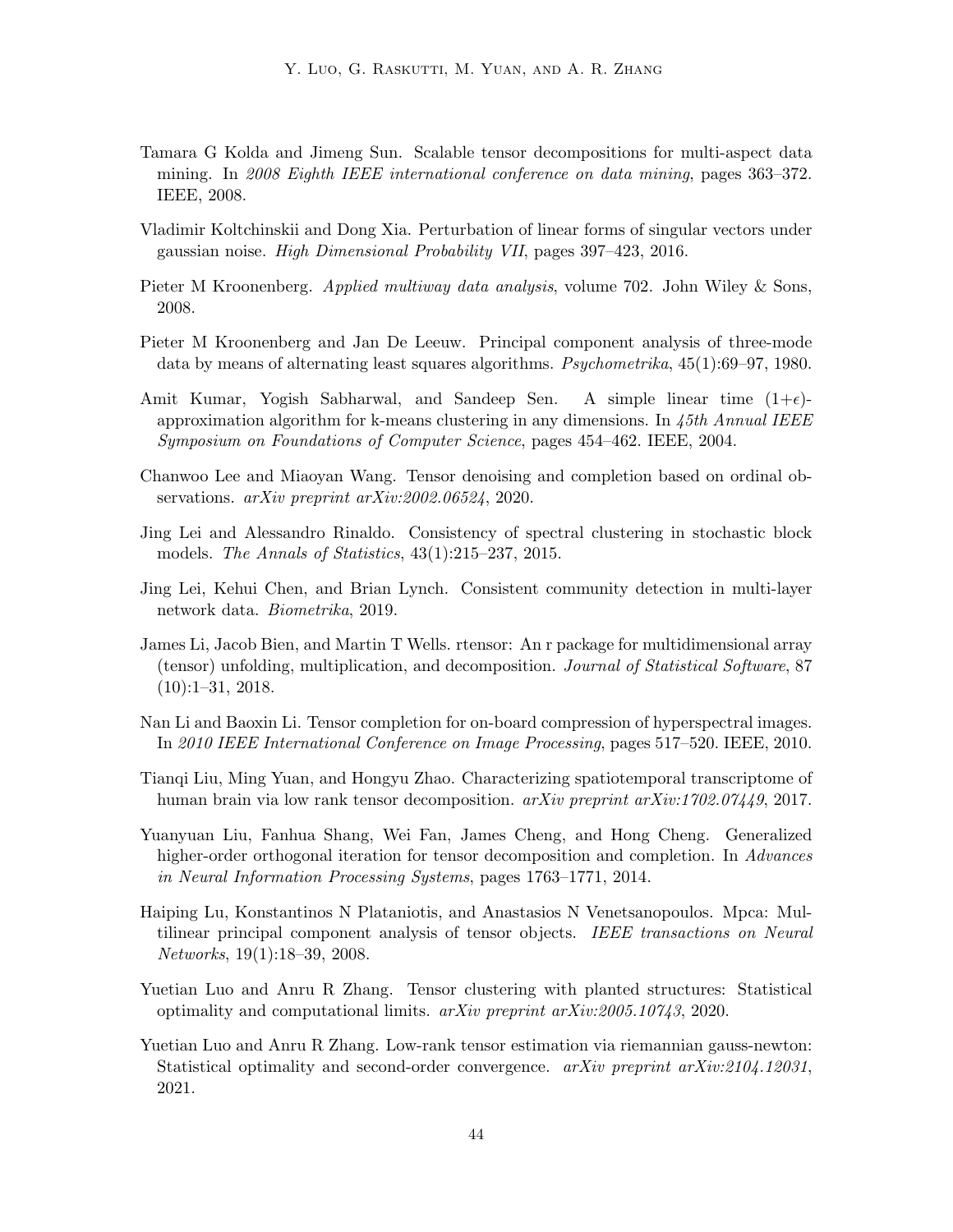Tamara G Kolda and Jimeng Sun. Scalable tensor decompositions for multi-aspect data mining. In *2008 Eighth IEEE international conference on data mining*, pages 363–372. IEEE, 2008.

Vladimir Koltchinskii and Dong Xia. Perturbation of linear forms of singular vectors under gaussian noise. *High Dimensional Probability VII*, pages 397–423, 2016.

Pieter M Kroonenberg. *Applied multiway data analysis*, volume 702. John Wiley & Sons, 2008.

Pieter M Kroonenberg and Jan De Leeuw. Principal component analysis of three-mode data by means of alternating least squares algorithms. *Psychometrika*, 45(1):69–97, 1980.

Amit Kumar, Yogish Sabharwal, and Sandeep Sen. A simple linear time $(1+\epsilon)$-approximation algorithm for k-means clustering in any dimensions. In *45th Annual IEEE Symposium on Foundations of Computer Science*, pages 454–462. IEEE, 2004.

Chanwoo Lee and Miaoyan Wang. Tensor denoising and completion based on ordinal observations. *arXiv preprint arXiv:2002.06524*, 2020.

Jing Lei and Alessandro Rinaldo. Consistency of spectral clustering in stochastic block models. *The Annals of Statistics*, 43(1):215–237, 2015.

Jing Lei, Kehui Chen, and Brian Lynch. Consistent community detection in multi-layer network data. *Biometrika*, 2019.

James Li, Jacob Bien, and Martin T Wells. rtensor: An r package for multidimensional array (tensor) unfolding, multiplication, and decomposition. *Journal of Statistical Software*, 87 (10):1–31, 2018.

Nan Li and Baoxin Li. Tensor completion for on-board compression of hyperspectral images. In *2010 IEEE International Conference on Image Processing*, pages 517–520. IEEE, 2010.

Tianqi Liu, Ming Yuan, and Hongyu Zhao. Characterizing spatiotemporal transcriptome of human brain via low rank tensor decomposition. *arXiv preprint arXiv:1702.07449*, 2017.

Yuanyuan Liu, Fanhua Shang, Wei Fan, James Cheng, and Hong Cheng. Generalized higher-order orthogonal iteration for tensor decomposition and completion. In *Advances in Neural Information Processing Systems*, pages 1763–1771, 2014.

Haiping Lu, Konstantinos N Plataniotis, and Anastasios N Venetsanopoulos. Mpca: Multilinear principal component analysis of tensor objects. *IEEE transactions on Neural Networks*, 19(1):18–39, 2008.

Yuetian Luo and Anru R Zhang. Tensor clustering with planted structures: Statistical optimality and computational limits. *arXiv preprint arXiv:2005.10743*, 2020.

Yuetian Luo and Anru R Zhang. Low-rank tensor estimation via riemannian gauss-newton: Statistical optimality and second-order convergence. *arXiv preprint arXiv:2104.12031*, 2021.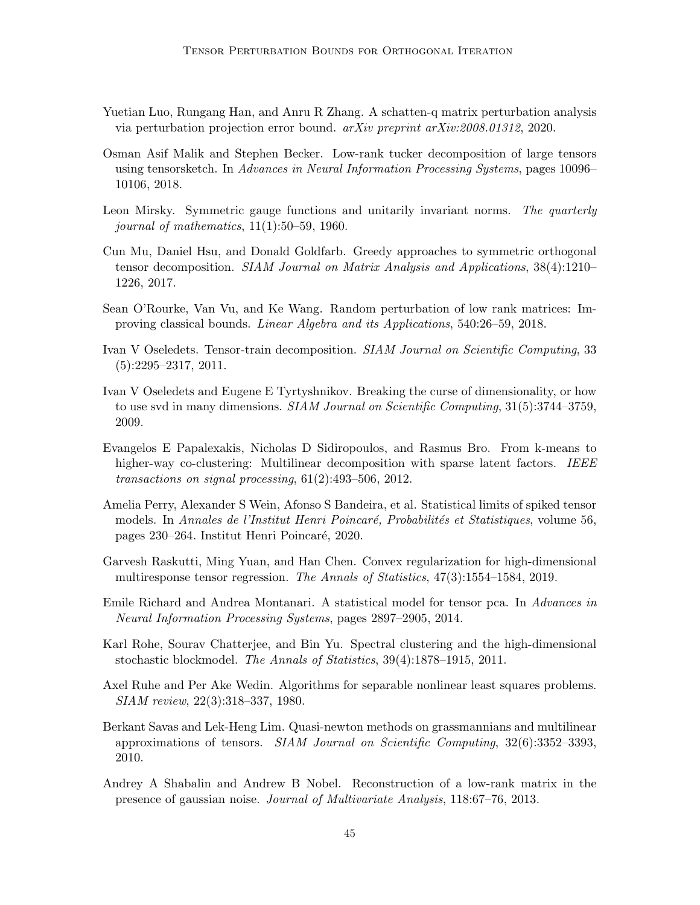Yuetian Luo, Rungang Han, and Anru R Zhang. A schatten-q matrix perturbation analysis via perturbation projection error bound. *arXiv preprint arXiv:2008.01312*, 2020.

Osman Asif Malik and Stephen Becker. Low-rank tucker decomposition of large tensors using tensorsketch. In *Advances in Neural Information Processing Systems*, pages 10096–10106, 2018.

Leon Mirsky. Symmetric gauge functions and unitarily invariant norms. *The quarterly journal of mathematics*, 11(1):50–59, 1960.

Cun Mu, Daniel Hsu, and Donald Goldfarb. Greedy approaches to symmetric orthogonal tensor decomposition. *SIAM Journal on Matrix Analysis and Applications*, 38(4):1210–1226, 2017.

Sean O'Rourke, Van Vu, and Ke Wang. Random perturbation of low rank matrices: Improving classical bounds. *Linear Algebra and its Applications*, 540:26–59, 2018.

Ivan V Oseledets. Tensor-train decomposition. *SIAM Journal on Scientific Computing*, 33 (5):2295–2317, 2011.

Ivan V Oseledets and Eugene E Tyrtyshnikov. Breaking the curse of dimensionality, or how to use svd in many dimensions. *SIAM Journal on Scientific Computing*, 31(5):3744–3759, 2009.

Evangelos E Papalexakis, Nicholas D Sidiropoulos, and Rasmus Bro. From k-means to higher-way co-clustering: Multilinear decomposition with sparse latent factors. *IEEE transactions on signal processing*, 61(2):493–506, 2012.

Amelia Perry, Alexander S Wein, Afonso S Bandeira, et al. Statistical limits of spiked tensor models. In *Annales de l'Institut Henri Poincaré, Probabilités et Statistiques*, volume 56, pages 230–264. Institut Henri Poincaré, 2020.

Garvesh Raskutti, Ming Yuan, and Han Chen. Convex regularization for high-dimensional multiresponse tensor regression. *The Annals of Statistics*, 47(3):1554–1584, 2019.

Emile Richard and Andrea Montanari. A statistical model for tensor pca. In *Advances in Neural Information Processing Systems*, pages 2897–2905, 2014.

Karl Rohe, Sourav Chatterjee, and Bin Yu. Spectral clustering and the high-dimensional stochastic blockmodel. *The Annals of Statistics*, 39(4):1878–1915, 2011.

Axel Ruhe and Per Ake Wedin. Algorithms for separable nonlinear least squares problems. *SIAM review*, 22(3):318–337, 1980.

Berkant Savas and Lek-Heng Lim. Quasi-newton methods on grassmannians and multilinear approximations of tensors. *SIAM Journal on Scientific Computing*, 32(6):3352–3393, 2010.

Andrey A Shabalin and Andrew B Nobel. Reconstruction of a low-rank matrix in the presence of gaussian noise. *Journal of Multivariate Analysis*, 118:67–76, 2013.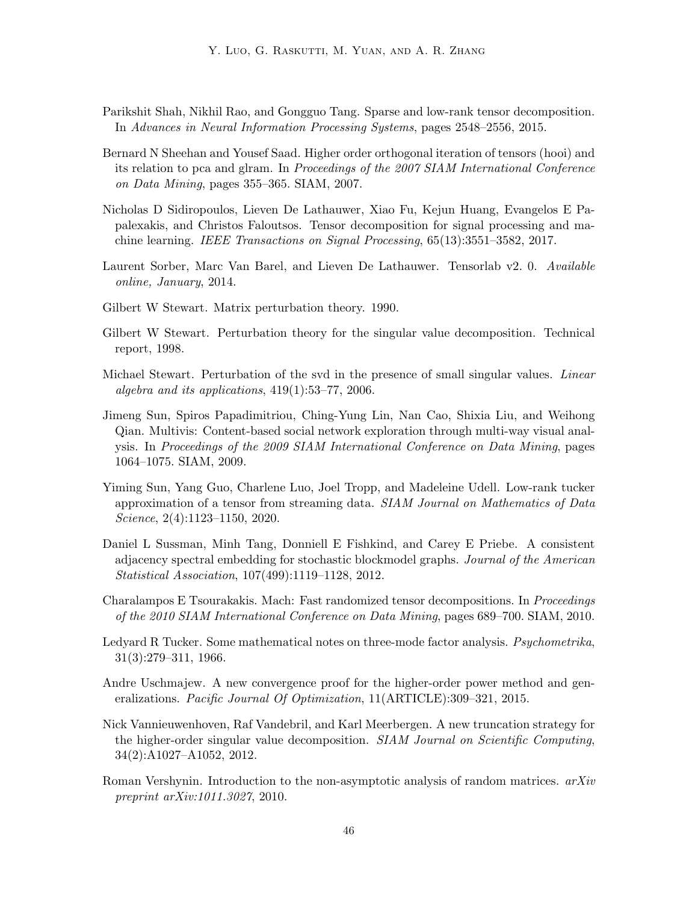Parikshit Shah, Nikhil Rao, and Gongguo Tang. Sparse and low-rank tensor decomposition. In *Advances in Neural Information Processing Systems*, pages 2548–2556, 2015.

Bernard N Sheehan and Yousef Saad. Higher order orthogonal iteration of tensors (hooi) and its relation to pca and glram. In *Proceedings of the 2007 SIAM International Conference on Data Mining*, pages 355–365. SIAM, 2007.

Nicholas D Sidiropoulos, Lieven De Lathauwer, Xiao Fu, Kejun Huang, Evangelos E Papalexakis, and Christos Faloutsos. Tensor decomposition for signal processing and machine learning. *IEEE Transactions on Signal Processing*, 65(13):3551–3582, 2017.

Laurent Sorber, Marc Van Barel, and Lieven De Lathauwer. Tensorlab v2. 0. *Available online, January*, 2014.

Gilbert W Stewart. Matrix perturbation theory. 1990.

Gilbert W Stewart. Perturbation theory for the singular value decomposition. Technical report, 1998.

Michael Stewart. Perturbation of the svd in the presence of small singular values. *Linear algebra and its applications*, 419(1):53–77, 2006.

Jimeng Sun, Spiros Papadimitriou, Ching-Yung Lin, Nan Cao, Shixia Liu, and Weihong Qian. Multivis: Content-based social network exploration through multi-way visual analysis. In *Proceedings of the 2009 SIAM International Conference on Data Mining*, pages 1064–1075. SIAM, 2009.

Yiming Sun, Yang Guo, Charlene Luo, Joel Tropp, and Madeleine Udell. Low-rank tucker approximation of a tensor from streaming data. *SIAM Journal on Mathematics of Data Science*, 2(4):1123–1150, 2020.

Daniel L Sussman, Minh Tang, Donniell E Fishkind, and Carey E Priebe. A consistent adjacency spectral embedding for stochastic blockmodel graphs. *Journal of the American Statistical Association*, 107(499):1119–1128, 2012.

Charalampos E Tsourakakis. Mach: Fast randomized tensor decompositions. In *Proceedings of the 2010 SIAM International Conference on Data Mining*, pages 689–700. SIAM, 2010.

Ledyard R Tucker. Some mathematical notes on three-mode factor analysis. *Psychometrika*, 31(3):279–311, 1966.

Andre Uschmajew. A new convergence proof for the higher-order power method and generalizations. *Pacific Journal Of Optimization*, 11(ARTICLE):309–321, 2015.

Nick Vannieuwenhoven, Raf Vandebril, and Karl Meerbergen. A new truncation strategy for the higher-order singular value decomposition. *SIAM Journal on Scientific Computing*, 34(2):A1027–A1052, 2012.

Roman Vershynin. Introduction to the non-asymptotic analysis of random matrices. *arXiv preprint arXiv:1011.3027*, 2010.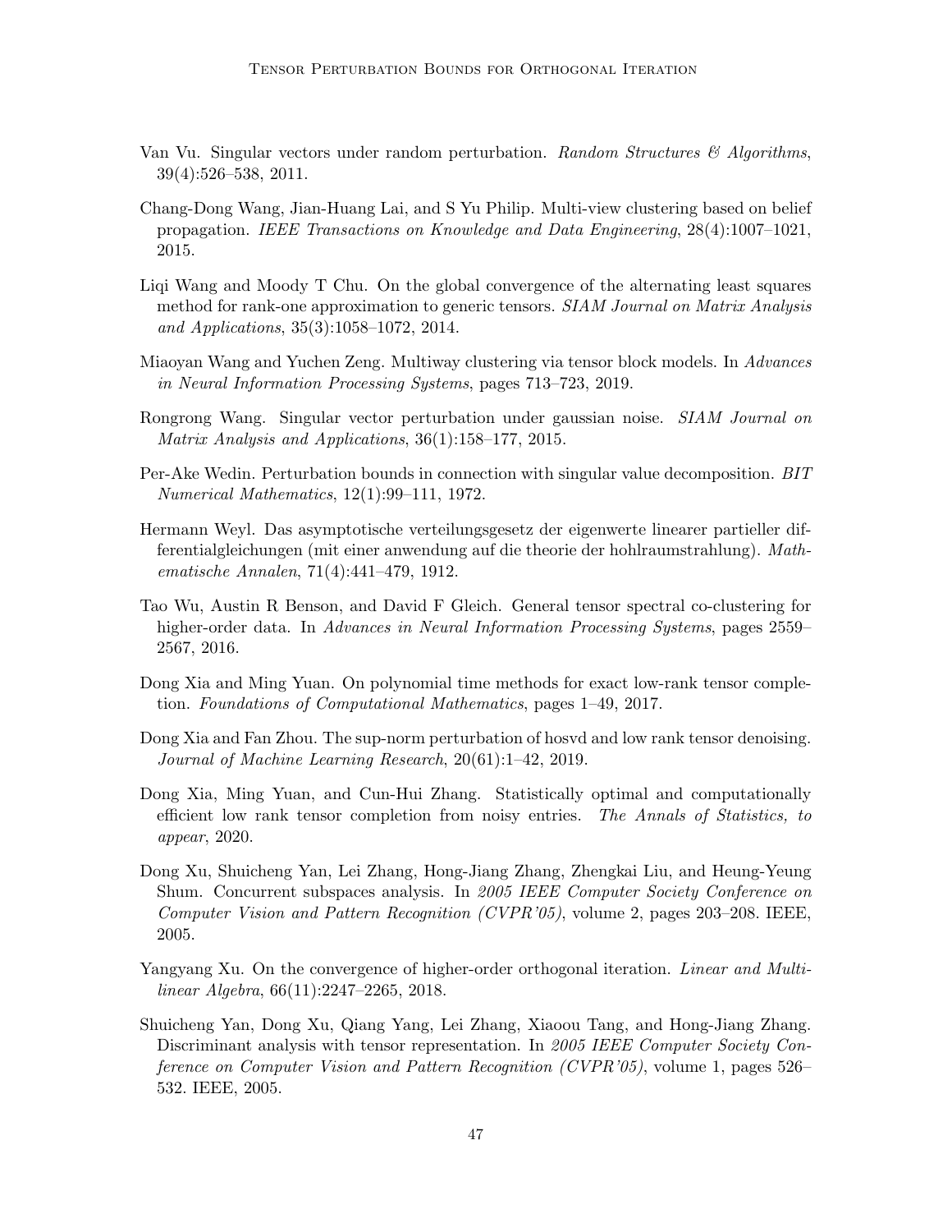Van Vu. Singular vectors under random perturbation. *Random Structures & Algorithms*, 39(4):526–538, 2011.

Chang-Dong Wang, Jian-Huang Lai, and S Yu Philip. Multi-view clustering based on belief propagation. *IEEE Transactions on Knowledge and Data Engineering*, 28(4):1007–1021, 2015.

Liqi Wang and Moody T Chu. On the global convergence of the alternating least squares method for rank-one approximation to generic tensors. *SIAM Journal on Matrix Analysis and Applications*, 35(3):1058–1072, 2014.

Miaoyan Wang and Yuchen Zeng. Multiway clustering via tensor block models. In *Advances in Neural Information Processing Systems*, pages 713–723, 2019.

Rongrong Wang. Singular vector perturbation under gaussian noise. *SIAM Journal on Matrix Analysis and Applications*, 36(1):158–177, 2015.

Per-Ake Wedin. Perturbation bounds in connection with singular value decomposition. *BIT Numerical Mathematics*, 12(1):99–111, 1972.

Hermann Weyl. Das asymptotische verteilungsgesetz der eigenwerte linearer partieller differentialgleichungen (mit einer anwendung auf die theorie der hohlraumstrahlung). *Mathematische Annalen*, 71(4):441–479, 1912.

Tao Wu, Austin R Benson, and David F Gleich. General tensor spectral co-clustering for higher-order data. In *Advances in Neural Information Processing Systems*, pages 2559–2567, 2016.

Dong Xia and Ming Yuan. On polynomial time methods for exact low-rank tensor completion. *Foundations of Computational Mathematics*, pages 1–49, 2017.

Dong Xia and Fan Zhou. The sup-norm perturbation of hosvd and low rank tensor denoising. *Journal of Machine Learning Research*, 20(61):1–42, 2019.

Dong Xia, Ming Yuan, and Cun-Hui Zhang. Statistically optimal and computationally efficient low rank tensor completion from noisy entries. *The Annals of Statistics, to appear*, 2020.

Dong Xu, Shuicheng Yan, Lei Zhang, Hong-Jiang Zhang, Zhengkai Liu, and Heung-Yeung Shum. Concurrent subspaces analysis. In *2005 IEEE Computer Society Conference on Computer Vision and Pattern Recognition (CVPR'05)*, volume 2, pages 203–208. IEEE, 2005.

Yangyang Xu. On the convergence of higher-order orthogonal iteration. *Linear and Multilinear Algebra*, 66(11):2247–2265, 2018.

Shuicheng Yan, Dong Xu, Qiang Yang, Lei Zhang, Xiaoou Tang, and Hong-Jiang Zhang. Discriminant analysis with tensor representation. In *2005 IEEE Computer Society Conference on Computer Vision and Pattern Recognition (CVPR'05)*, volume 1, pages 526–532. IEEE, 2005.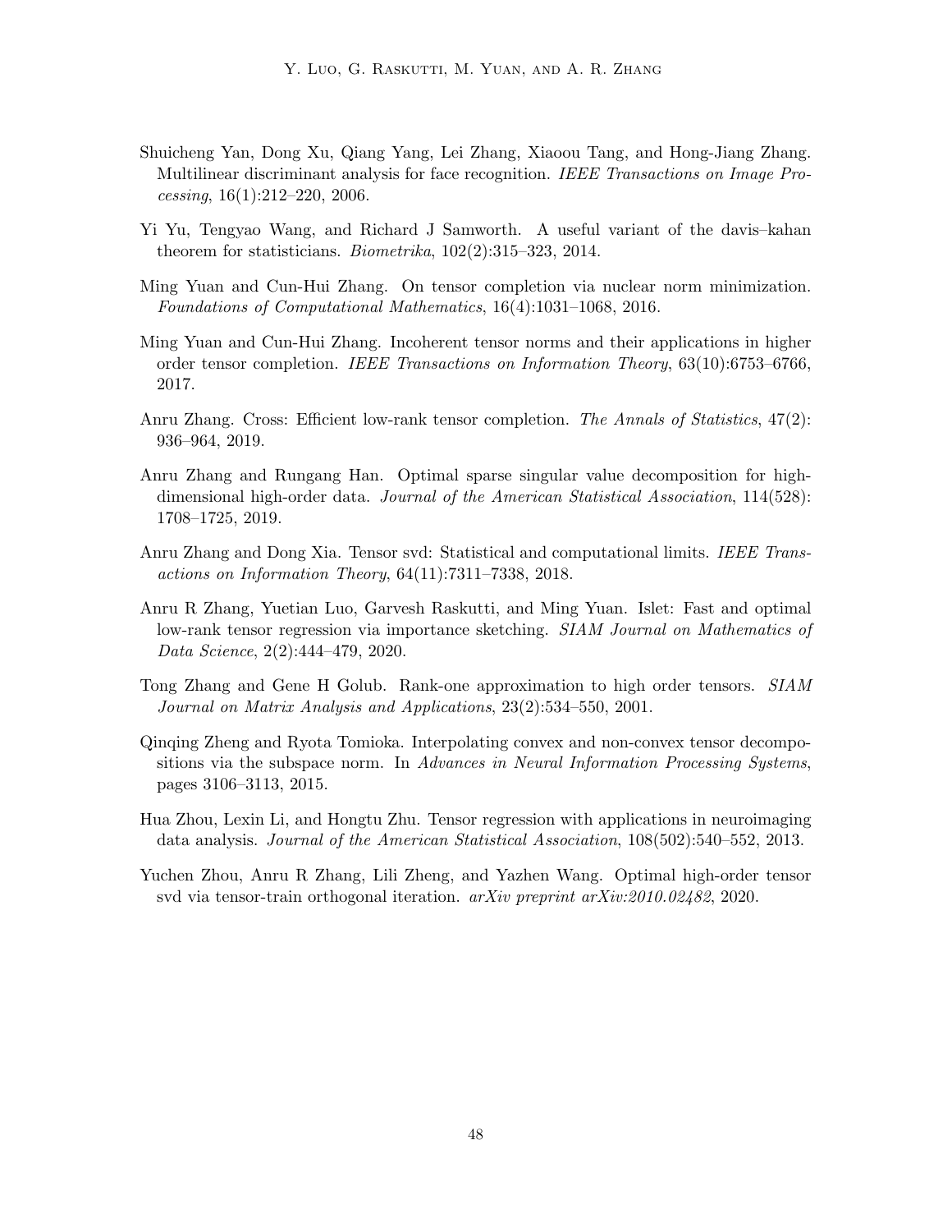Shuicheng Yan, Dong Xu, Qiang Yang, Lei Zhang, Xiaoou Tang, and Hong-Jiang Zhang. Multilinear discriminant analysis for face recognition. *IEEE Transactions on Image Processing*, 16(1):212–220, 2006.

Yi Yu, Tengyao Wang, and Richard J Samworth. A useful variant of the davis–kahan theorem for statisticians. *Biometrika*, 102(2):315–323, 2014.

Ming Yuan and Cun-Hui Zhang. On tensor completion via nuclear norm minimization. *Foundations of Computational Mathematics*, 16(4):1031–1068, 2016.

Ming Yuan and Cun-Hui Zhang. Incoherent tensor norms and their applications in higher order tensor completion. *IEEE Transactions on Information Theory*, 63(10):6753–6766, 2017.

Anru Zhang. Cross: Efficient low-rank tensor completion. *The Annals of Statistics*, 47(2): 936–964, 2019.

Anru Zhang and Rungang Han. Optimal sparse singular value decomposition for high-dimensional high-order data. *Journal of the American Statistical Association*, 114(528): 1708–1725, 2019.

Anru Zhang and Dong Xia. Tensor svd: Statistical and computational limits. *IEEE Transactions on Information Theory*, 64(11):7311–7338, 2018.

Anru R Zhang, Yuetian Luo, Garvesh Raskutti, and Ming Yuan. Islet: Fast and optimal low-rank tensor regression via importance sketching. *SIAM Journal on Mathematics of Data Science*, 2(2):444–479, 2020.

Tong Zhang and Gene H Golub. Rank-one approximation to high order tensors. *SIAM Journal on Matrix Analysis and Applications*, 23(2):534–550, 2001.

Qinqing Zheng and Ryota Tomioka. Interpolating convex and non-convex tensor decompositions via the subspace norm. In *Advances in Neural Information Processing Systems*, pages 3106–3113, 2015.

Hua Zhou, Lexin Li, and Hongtu Zhu. Tensor regression with applications in neuroimaging data analysis. *Journal of the American Statistical Association*, 108(502):540–552, 2013.

Yuchen Zhou, Anru R Zhang, Lili Zheng, and Yazhen Wang. Optimal high-order tensor svd via tensor-train orthogonal iteration. *arXiv preprint arXiv:2010.02482*, 2020.